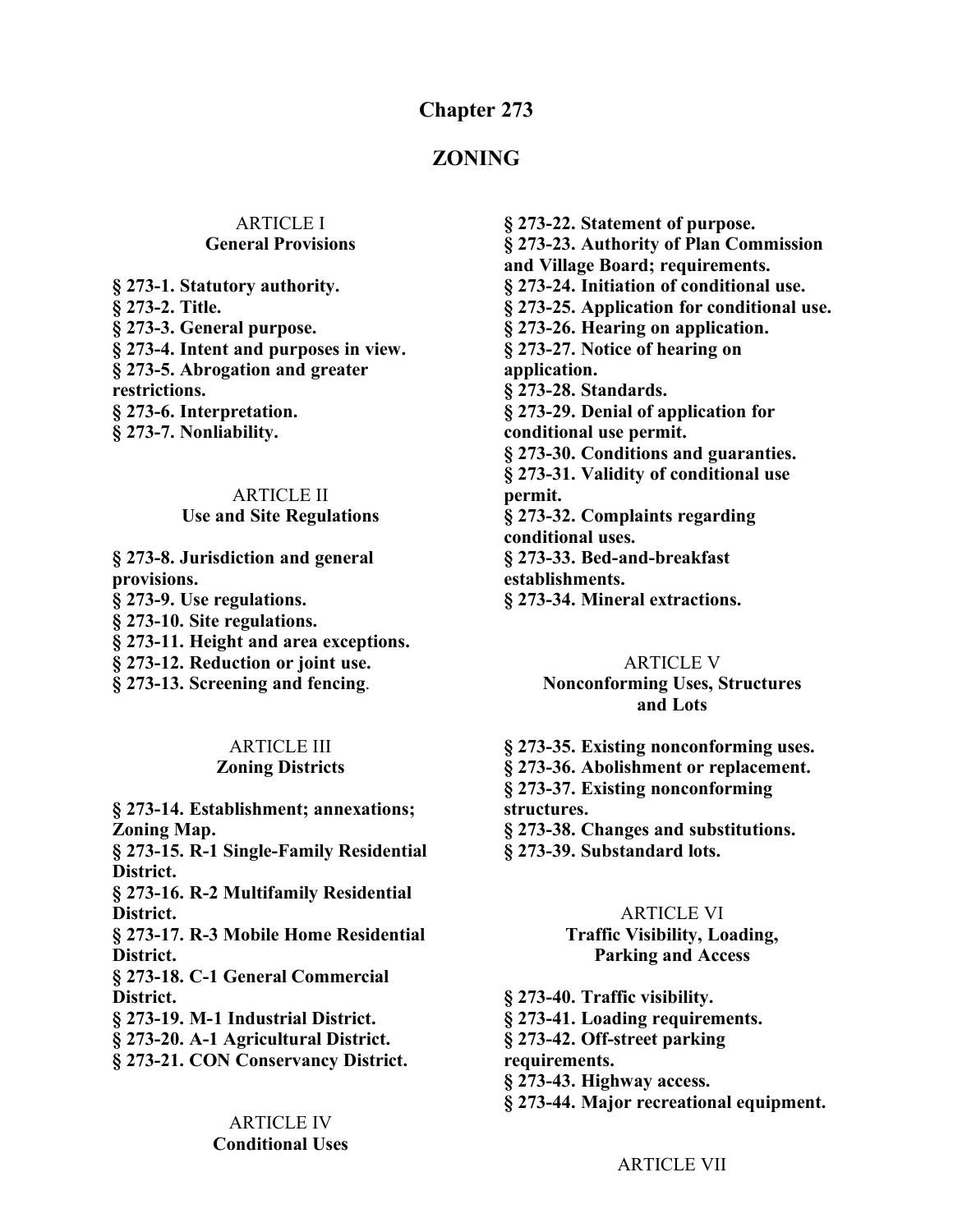# Chapter 273

# ZONING

### ARTICLE I
### General Provisions

**§ 273-1. Statutory authority.**
**§ 273-2. Title.**
**§ 273-3. General purpose.**
**§ 273-4. Intent and purposes in view.**
**§ 273-5. Abrogation and greater restrictions.**
**§ 273-6. Interpretation.**
**§ 273-7. Nonliability.**

### ARTICLE II
### Use and Site Regulations

**§ 273-8. Jurisdiction and general provisions.**
**§ 273-9. Use regulations.**
**§ 273-10. Site regulations.**
**§ 273-11. Height and area exceptions.**
**§ 273-12. Reduction or joint use.**
**§ 273-13. Screening and fencing.**

### ARTICLE III
### Zoning Districts

**§ 273-14. Establishment; annexations; Zoning Map.**
**§ 273-15. R-1 Single-Family Residential District.**
**§ 273-16. R-2 Multifamily Residential District.**
**§ 273-17. R-3 Mobile Home Residential District.**
**§ 273-18. C-1 General Commercial District.**
**§ 273-19. M-1 Industrial District.**
**§ 273-20. A-1 Agricultural District.**
**§ 273-21. CON Conservancy District.**

### ARTICLE IV
### Conditional Uses

**§ 273-22. Statement of purpose.**
**§ 273-23. Authority of Plan Commission and Village Board; requirements.**
**§ 273-24. Initiation of conditional use.**
**§ 273-25. Application for conditional use.**
**§ 273-26. Hearing on application.**
**§ 273-27. Notice of hearing on application.**
**§ 273-28. Standards.**
**§ 273-29. Denial of application for conditional use permit.**
**§ 273-30. Conditions and guaranties.**
**§ 273-31. Validity of conditional use permit.**
**§ 273-32. Complaints regarding conditional uses.**
**§ 273-33. Bed-and-breakfast establishments.**
**§ 273-34. Mineral extractions.**

### ARTICLE V
### Nonconforming Uses, Structures and Lots

**§ 273-35. Existing nonconforming uses.**
**§ 273-36. Abolishment or replacement.**
**§ 273-37. Existing nonconforming structures.**
**§ 273-38. Changes and substitutions.**
**§ 273-39. Substandard lots.**

### ARTICLE VI
### Traffic Visibility, Loading, Parking and Access

**§ 273-40. Traffic visibility.**
**§ 273-41. Loading requirements.**
**§ 273-42. Off-street parking requirements.**
**§ 273-43. Highway access.**
**§ 273-44. Major recreational equipment.**

### ARTICLE VII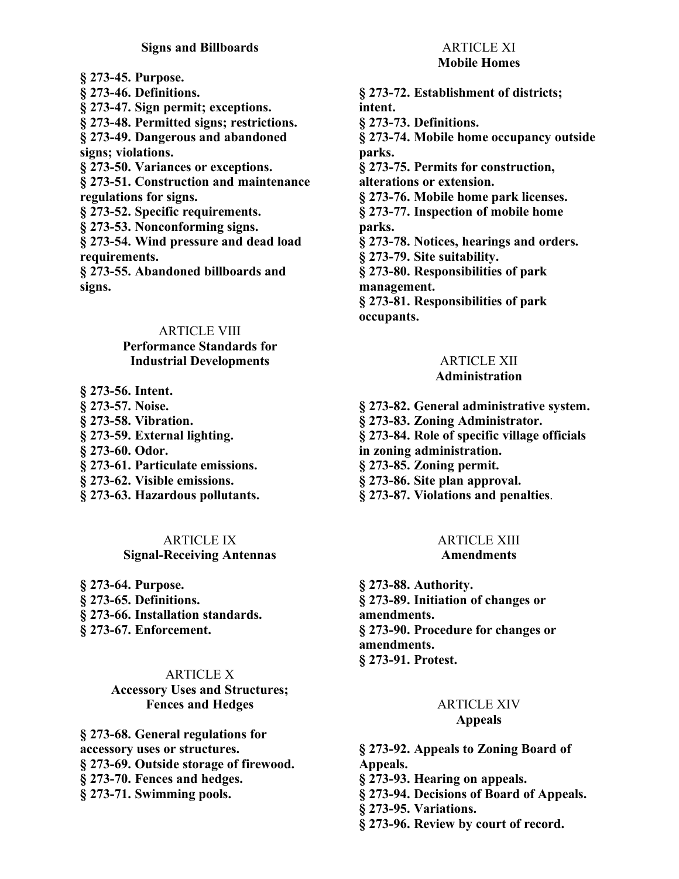## Signs and Billboards

**§ 273-45. Purpose.**
**§ 273-46. Definitions.**
**§ 273-47. Sign permit; exceptions.**
**§ 273-48. Permitted signs; restrictions.**
**§ 273-49. Dangerous and abandoned signs; violations.**
**§ 273-50. Variances or exceptions.**
**§ 273-51. Construction and maintenance regulations for signs.**
**§ 273-52. Specific requirements.**
**§ 273-53. Nonconforming signs.**
**§ 273-54. Wind pressure and dead load requirements.**
**§ 273-55. Abandoned billboards and signs.**

## ARTICLE VIII
## Performance Standards for Industrial Developments

**§ 273-56. Intent.**
**§ 273-57. Noise.**
**§ 273-58. Vibration.**
**§ 273-59. External lighting.**
**§ 273-60. Odor.**
**§ 273-61. Particulate emissions.**
**§ 273-62. Visible emissions.**
**§ 273-63. Hazardous pollutants.**

## ARTICLE IX
## Signal-Receiving Antennas

**§ 273-64. Purpose.**
**§ 273-65. Definitions.**
**§ 273-66. Installation standards.**
**§ 273-67. Enforcement.**

## ARTICLE X
## Accessory Uses and Structures; Fences and Hedges

**§ 273-68. General regulations for accessory uses or structures.**
**§ 273-69. Outside storage of firewood.**
**§ 273-70. Fences and hedges.**
**§ 273-71. Swimming pools.**

## ARTICLE XI
## Mobile Homes

**§ 273-72. Establishment of districts; intent.**
**§ 273-73. Definitions.**
**§ 273-74. Mobile home occupancy outside parks.**
**§ 273-75. Permits for construction, alterations or extension.**
**§ 273-76. Mobile home park licenses.**
**§ 273-77. Inspection of mobile home parks.**
**§ 273-78. Notices, hearings and orders.**
**§ 273-79. Site suitability.**
**§ 273-80. Responsibilities of park management.**
**§ 273-81. Responsibilities of park occupants.**

## ARTICLE XII
## Administration

**§ 273-82. General administrative system.**
**§ 273-83. Zoning Administrator.**
**§ 273-84. Role of specific village officials in zoning administration.**
**§ 273-85. Zoning permit.**
**§ 273-86. Site plan approval.**
**§ 273-87. Violations and penalties**.

## ARTICLE XIII
## Amendments

**§ 273-88. Authority.**
**§ 273-89. Initiation of changes or amendments.**
**§ 273-90. Procedure for changes or amendments.**
**§ 273-91. Protest.**

## ARTICLE XIV
## Appeals

**§ 273-92. Appeals to Zoning Board of Appeals.**
**§ 273-93. Hearing on appeals.**
**§ 273-94. Decisions of Board of Appeals.**
**§ 273-95. Variations.**
**§ 273-96. Review by court of record.**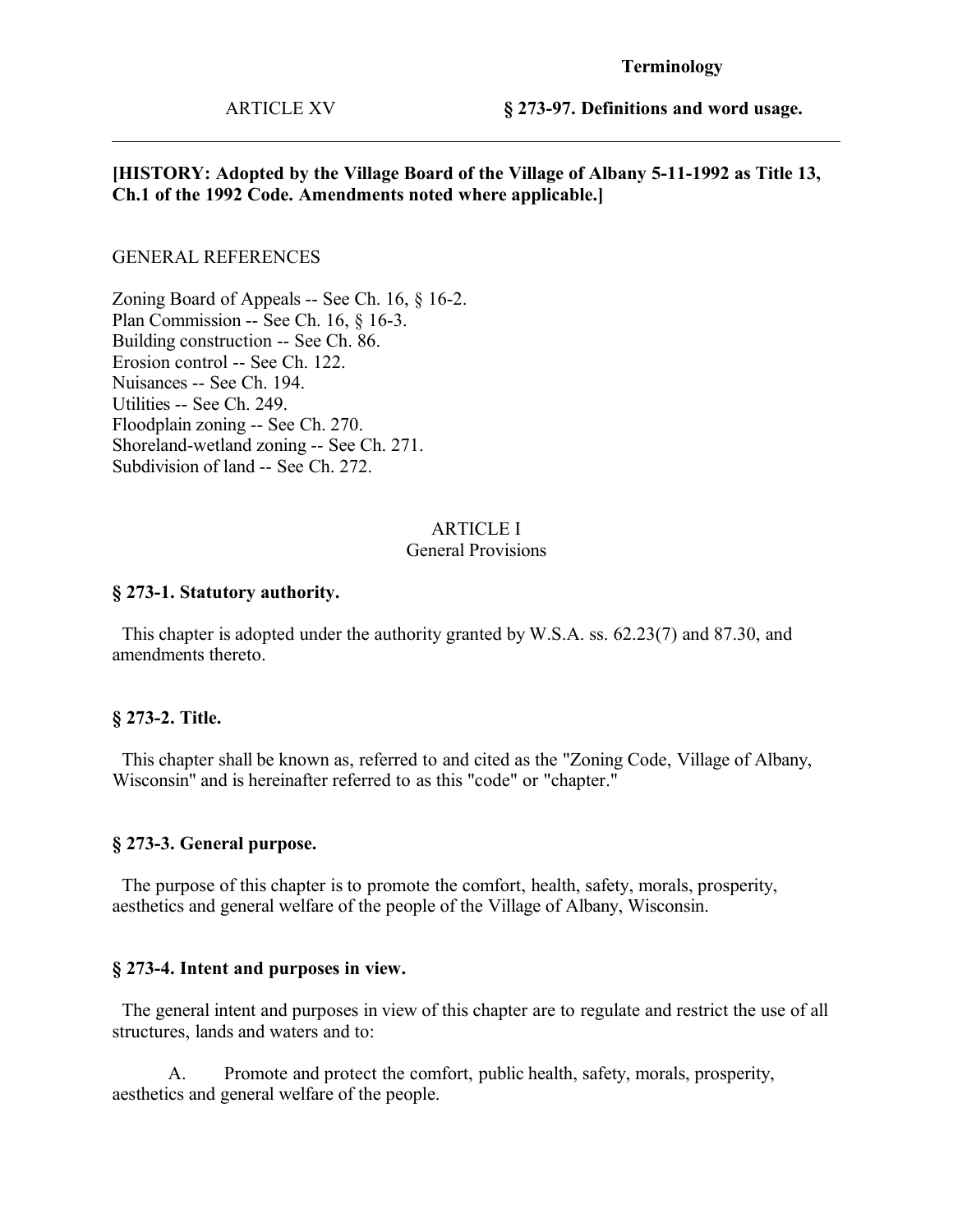**Terminology**

ARTICLE XV **§ 273-97. Definitions and word usage.**

**[HISTORY: Adopted by the Village Board of the Village of Albany 5-11-1992 as Title 13, Ch.1 of the 1992 Code. Amendments noted where applicable.]**

GENERAL REFERENCES

Zoning Board of Appeals -- See Ch. 16, § 16-2.
Plan Commission -- See Ch. 16, § 16-3.
Building construction -- See Ch. 86.
Erosion control -- See Ch. 122.
Nuisances -- See Ch. 194.
Utilities -- See Ch. 249.
Floodplain zoning -- See Ch. 270.
Shoreland-wetland zoning -- See Ch. 271.
Subdivision of land -- See Ch. 272.

## ARTICLE I
## General Provisions

### § 273-1. Statutory authority.

This chapter is adopted under the authority granted by W.S.A. ss. 62.23(7) and 87.30, and amendments thereto.

### § 273-2. Title.

This chapter shall be known as, referred to and cited as the "Zoning Code, Village of Albany, Wisconsin" and is hereinafter referred to as this "code" or "chapter."

### § 273-3. General purpose.

The purpose of this chapter is to promote the comfort, health, safety, morals, prosperity, aesthetics and general welfare of the people of the Village of Albany, Wisconsin.

### § 273-4. Intent and purposes in view.

The general intent and purposes in view of this chapter are to regulate and restrict the use of all structures, lands and waters and to:

A. Promote and protect the comfort, public health, safety, morals, prosperity, aesthetics and general welfare of the people.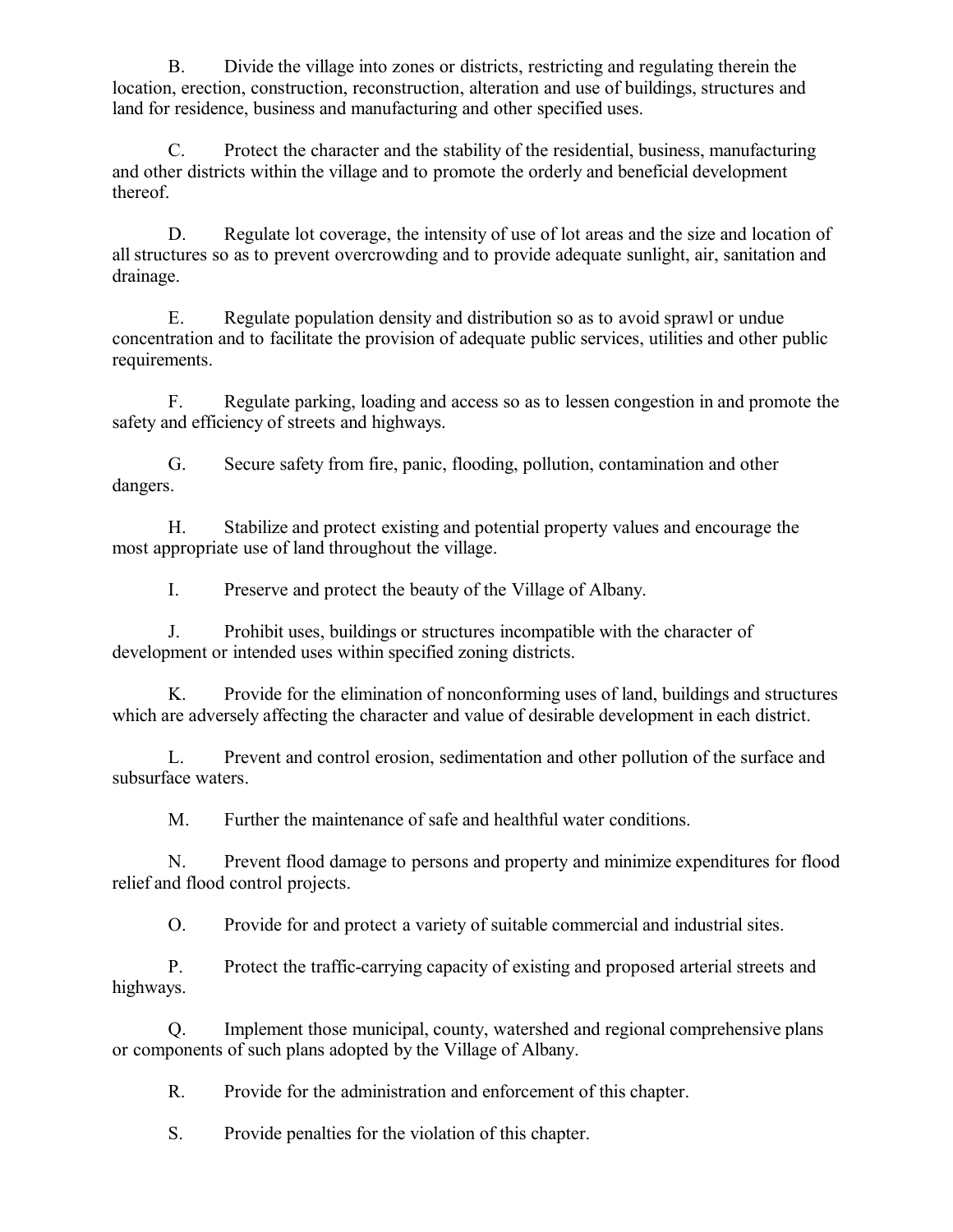B. Divide the village into zones or districts, restricting and regulating therein the location, erection, construction, reconstruction, alteration and use of buildings, structures and land for residence, business and manufacturing and other specified uses.

C. Protect the character and the stability of the residential, business, manufacturing and other districts within the village and to promote the orderly and beneficial development thereof.

D. Regulate lot coverage, the intensity of use of lot areas and the size and location of all structures so as to prevent overcrowding and to provide adequate sunlight, air, sanitation and drainage.

E. Regulate population density and distribution so as to avoid sprawl or undue concentration and to facilitate the provision of adequate public services, utilities and other public requirements.

F. Regulate parking, loading and access so as to lessen congestion in and promote the safety and efficiency of streets and highways.

G. Secure safety from fire, panic, flooding, pollution, contamination and other dangers.

H. Stabilize and protect existing and potential property values and encourage the most appropriate use of land throughout the village.

I. Preserve and protect the beauty of the Village of Albany.

J. Prohibit uses, buildings or structures incompatible with the character of development or intended uses within specified zoning districts.

K. Provide for the elimination of nonconforming uses of land, buildings and structures which are adversely affecting the character and value of desirable development in each district.

L. Prevent and control erosion, sedimentation and other pollution of the surface and subsurface waters.

M. Further the maintenance of safe and healthful water conditions.

N. Prevent flood damage to persons and property and minimize expenditures for flood relief and flood control projects.

O. Provide for and protect a variety of suitable commercial and industrial sites.

P. Protect the traffic-carrying capacity of existing and proposed arterial streets and highways.

Q. Implement those municipal, county, watershed and regional comprehensive plans or components of such plans adopted by the Village of Albany.

R. Provide for the administration and enforcement of this chapter.

S. Provide penalties for the violation of this chapter.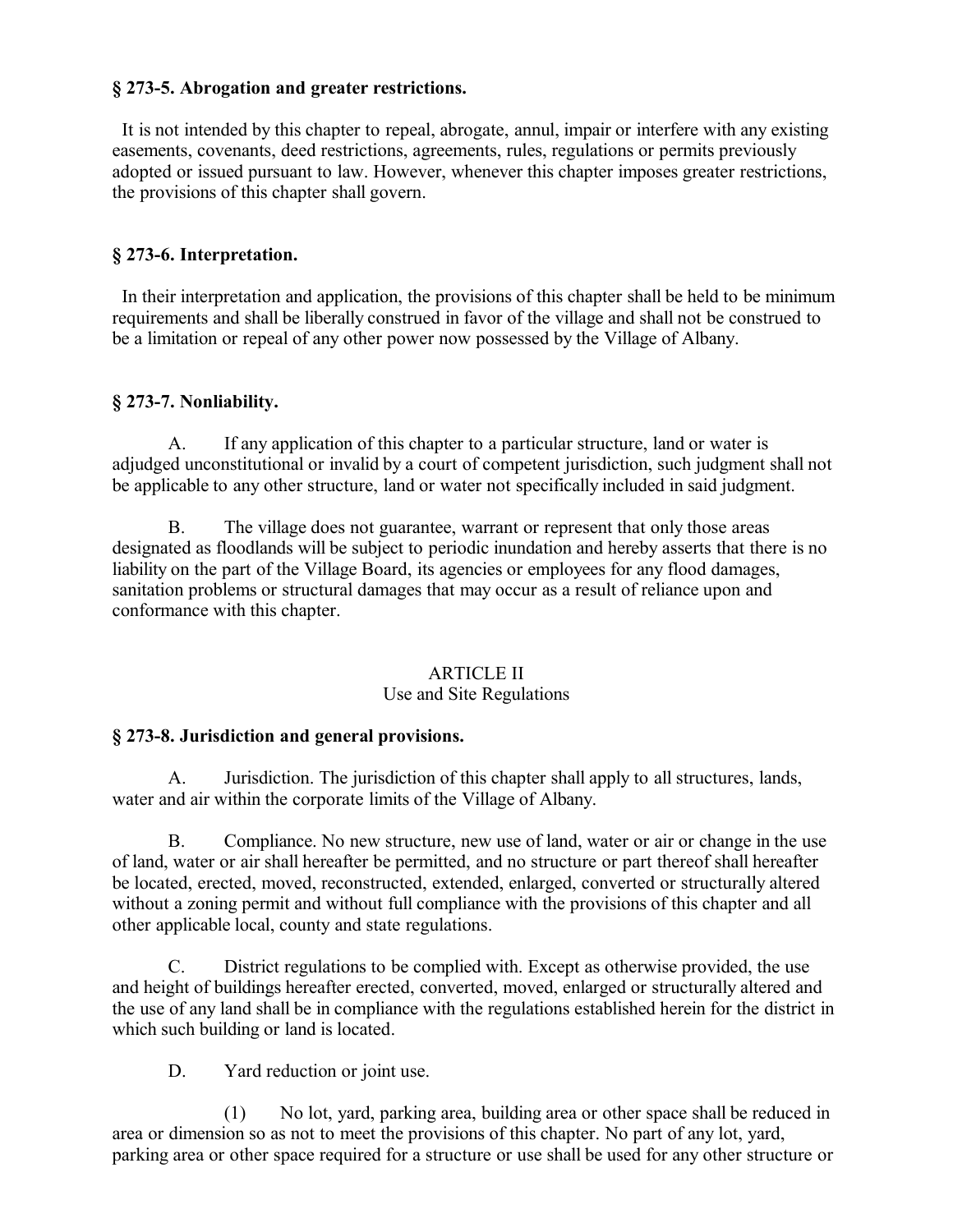### § 273-5. Abrogation and greater restrictions.

It is not intended by this chapter to repeal, abrogate, annul, impair or interfere with any existing easements, covenants, deed restrictions, agreements, rules, regulations or permits previously adopted or issued pursuant to law. However, whenever this chapter imposes greater restrictions, the provisions of this chapter shall govern.

### § 273-6. Interpretation.

In their interpretation and application, the provisions of this chapter shall be held to be minimum requirements and shall be liberally construed in favor of the village and shall not be construed to be a limitation or repeal of any other power now possessed by the Village of Albany.

### § 273-7. Nonliability.

A. If any application of this chapter to a particular structure, land or water is adjudged unconstitutional or invalid by a court of competent jurisdiction, such judgment shall not be applicable to any other structure, land or water not specifically included in said judgment.

B. The village does not guarantee, warrant or represent that only those areas designated as floodlands will be subject to periodic inundation and hereby asserts that there is no liability on the part of the Village Board, its agencies or employees for any flood damages, sanitation problems or structural damages that may occur as a result of reliance upon and conformance with this chapter.

## ARTICLE II
## Use and Site Regulations

### § 273-8. Jurisdiction and general provisions.

A. Jurisdiction. The jurisdiction of this chapter shall apply to all structures, lands, water and air within the corporate limits of the Village of Albany.

B. Compliance. No new structure, new use of land, water or air or change in the use of land, water or air shall hereafter be permitted, and no structure or part thereof shall hereafter be located, erected, moved, reconstructed, extended, enlarged, converted or structurally altered without a zoning permit and without full compliance with the provisions of this chapter and all other applicable local, county and state regulations.

C. District regulations to be complied with. Except as otherwise provided, the use and height of buildings hereafter erected, converted, moved, enlarged or structurally altered and the use of any land shall be in compliance with the regulations established herein for the district in which such building or land is located.

D. Yard reduction or joint use.

(1) No lot, yard, parking area, building area or other space shall be reduced in area or dimension so as not to meet the provisions of this chapter. No part of any lot, yard, parking area or other space required for a structure or use shall be used for any other structure or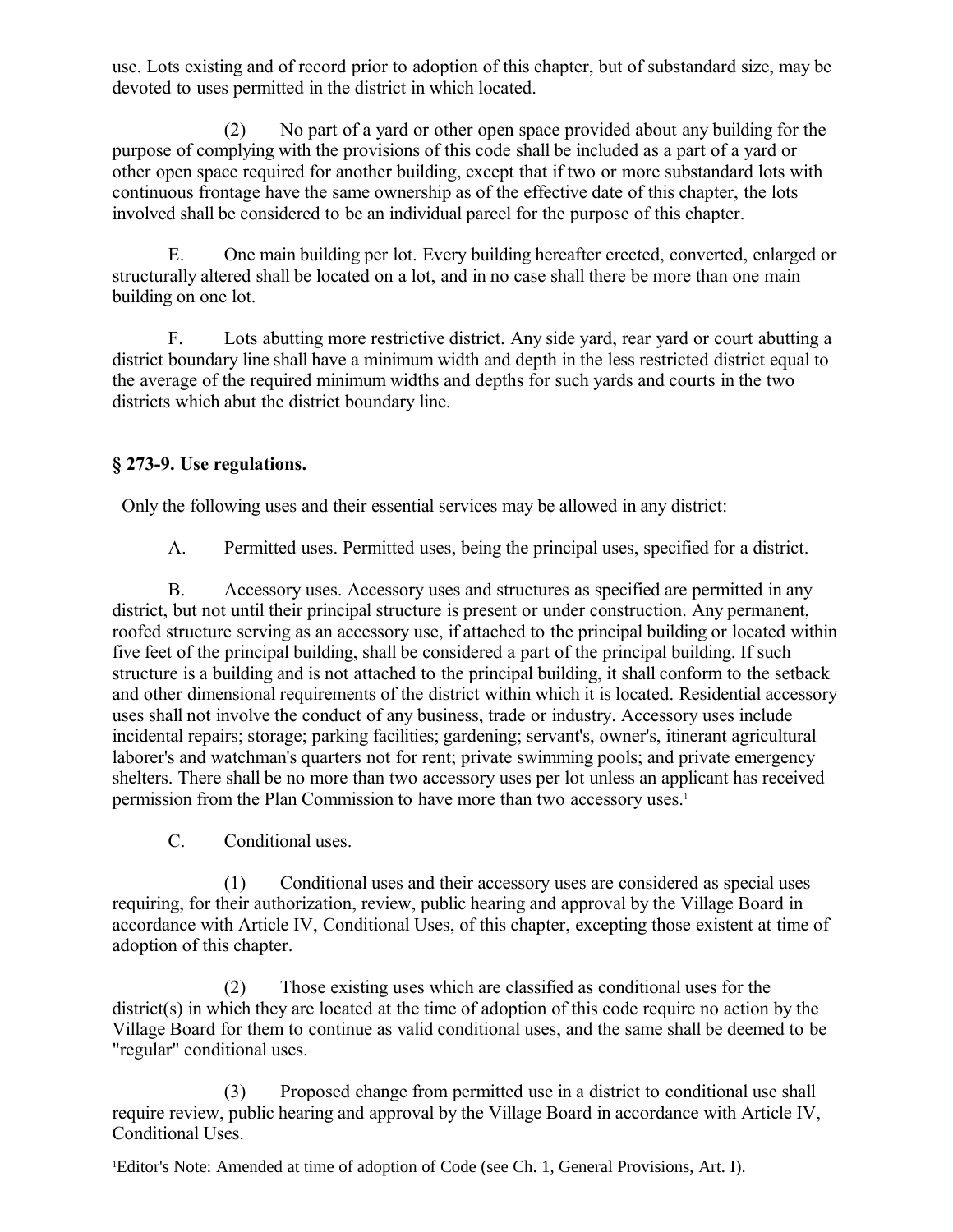use. Lots existing and of record prior to adoption of this chapter, but of substandard size, may be devoted to uses permitted in the district in which located.

(2) No part of a yard or other open space provided about any building for the purpose of complying with the provisions of this code shall be included as a part of a yard or other open space required for another building, except that if two or more substandard lots with continuous frontage have the same ownership as of the effective date of this chapter, the lots involved shall be considered to be an individual parcel for the purpose of this chapter.

E. One main building per lot. Every building hereafter erected, converted, enlarged or structurally altered shall be located on a lot, and in no case shall there be more than one main building on one lot.

F. Lots abutting more restrictive district. Any side yard, rear yard or court abutting a district boundary line shall have a minimum width and depth in the less restricted district equal to the average of the required minimum widths and depths for such yards and courts in the two districts which abut the district boundary line.

### § 273-9. Use regulations.

Only the following uses and their essential services may be allowed in any district:

A. Permitted uses. Permitted uses, being the principal uses, specified for a district.

B. Accessory uses. Accessory uses and structures as specified are permitted in any district, but not until their principal structure is present or under construction. Any permanent, roofed structure serving as an accessory use, if attached to the principal building or located within five feet of the principal building, shall be considered a part of the principal building. If such structure is a building and is not attached to the principal building, it shall conform to the setback and other dimensional requirements of the district within which it is located. Residential accessory uses shall not involve the conduct of any business, trade or industry. Accessory uses include incidental repairs; storage; parking facilities; gardening; servant's, owner's, itinerant agricultural laborer's and watchman's quarters not for rent; private swimming pools; and private emergency shelters. There shall be no more than two accessory uses per lot unless an applicant has received permission from the Plan Commission to have more than two accessory uses.[1]

C. Conditional uses.

(1) Conditional uses and their accessory uses are considered as special uses requiring, for their authorization, review, public hearing and approval by the Village Board in accordance with Article IV, Conditional Uses, of this chapter, excepting those existent at time of adoption of this chapter.

(2) Those existing uses which are classified as conditional uses for the district(s) in which they are located at the time of adoption of this code require no action by the Village Board for them to continue as valid conditional uses, and the same shall be deemed to be "regular" conditional uses.

(3) Proposed change from permitted use in a district to conditional use shall require review, public hearing and approval by the Village Board in accordance with Article IV, Conditional Uses.

[1] Editor's Note: Amended at time of adoption of Code (see Ch. 1, General Provisions, Art. I).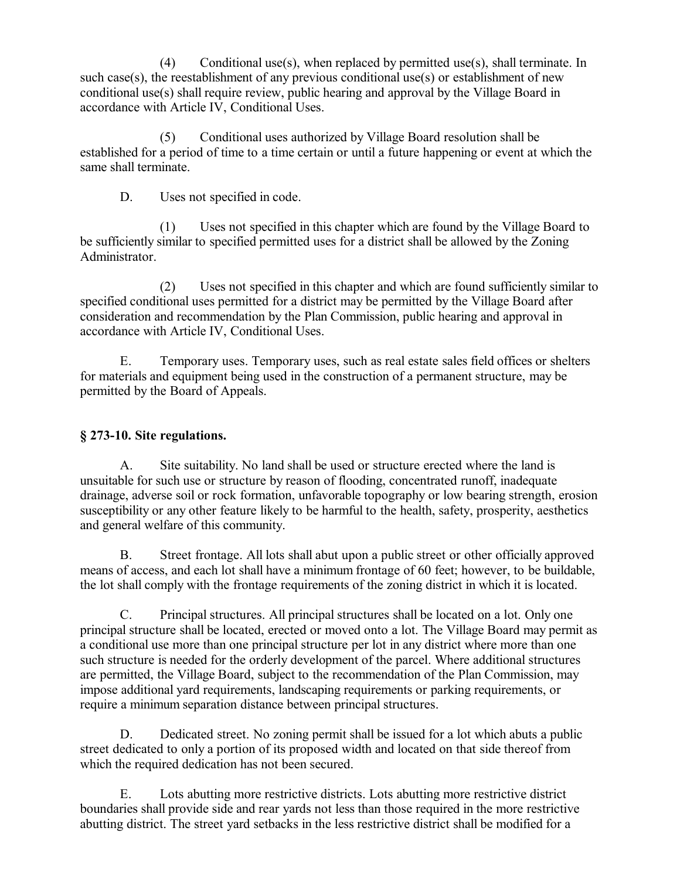(4) Conditional use(s), when replaced by permitted use(s), shall terminate. In such case(s), the reestablishment of any previous conditional use(s) or establishment of new conditional use(s) shall require review, public hearing and approval by the Village Board in accordance with Article IV, Conditional Uses.

(5) Conditional uses authorized by Village Board resolution shall be established for a period of time to a time certain or until a future happening or event at which the same shall terminate.

D. Uses not specified in code.

(1) Uses not specified in this chapter which are found by the Village Board to be sufficiently similar to specified permitted uses for a district shall be allowed by the Zoning Administrator.

(2) Uses not specified in this chapter and which are found sufficiently similar to specified conditional uses permitted for a district may be permitted by the Village Board after consideration and recommendation by the Plan Commission, public hearing and approval in accordance with Article IV, Conditional Uses.

E. Temporary uses. Temporary uses, such as real estate sales field offices or shelters for materials and equipment being used in the construction of a permanent structure, may be permitted by the Board of Appeals.

### § 273-10. Site regulations.

A. Site suitability. No land shall be used or structure erected where the land is unsuitable for such use or structure by reason of flooding, concentrated runoff, inadequate drainage, adverse soil or rock formation, unfavorable topography or low bearing strength, erosion susceptibility or any other feature likely to be harmful to the health, safety, prosperity, aesthetics and general welfare of this community.

B. Street frontage. All lots shall abut upon a public street or other officially approved means of access, and each lot shall have a minimum frontage of 60 feet; however, to be buildable, the lot shall comply with the frontage requirements of the zoning district in which it is located.

C. Principal structures. All principal structures shall be located on a lot. Only one principal structure shall be located, erected or moved onto a lot. The Village Board may permit as a conditional use more than one principal structure per lot in any district where more than one such structure is needed for the orderly development of the parcel. Where additional structures are permitted, the Village Board, subject to the recommendation of the Plan Commission, may impose additional yard requirements, landscaping requirements or parking requirements, or require a minimum separation distance between principal structures.

D. Dedicated street. No zoning permit shall be issued for a lot which abuts a public street dedicated to only a portion of its proposed width and located on that side thereof from which the required dedication has not been secured.

E. Lots abutting more restrictive districts. Lots abutting more restrictive district boundaries shall provide side and rear yards not less than those required in the more restrictive abutting district. The street yard setbacks in the less restrictive district shall be modified for a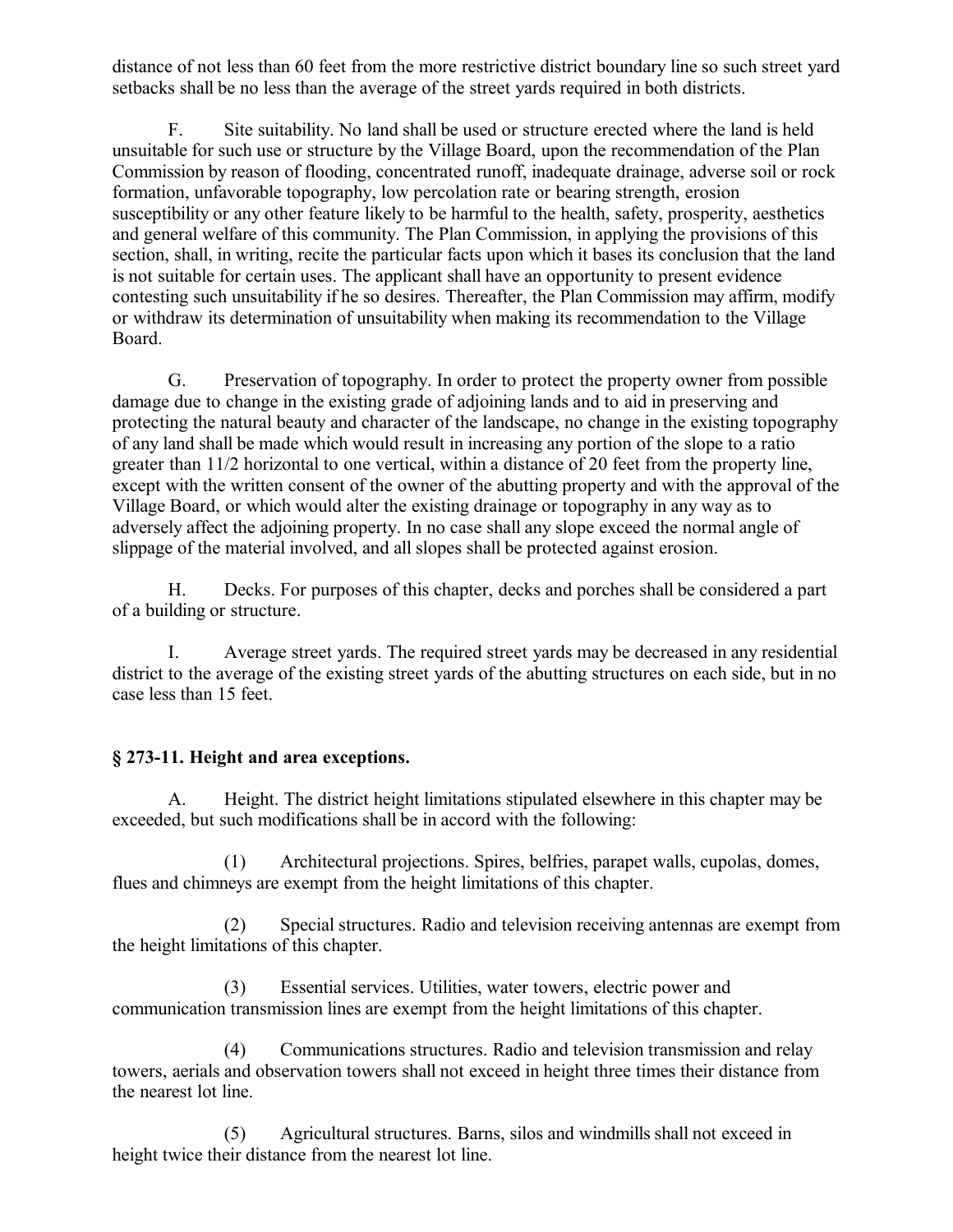distance of not less than 60 feet from the more restrictive district boundary line so such street yard setbacks shall be no less than the average of the street yards required in both districts.

F. Site suitability. No land shall be used or structure erected where the land is held unsuitable for such use or structure by the Village Board, upon the recommendation of the Plan Commission by reason of flooding, concentrated runoff, inadequate drainage, adverse soil or rock formation, unfavorable topography, low percolation rate or bearing strength, erosion susceptibility or any other feature likely to be harmful to the health, safety, prosperity, aesthetics and general welfare of this community. The Plan Commission, in applying the provisions of this section, shall, in writing, recite the particular facts upon which it bases its conclusion that the land is not suitable for certain uses. The applicant shall have an opportunity to present evidence contesting such unsuitability if he so desires. Thereafter, the Plan Commission may affirm, modify or withdraw its determination of unsuitability when making its recommendation to the Village Board.

G. Preservation of topography. In order to protect the property owner from possible damage due to change in the existing grade of adjoining lands and to aid in preserving and protecting the natural beauty and character of the landscape, no change in the existing topography of any land shall be made which would result in increasing any portion of the slope to a ratio greater than 11/2 horizontal to one vertical, within a distance of 20 feet from the property line, except with the written consent of the owner of the abutting property and with the approval of the Village Board, or which would alter the existing drainage or topography in any way as to adversely affect the adjoining property. In no case shall any slope exceed the normal angle of slippage of the material involved, and all slopes shall be protected against erosion.

H. Decks. For purposes of this chapter, decks and porches shall be considered a part of a building or structure.

I. Average street yards. The required street yards may be decreased in any residential district to the average of the existing street yards of the abutting structures on each side, but in no case less than 15 feet.

### § 273-11. Height and area exceptions.

A. Height. The district height limitations stipulated elsewhere in this chapter may be exceeded, but such modifications shall be in accord with the following:

(1) Architectural projections. Spires, belfries, parapet walls, cupolas, domes, flues and chimneys are exempt from the height limitations of this chapter.

(2) Special structures. Radio and television receiving antennas are exempt from the height limitations of this chapter.

(3) Essential services. Utilities, water towers, electric power and communication transmission lines are exempt from the height limitations of this chapter.

(4) Communications structures. Radio and television transmission and relay towers, aerials and observation towers shall not exceed in height three times their distance from the nearest lot line.

(5) Agricultural structures. Barns, silos and windmills shall not exceed in height twice their distance from the nearest lot line.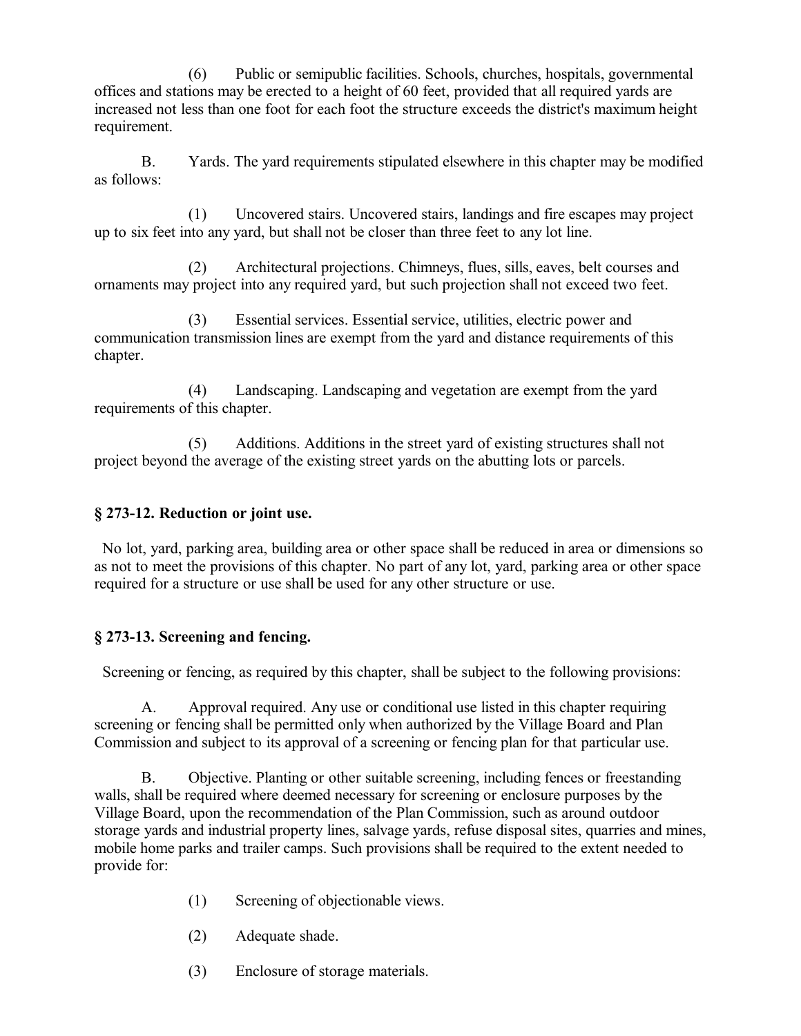(6) Public or semipublic facilities. Schools, churches, hospitals, governmental offices and stations may be erected to a height of 60 feet, provided that all required yards are increased not less than one foot for each foot the structure exceeds the district's maximum height requirement.

B. Yards. The yard requirements stipulated elsewhere in this chapter may be modified as follows:

(1) Uncovered stairs. Uncovered stairs, landings and fire escapes may project up to six feet into any yard, but shall not be closer than three feet to any lot line.

(2) Architectural projections. Chimneys, flues, sills, eaves, belt courses and ornaments may project into any required yard, but such projection shall not exceed two feet.

(3) Essential services. Essential service, utilities, electric power and communication transmission lines are exempt from the yard and distance requirements of this chapter.

(4) Landscaping. Landscaping and vegetation are exempt from the yard requirements of this chapter.

(5) Additions. Additions in the street yard of existing structures shall not project beyond the average of the existing street yards on the abutting lots or parcels.

### § 273-12. Reduction or joint use.

No lot, yard, parking area, building area or other space shall be reduced in area or dimensions so as not to meet the provisions of this chapter. No part of any lot, yard, parking area or other space required for a structure or use shall be used for any other structure or use.

### § 273-13. Screening and fencing.

Screening or fencing, as required by this chapter, shall be subject to the following provisions:

A. Approval required. Any use or conditional use listed in this chapter requiring screening or fencing shall be permitted only when authorized by the Village Board and Plan Commission and subject to its approval of a screening or fencing plan for that particular use.

B. Objective. Planting or other suitable screening, including fences or freestanding walls, shall be required where deemed necessary for screening or enclosure purposes by the Village Board, upon the recommendation of the Plan Commission, such as around outdoor storage yards and industrial property lines, salvage yards, refuse disposal sites, quarries and mines, mobile home parks and trailer camps. Such provisions shall be required to the extent needed to provide for:

(1) Screening of objectionable views.

(2) Adequate shade.

(3) Enclosure of storage materials.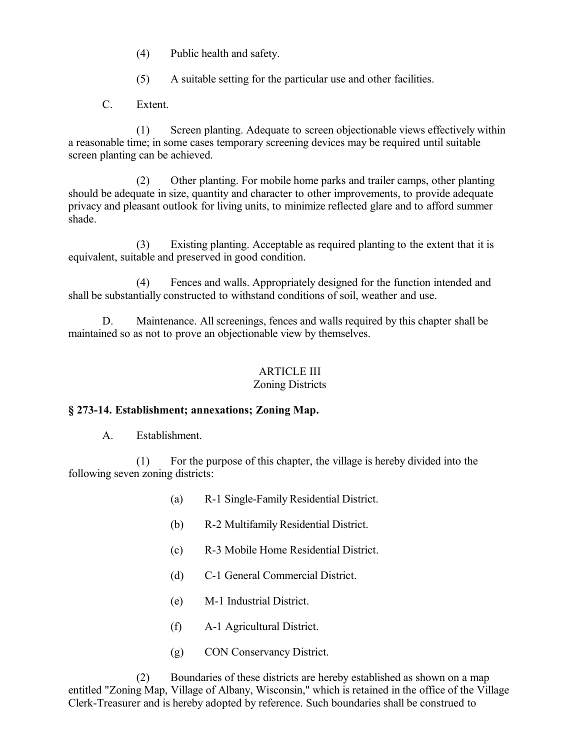(4) Public health and safety.

(5) A suitable setting for the particular use and other facilities.

C. Extent.

(1) Screen planting. Adequate to screen objectionable views effectively within a reasonable time; in some cases temporary screening devices may be required until suitable screen planting can be achieved.

(2) Other planting. For mobile home parks and trailer camps, other planting should be adequate in size, quantity and character to other improvements, to provide adequate privacy and pleasant outlook for living units, to minimize reflected glare and to afford summer shade.

(3) Existing planting. Acceptable as required planting to the extent that it is equivalent, suitable and preserved in good condition.

(4) Fences and walls. Appropriately designed for the function intended and shall be substantially constructed to withstand conditions of soil, weather and use.

D. Maintenance. All screenings, fences and walls required by this chapter shall be maintained so as not to prove an objectionable view by themselves.

## ARTICLE III
## Zoning Districts

### § 273-14. Establishment; annexations; Zoning Map.

A. Establishment.

(1) For the purpose of this chapter, the village is hereby divided into the following seven zoning districts:

(a) R-1 Single-Family Residential District.

(b) R-2 Multifamily Residential District.

(c) R-3 Mobile Home Residential District.

(d) C-1 General Commercial District.

(e) M-1 Industrial District.

(f) A-1 Agricultural District.

(g) CON Conservancy District.

(2) Boundaries of these districts are hereby established as shown on a map entitled "Zoning Map, Village of Albany, Wisconsin," which is retained in the office of the Village Clerk-Treasurer and is hereby adopted by reference. Such boundaries shall be construed to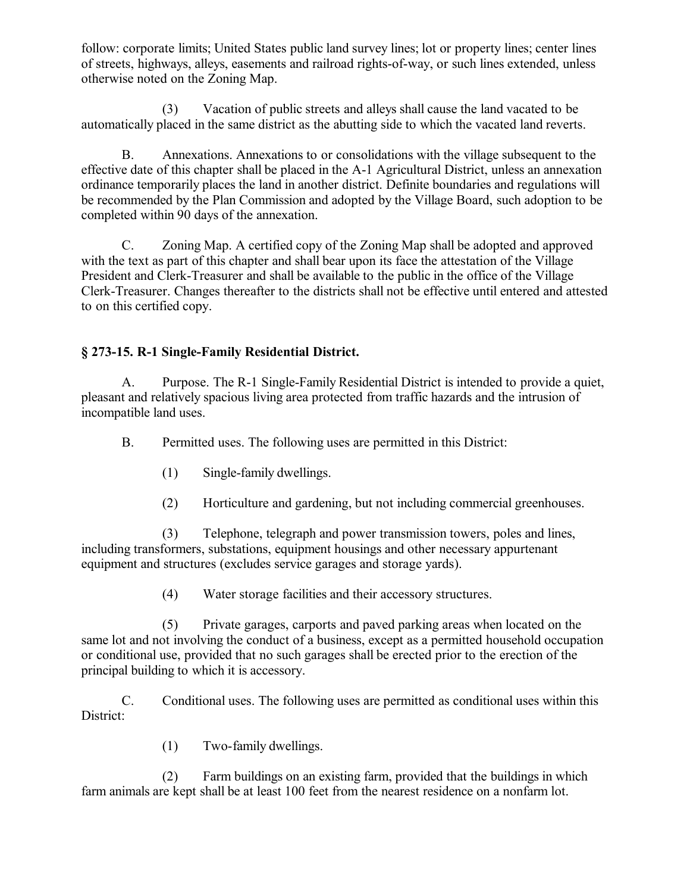follow: corporate limits; United States public land survey lines; lot or property lines; center lines of streets, highways, alleys, easements and railroad rights-of-way, or such lines extended, unless otherwise noted on the Zoning Map.

(3) Vacation of public streets and alleys shall cause the land vacated to be automatically placed in the same district as the abutting side to which the vacated land reverts.

B. Annexations. Annexations to or consolidations with the village subsequent to the effective date of this chapter shall be placed in the A-1 Agricultural District, unless an annexation ordinance temporarily places the land in another district. Definite boundaries and regulations will be recommended by the Plan Commission and adopted by the Village Board, such adoption to be completed within 90 days of the annexation.

C. Zoning Map. A certified copy of the Zoning Map shall be adopted and approved with the text as part of this chapter and shall bear upon its face the attestation of the Village President and Clerk-Treasurer and shall be available to the public in the office of the Village Clerk-Treasurer. Changes thereafter to the districts shall not be effective until entered and attested to on this certified copy.

### § 273-15. R-1 Single-Family Residential District.

A. Purpose. The R-1 Single-Family Residential District is intended to provide a quiet, pleasant and relatively spacious living area protected from traffic hazards and the intrusion of incompatible land uses.

B. Permitted uses. The following uses are permitted in this District:

(1) Single-family dwellings.

(2) Horticulture and gardening, but not including commercial greenhouses.

(3) Telephone, telegraph and power transmission towers, poles and lines, including transformers, substations, equipment housings and other necessary appurtenant equipment and structures (excludes service garages and storage yards).

(4) Water storage facilities and their accessory structures.

(5) Private garages, carports and paved parking areas when located on the same lot and not involving the conduct of a business, except as a permitted household occupation or conditional use, provided that no such garages shall be erected prior to the erection of the principal building to which it is accessory.

C. Conditional uses. The following uses are permitted as conditional uses within this District:

(1) Two-family dwellings.

(2) Farm buildings on an existing farm, provided that the buildings in which farm animals are kept shall be at least 100 feet from the nearest residence on a nonfarm lot.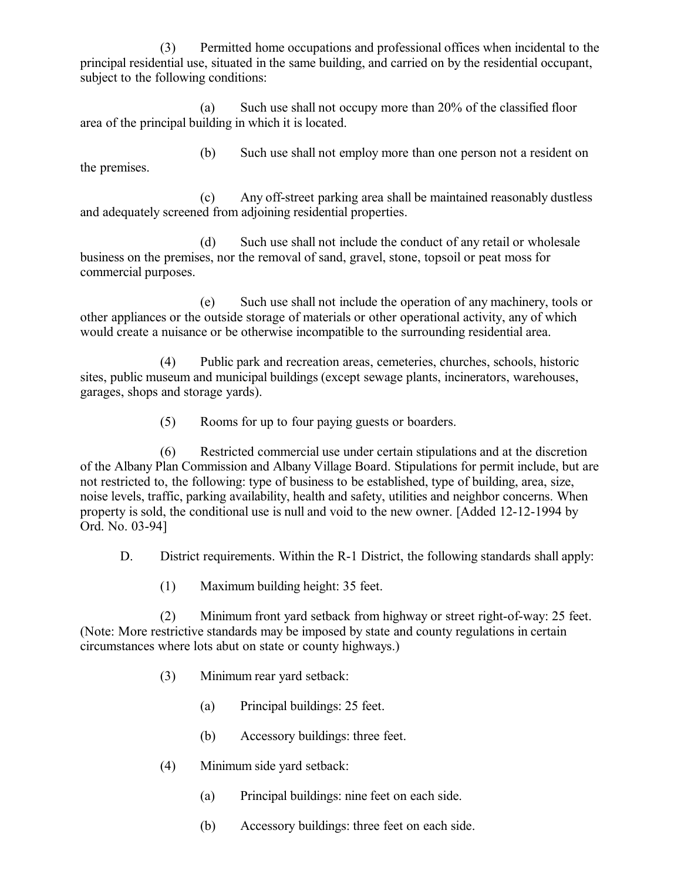(3) Permitted home occupations and professional offices when incidental to the principal residential use, situated in the same building, and carried on by the residential occupant, subject to the following conditions:

(a) Such use shall not occupy more than 20% of the classified floor area of the principal building in which it is located.

(b) Such use shall not employ more than one person not a resident on the premises.

(c) Any off-street parking area shall be maintained reasonably dustless and adequately screened from adjoining residential properties.

(d) Such use shall not include the conduct of any retail or wholesale business on the premises, nor the removal of sand, gravel, stone, topsoil or peat moss for commercial purposes.

(e) Such use shall not include the operation of any machinery, tools or other appliances or the outside storage of materials or other operational activity, any of which would create a nuisance or be otherwise incompatible to the surrounding residential area.

(4) Public park and recreation areas, cemeteries, churches, schools, historic sites, public museum and municipal buildings (except sewage plants, incinerators, warehouses, garages, shops and storage yards).

(5) Rooms for up to four paying guests or boarders.

(6) Restricted commercial use under certain stipulations and at the discretion of the Albany Plan Commission and Albany Village Board. Stipulations for permit include, but are not restricted to, the following: type of business to be established, type of building, area, size, noise levels, traffic, parking availability, health and safety, utilities and neighbor concerns. When property is sold, the conditional use is null and void to the new owner. [Added 12-12-1994 by Ord. No. 03-94]

D. District requirements. Within the R-1 District, the following standards shall apply:

(1) Maximum building height: 35 feet.

(2) Minimum front yard setback from highway or street right-of-way: 25 feet. (Note: More restrictive standards may be imposed by state and county regulations in certain circumstances where lots abut on state or county highways.)

(3) Minimum rear yard setback:

(a) Principal buildings: 25 feet.

(b) Accessory buildings: three feet.

(4) Minimum side yard setback:

(a) Principal buildings: nine feet on each side.

(b) Accessory buildings: three feet on each side.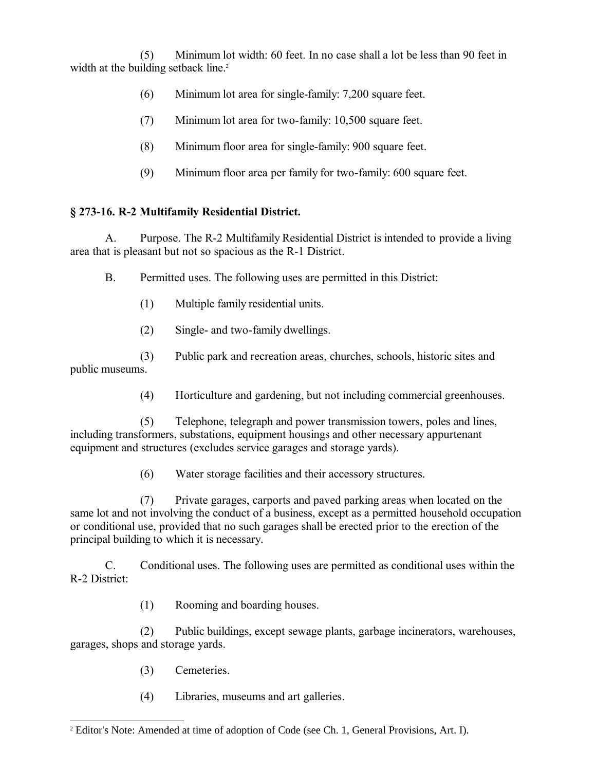(5) Minimum lot width: 60 feet. In no case shall a lot be less than 90 feet in width at the building setback line.[2]

(6) Minimum lot area for single-family: 7,200 square feet.

(7) Minimum lot area for two-family: 10,500 square feet.

(8) Minimum floor area for single-family: 900 square feet.

(9) Minimum floor area per family for two-family: 600 square feet.

### § 273-16. R-2 Multifamily Residential District.

A. Purpose. The R-2 Multifamily Residential District is intended to provide a living area that is pleasant but not so spacious as the R-1 District.

B. Permitted uses. The following uses are permitted in this District:

(1) Multiple family residential units.

(2) Single- and two-family dwellings.

(3) Public park and recreation areas, churches, schools, historic sites and public museums.

(4) Horticulture and gardening, but not including commercial greenhouses.

(5) Telephone, telegraph and power transmission towers, poles and lines, including transformers, substations, equipment housings and other necessary appurtenant equipment and structures (excludes service garages and storage yards).

(6) Water storage facilities and their accessory structures.

(7) Private garages, carports and paved parking areas when located on the same lot and not involving the conduct of a business, except as a permitted household occupation or conditional use, provided that no such garages shall be erected prior to the erection of the principal building to which it is necessary.

C. Conditional uses. The following uses are permitted as conditional uses within the R-2 District:

(1) Rooming and boarding houses.

(2) Public buildings, except sewage plants, garbage incinerators, warehouses, garages, shops and storage yards.

(3) Cemeteries.

(4) Libraries, museums and art galleries.

---

[2] Editor's Note: Amended at time of adoption of Code (see Ch. 1, General Provisions, Art. I).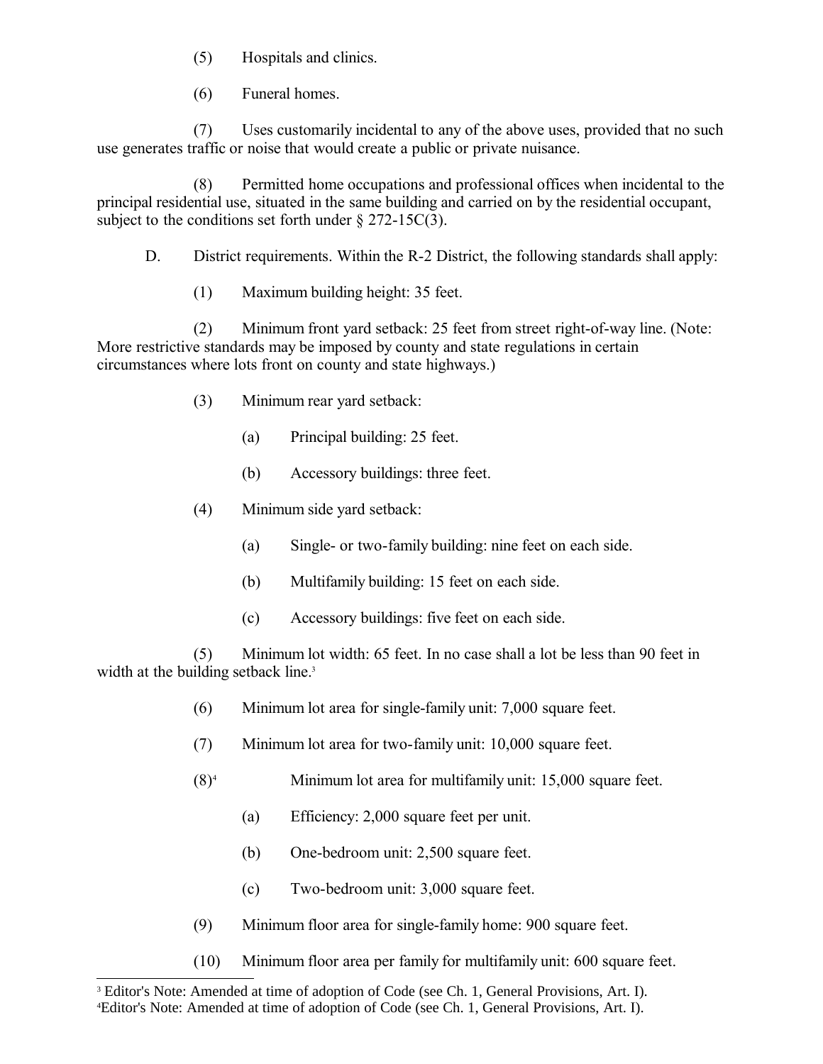(5) Hospitals and clinics.

(6) Funeral homes.

(7) Uses customarily incidental to any of the above uses, provided that no such use generates traffic or noise that would create a public or private nuisance.

(8) Permitted home occupations and professional offices when incidental to the principal residential use, situated in the same building and carried on by the residential occupant, subject to the conditions set forth under § 272-15C(3).

D. District requirements. Within the R-2 District, the following standards shall apply:

(1) Maximum building height: 35 feet.

(2) Minimum front yard setback: 25 feet from street right-of-way line. (Note: More restrictive standards may be imposed by county and state regulations in certain circumstances where lots front on county and state highways.)

(3) Minimum rear yard setback:

(a) Principal building: 25 feet.

(b) Accessory buildings: three feet.

(4) Minimum side yard setback:

(a) Single- or two-family building: nine feet on each side.

(b) Multifamily building: 15 feet on each side.

(c) Accessory buildings: five feet on each side.

(5) Minimum lot width: 65 feet. In no case shall a lot be less than 90 feet in width at the building setback line.[3]

(6) Minimum lot area for single-family unit: 7,000 square feet.

(7) Minimum lot area for two-family unit: 10,000 square feet.

(8)[4] Minimum lot area for multifamily unit: 15,000 square feet.

(a) Efficiency: 2,000 square feet per unit.

(b) One-bedroom unit: 2,500 square feet.

(c) Two-bedroom unit: 3,000 square feet.

(9) Minimum floor area for single-family home: 900 square feet.

(10) Minimum floor area per family for multifamily unit: 600 square feet.

---

[3] Editor's Note: Amended at time of adoption of Code (see Ch. 1, General Provisions, Art. I).

[4] Editor's Note: Amended at time of adoption of Code (see Ch. 1, General Provisions, Art. I).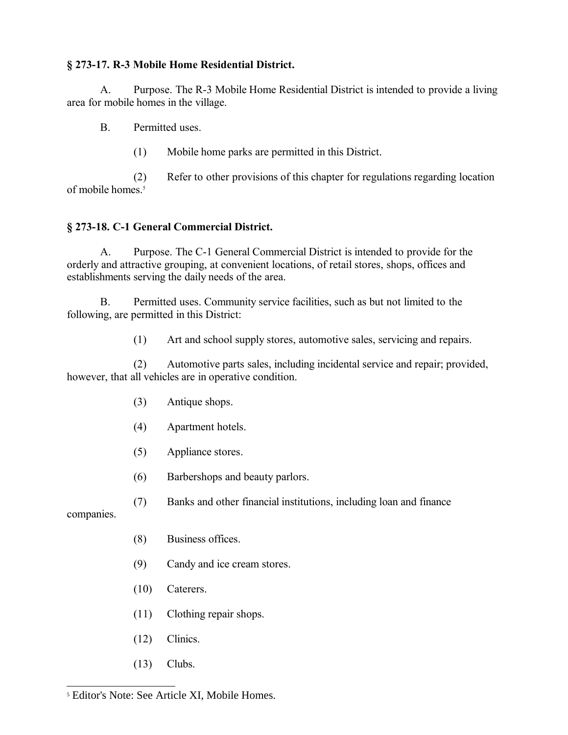**§ 273-17. R-3 Mobile Home Residential District.**

A. Purpose. The R-3 Mobile Home Residential District is intended to provide a living area for mobile homes in the village.

B. Permitted uses.

(1) Mobile home parks are permitted in this District.

(2) Refer to other provisions of this chapter for regulations regarding location of mobile homes.[5]

**§ 273-18. C-1 General Commercial District.**

A. Purpose. The C-1 General Commercial District is intended to provide for the orderly and attractive grouping, at convenient locations, of retail stores, shops, offices and establishments serving the daily needs of the area.

B. Permitted uses. Community service facilities, such as but not limited to the following, are permitted in this District:

(1) Art and school supply stores, automotive sales, servicing and repairs.

(2) Automotive parts sales, including incidental service and repair; provided, however, that all vehicles are in operative condition.

(3) Antique shops.

(4) Apartment hotels.

(5) Appliance stores.

(6) Barbershops and beauty parlors.

(7) Banks and other financial institutions, including loan and finance companies.

(8) Business offices.

(9) Candy and ice cream stores.

(10) Caterers.

(11) Clothing repair shops.

(12) Clinics.

(13) Clubs.

[5] Editor's Note: See Article XI, Mobile Homes.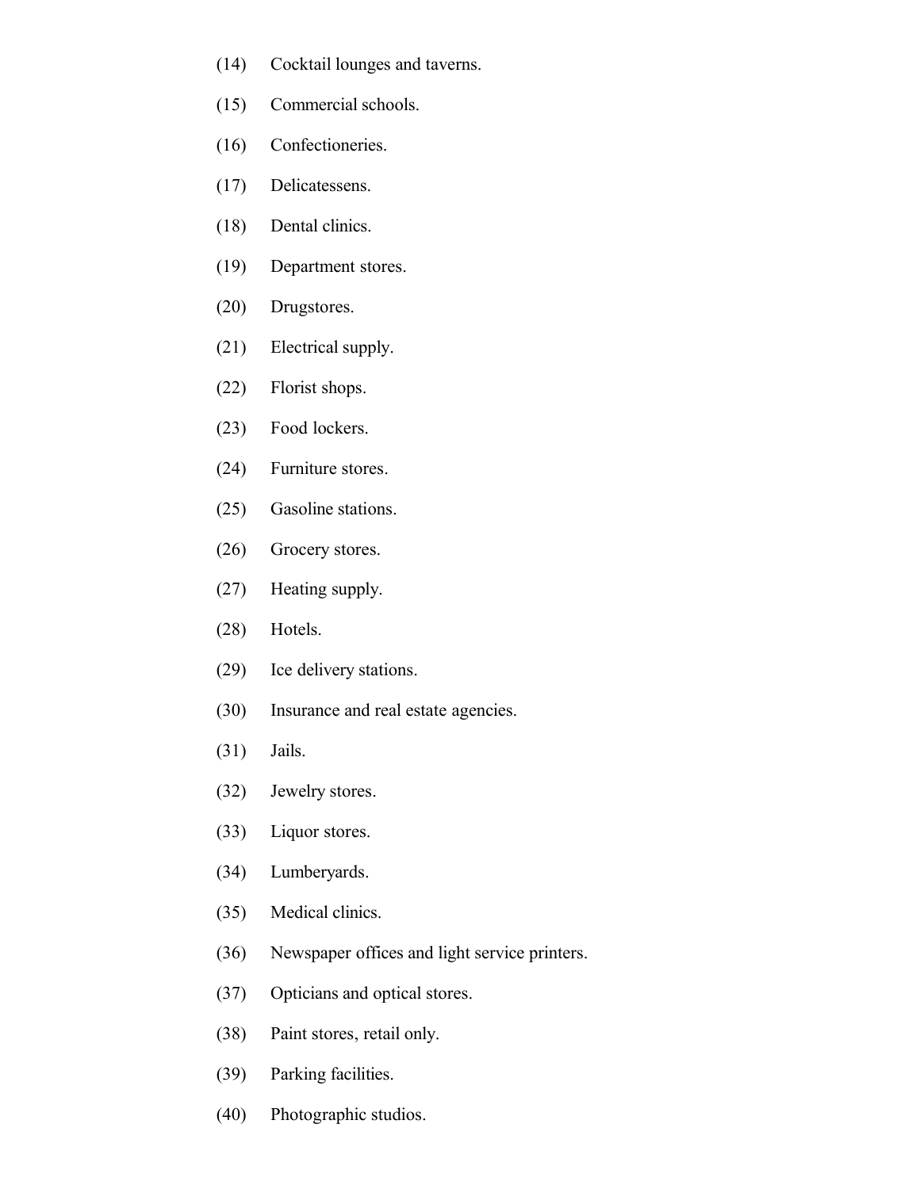(14) Cocktail lounges and taverns.

(15) Commercial schools.

(16) Confectioneries.

(17) Delicatessens.

(18) Dental clinics.

(19) Department stores.

(20) Drugstores.

(21) Electrical supply.

(22) Florist shops.

(23) Food lockers.

(24) Furniture stores.

(25) Gasoline stations.

(26) Grocery stores.

(27) Heating supply.

(28) Hotels.

(29) Ice delivery stations.

(30) Insurance and real estate agencies.

(31) Jails.

(32) Jewelry stores.

(33) Liquor stores.

(34) Lumberyards.

(35) Medical clinics.

(36) Newspaper offices and light service printers.

(37) Opticians and optical stores.

(38) Paint stores, retail only.

(39) Parking facilities.

(40) Photographic studios.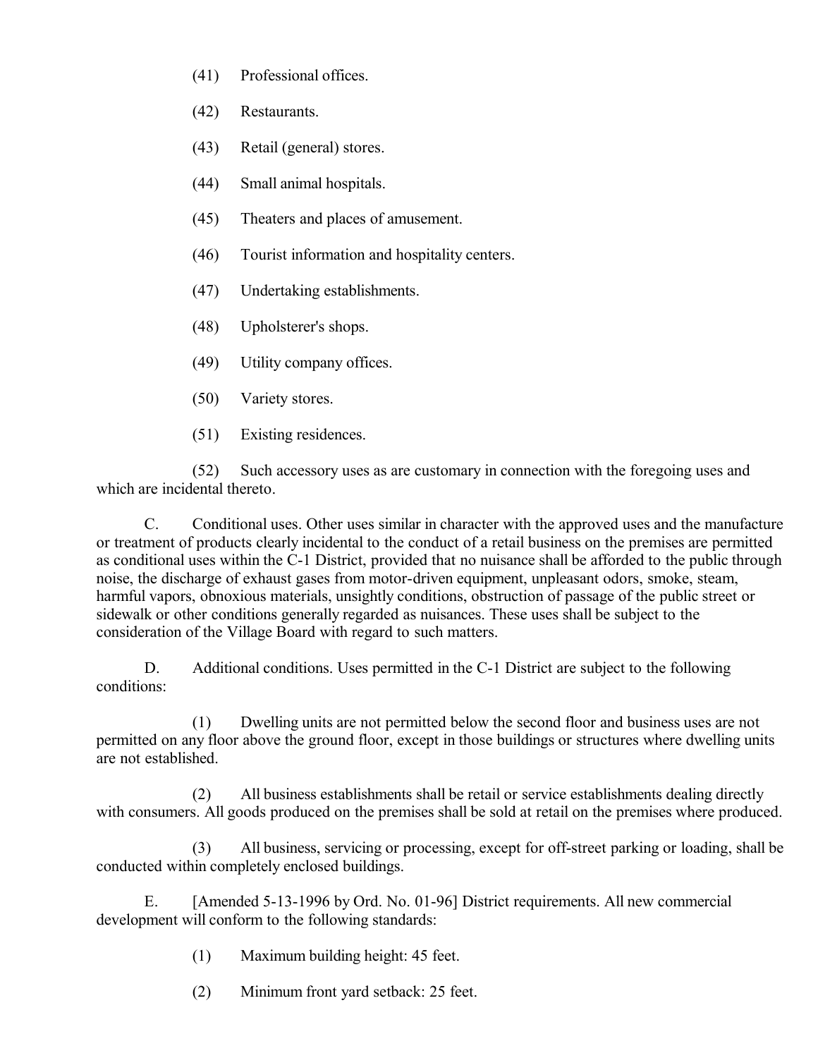(41) Professional offices.

(42) Restaurants.

(43) Retail (general) stores.

(44) Small animal hospitals.

(45) Theaters and places of amusement.

(46) Tourist information and hospitality centers.

(47) Undertaking establishments.

(48) Upholsterer's shops.

(49) Utility company offices.

(50) Variety stores.

(51) Existing residences.

(52) Such accessory uses as are customary in connection with the foregoing uses and which are incidental thereto.

C. Conditional uses. Other uses similar in character with the approved uses and the manufacture or treatment of products clearly incidental to the conduct of a retail business on the premises are permitted as conditional uses within the C-1 District, provided that no nuisance shall be afforded to the public through noise, the discharge of exhaust gases from motor-driven equipment, unpleasant odors, smoke, steam, harmful vapors, obnoxious materials, unsightly conditions, obstruction of passage of the public street or sidewalk or other conditions generally regarded as nuisances. These uses shall be subject to the consideration of the Village Board with regard to such matters.

D. Additional conditions. Uses permitted in the C-1 District are subject to the following conditions:

(1) Dwelling units are not permitted below the second floor and business uses are not permitted on any floor above the ground floor, except in those buildings or structures where dwelling units are not established.

(2) All business establishments shall be retail or service establishments dealing directly with consumers. All goods produced on the premises shall be sold at retail on the premises where produced.

(3) All business, servicing or processing, except for off-street parking or loading, shall be conducted within completely enclosed buildings.

E. [Amended 5-13-1996 by Ord. No. 01-96] District requirements. All new commercial development will conform to the following standards:

(1) Maximum building height: 45 feet.

(2) Minimum front yard setback: 25 feet.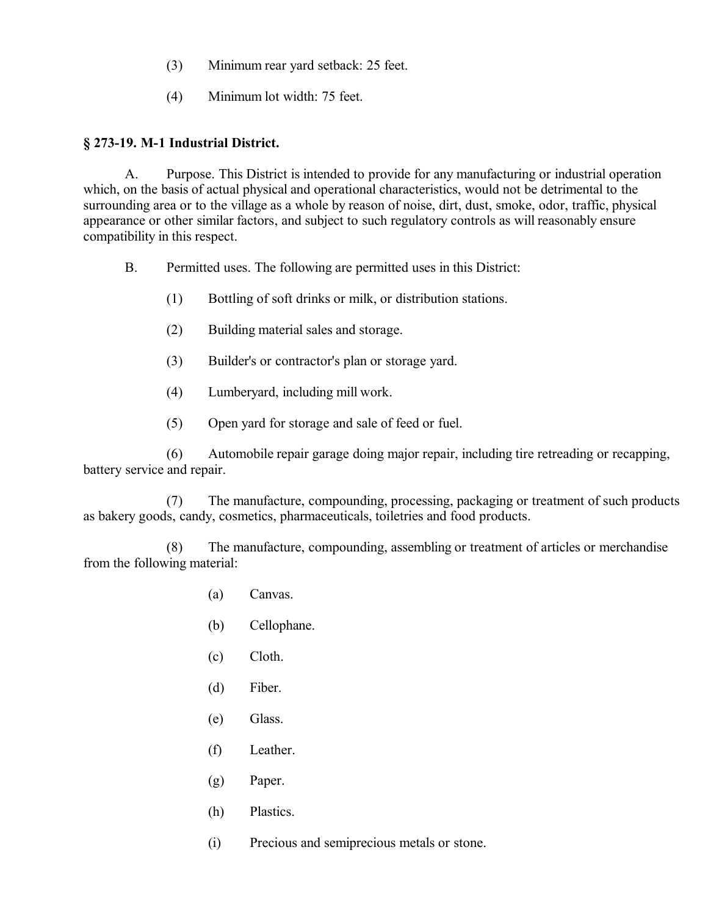(3) Minimum rear yard setback: 25 feet.

(4) Minimum lot width: 75 feet.

**§ 273-19. M-1 Industrial District.**

A. Purpose. This District is intended to provide for any manufacturing or industrial operation which, on the basis of actual physical and operational characteristics, would not be detrimental to the surrounding area or to the village as a whole by reason of noise, dirt, dust, smoke, odor, traffic, physical appearance or other similar factors, and subject to such regulatory controls as will reasonably ensure compatibility in this respect.

B. Permitted uses. The following are permitted uses in this District:

(1) Bottling of soft drinks or milk, or distribution stations.

(2) Building material sales and storage.

(3) Builder's or contractor's plan or storage yard.

(4) Lumberyard, including mill work.

(5) Open yard for storage and sale of feed or fuel.

(6) Automobile repair garage doing major repair, including tire retreading or recapping, battery service and repair.

(7) The manufacture, compounding, processing, packaging or treatment of such products as bakery goods, candy, cosmetics, pharmaceuticals, toiletries and food products.

(8) The manufacture, compounding, assembling or treatment of articles or merchandise from the following material:

(a) Canvas.

(b) Cellophane.

(c) Cloth.

(d) Fiber.

(e) Glass.

(f) Leather.

(g) Paper.

(h) Plastics.

(i) Precious and semiprecious metals or stone.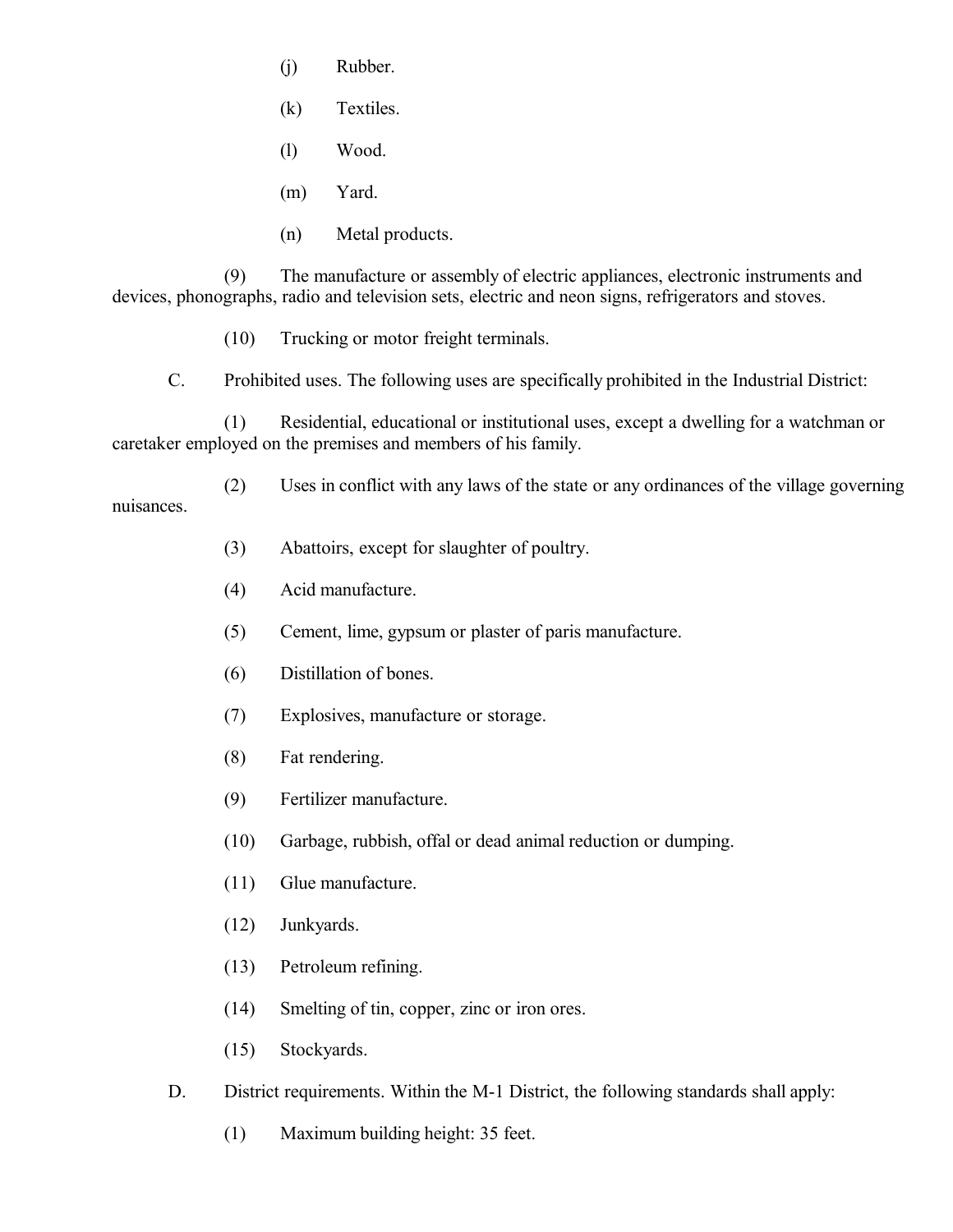(j) Rubber.

(k) Textiles.

(l) Wood.

(m) Yard.

(n) Metal products.

(9) The manufacture or assembly of electric appliances, electronic instruments and devices, phonographs, radio and television sets, electric and neon signs, refrigerators and stoves.

(10) Trucking or motor freight terminals.

C. Prohibited uses. The following uses are specifically prohibited in the Industrial District:

(1) Residential, educational or institutional uses, except a dwelling for a watchman or caretaker employed on the premises and members of his family.

(2) Uses in conflict with any laws of the state or any ordinances of the village governing nuisances.

(3) Abattoirs, except for slaughter of poultry.

(4) Acid manufacture.

(5) Cement, lime, gypsum or plaster of paris manufacture.

(6) Distillation of bones.

(7) Explosives, manufacture or storage.

(8) Fat rendering.

(9) Fertilizer manufacture.

(10) Garbage, rubbish, offal or dead animal reduction or dumping.

(11) Glue manufacture.

(12) Junkyards.

(13) Petroleum refining.

(14) Smelting of tin, copper, zinc or iron ores.

(15) Stockyards.

D. District requirements. Within the M-1 District, the following standards shall apply:

(1) Maximum building height: 35 feet.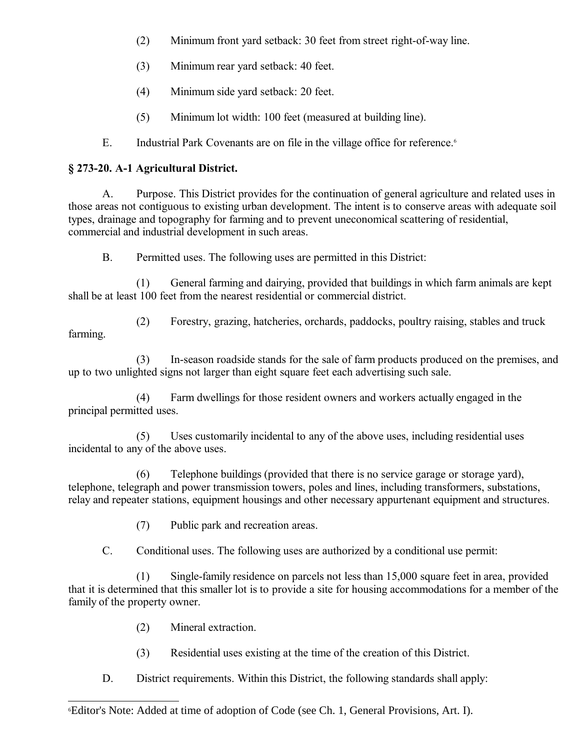(2) Minimum front yard setback: 30 feet from street right-of-way line.

(3) Minimum rear yard setback: 40 feet.

(4) Minimum side yard setback: 20 feet.

(5) Minimum lot width: 100 feet (measured at building line).

E. Industrial Park Covenants are on file in the village office for reference.[6]

### § 273-20. A-1 Agricultural District.

A. Purpose. This District provides for the continuation of general agriculture and related uses in those areas not contiguous to existing urban development. The intent is to conserve areas with adequate soil types, drainage and topography for farming and to prevent uneconomical scattering of residential, commercial and industrial development in such areas.

B. Permitted uses. The following uses are permitted in this District:

(1) General farming and dairying, provided that buildings in which farm animals are kept shall be at least 100 feet from the nearest residential or commercial district.

(2) Forestry, grazing, hatcheries, orchards, paddocks, poultry raising, stables and truck farming.

(3) In-season roadside stands for the sale of farm products produced on the premises, and up to two unlighted signs not larger than eight square feet each advertising such sale.

(4) Farm dwellings for those resident owners and workers actually engaged in the principal permitted uses.

(5) Uses customarily incidental to any of the above uses, including residential uses incidental to any of the above uses.

(6) Telephone buildings (provided that there is no service garage or storage yard), telephone, telegraph and power transmission towers, poles and lines, including transformers, substations, relay and repeater stations, equipment housings and other necessary appurtenant equipment and structures.

(7) Public park and recreation areas.

C. Conditional uses. The following uses are authorized by a conditional use permit:

(1) Single-family residence on parcels not less than 15,000 square feet in area, provided that it is determined that this smaller lot is to provide a site for housing accommodations for a member of the family of the property owner.

(2) Mineral extraction.

(3) Residential uses existing at the time of the creation of this District.

D. District requirements. Within this District, the following standards shall apply:

---

[6] Editor's Note: Added at time of adoption of Code (see Ch. 1, General Provisions, Art. I).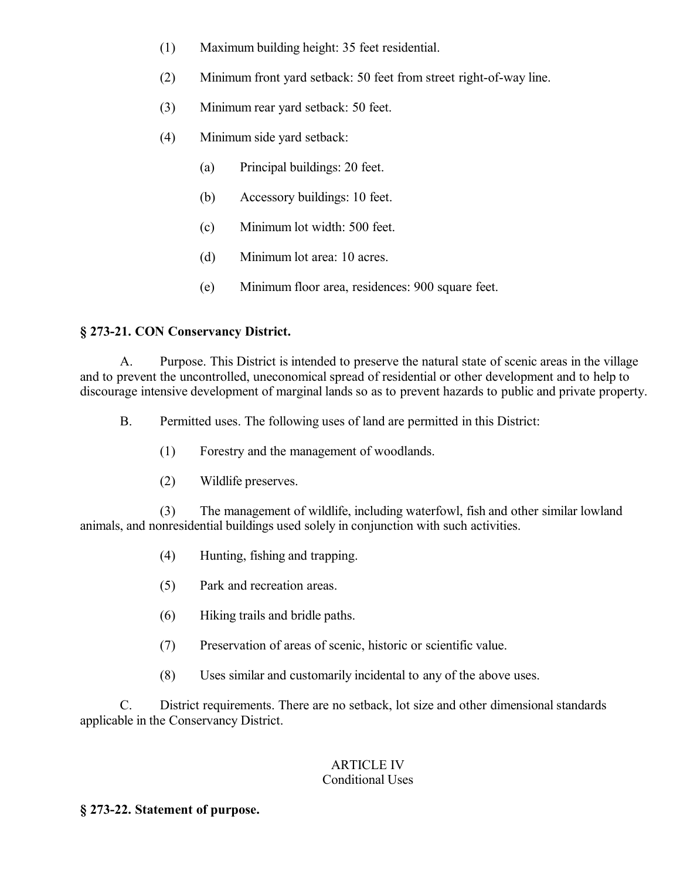(1) Maximum building height: 35 feet residential.

(2) Minimum front yard setback: 50 feet from street right-of-way line.

(3) Minimum rear yard setback: 50 feet.

(4) Minimum side yard setback:

(a) Principal buildings: 20 feet.

(b) Accessory buildings: 10 feet.

(c) Minimum lot width: 500 feet.

(d) Minimum lot area: 10 acres.

(e) Minimum floor area, residences: 900 square feet.

**§ 273-21. CON Conservancy District.**

A. Purpose. This District is intended to preserve the natural state of scenic areas in the village and to prevent the uncontrolled, uneconomical spread of residential or other development and to help to discourage intensive development of marginal lands so as to prevent hazards to public and private property.

B. Permitted uses. The following uses of land are permitted in this District:

(1) Forestry and the management of woodlands.

(2) Wildlife preserves.

(3) The management of wildlife, including waterfowl, fish and other similar lowland animals, and nonresidential buildings used solely in conjunction with such activities.

(4) Hunting, fishing and trapping.

(5) Park and recreation areas.

(6) Hiking trails and bridle paths.

(7) Preservation of areas of scenic, historic or scientific value.

(8) Uses similar and customarily incidental to any of the above uses.

C. District requirements. There are no setback, lot size and other dimensional standards applicable in the Conservancy District.

## ARTICLE IV
## Conditional Uses

**§ 273-22. Statement of purpose.**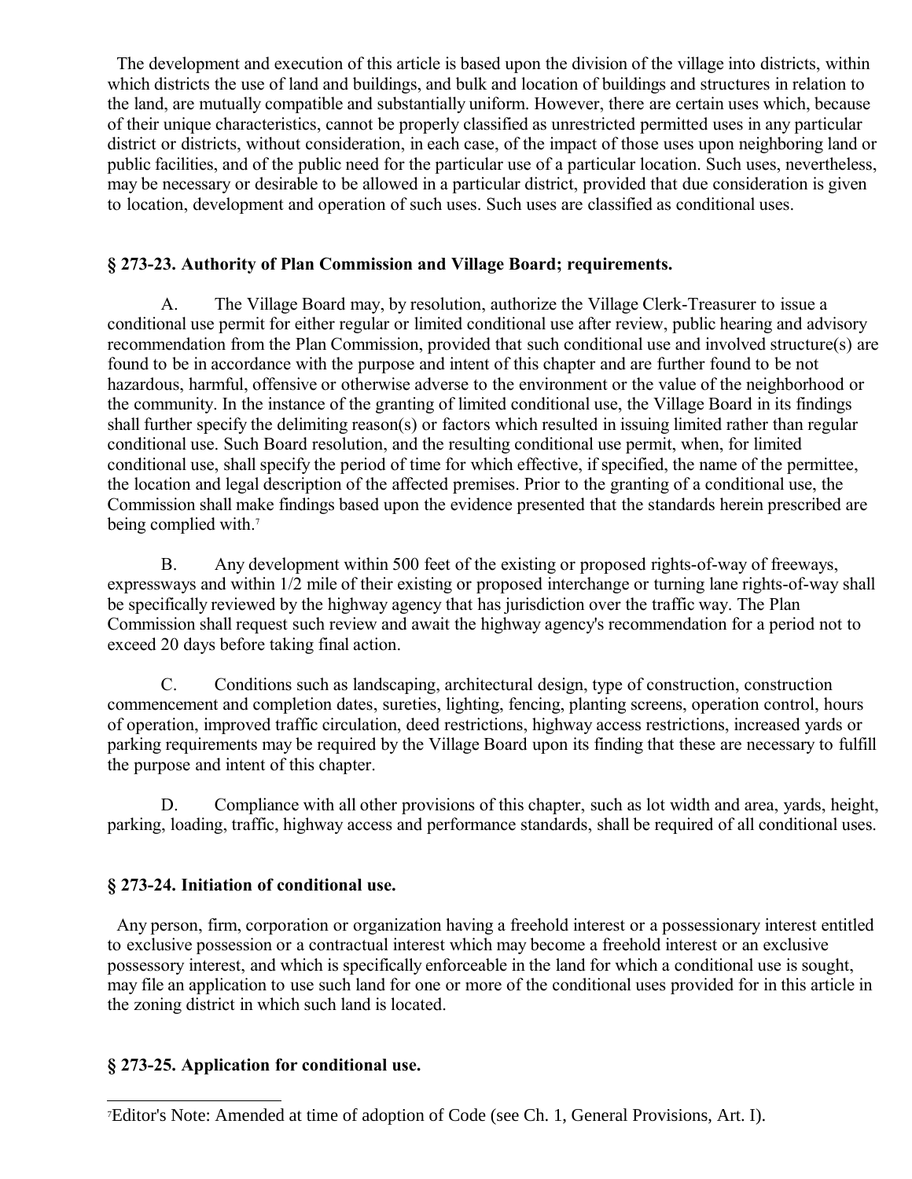The development and execution of this article is based upon the division of the village into districts, within which districts the use of land and buildings, and bulk and location of buildings and structures in relation to the land, are mutually compatible and substantially uniform. However, there are certain uses which, because of their unique characteristics, cannot be properly classified as unrestricted permitted uses in any particular district or districts, without consideration, in each case, of the impact of those uses upon neighboring land or public facilities, and of the public need for the particular use of a particular location. Such uses, nevertheless, may be necessary or desirable to be allowed in a particular district, provided that due consideration is given to location, development and operation of such uses. Such uses are classified as conditional uses.

### § 273-23. Authority of Plan Commission and Village Board; requirements.

A. The Village Board may, by resolution, authorize the Village Clerk-Treasurer to issue a conditional use permit for either regular or limited conditional use after review, public hearing and advisory recommendation from the Plan Commission, provided that such conditional use and involved structure(s) are found to be in accordance with the purpose and intent of this chapter and are further found to be not hazardous, harmful, offensive or otherwise adverse to the environment or the value of the neighborhood or the community. In the instance of the granting of limited conditional use, the Village Board in its findings shall further specify the delimiting reason(s) or factors which resulted in issuing limited rather than regular conditional use. Such Board resolution, and the resulting conditional use permit, when, for limited conditional use, shall specify the period of time for which effective, if specified, the name of the permittee, the location and legal description of the affected premises. Prior to the granting of a conditional use, the Commission shall make findings based upon the evidence presented that the standards herein prescribed are being complied with.[7]

B. Any development within 500 feet of the existing or proposed rights-of-way of freeways, expressways and within 1/2 mile of their existing or proposed interchange or turning lane rights-of-way shall be specifically reviewed by the highway agency that has jurisdiction over the traffic way. The Plan Commission shall request such review and await the highway agency's recommendation for a period not to exceed 20 days before taking final action.

C. Conditions such as landscaping, architectural design, type of construction, construction commencement and completion dates, sureties, lighting, fencing, planting screens, operation control, hours of operation, improved traffic circulation, deed restrictions, highway access restrictions, increased yards or parking requirements may be required by the Village Board upon its finding that these are necessary to fulfill the purpose and intent of this chapter.

D. Compliance with all other provisions of this chapter, such as lot width and area, yards, height, parking, loading, traffic, highway access and performance standards, shall be required of all conditional uses.

### § 273-24. Initiation of conditional use.

Any person, firm, corporation or organization having a freehold interest or a possessionary interest entitled to exclusive possession or a contractual interest which may become a freehold interest or an exclusive possessory interest, and which is specifically enforceable in the land for which a conditional use is sought, may file an application to use such land for one or more of the conditional uses provided for in this article in the zoning district in which such land is located.

### § 273-25. Application for conditional use.

---

[7] Editor's Note: Amended at time of adoption of Code (see Ch. 1, General Provisions, Art. I).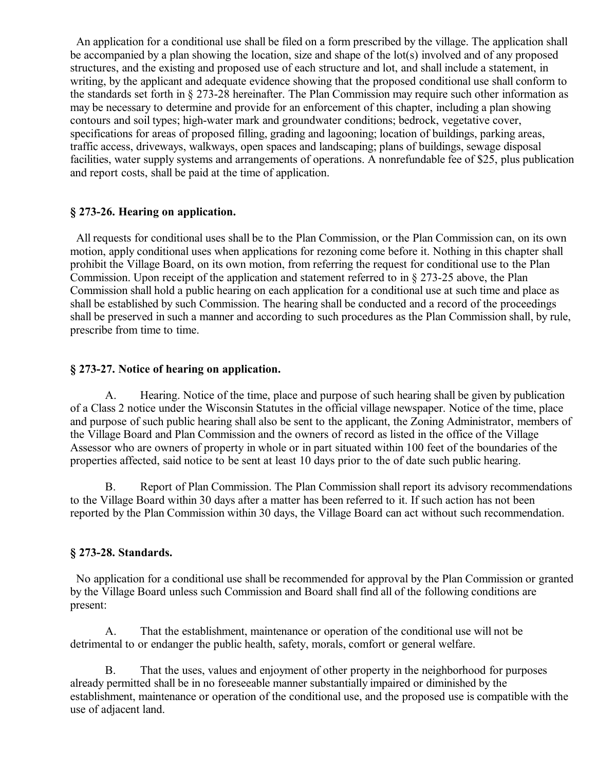An application for a conditional use shall be filed on a form prescribed by the village. The application shall be accompanied by a plan showing the location, size and shape of the lot(s) involved and of any proposed structures, and the existing and proposed use of each structure and lot, and shall include a statement, in writing, by the applicant and adequate evidence showing that the proposed conditional use shall conform to the standards set forth in § 273-28 hereinafter. The Plan Commission may require such other information as may be necessary to determine and provide for an enforcement of this chapter, including a plan showing contours and soil types; high-water mark and groundwater conditions; bedrock, vegetative cover, specifications for areas of proposed filling, grading and lagooning; location of buildings, parking areas, traffic access, driveways, walkways, open spaces and landscaping; plans of buildings, sewage disposal facilities, water supply systems and arrangements of operations. A nonrefundable fee of $25, plus publication and report costs, shall be paid at the time of application.

### § 273-26. Hearing on application.

All requests for conditional uses shall be to the Plan Commission, or the Plan Commission can, on its own motion, apply conditional uses when applications for rezoning come before it. Nothing in this chapter shall prohibit the Village Board, on its own motion, from referring the request for conditional use to the Plan Commission. Upon receipt of the application and statement referred to in § 273-25 above, the Plan Commission shall hold a public hearing on each application for a conditional use at such time and place as shall be established by such Commission. The hearing shall be conducted and a record of the proceedings shall be preserved in such a manner and according to such procedures as the Plan Commission shall, by rule, prescribe from time to time.

### § 273-27. Notice of hearing on application.

A. Hearing. Notice of the time, place and purpose of such hearing shall be given by publication of a Class 2 notice under the Wisconsin Statutes in the official village newspaper. Notice of the time, place and purpose of such public hearing shall also be sent to the applicant, the Zoning Administrator, members of the Village Board and Plan Commission and the owners of record as listed in the office of the Village Assessor who are owners of property in whole or in part situated within 100 feet of the boundaries of the properties affected, said notice to be sent at least 10 days prior to the of date such public hearing.

B. Report of Plan Commission. The Plan Commission shall report its advisory recommendations to the Village Board within 30 days after a matter has been referred to it. If such action has not been reported by the Plan Commission within 30 days, the Village Board can act without such recommendation.

### § 273-28. Standards.

No application for a conditional use shall be recommended for approval by the Plan Commission or granted by the Village Board unless such Commission and Board shall find all of the following conditions are present:

A. That the establishment, maintenance or operation of the conditional use will not be detrimental to or endanger the public health, safety, morals, comfort or general welfare.

B. That the uses, values and enjoyment of other property in the neighborhood for purposes already permitted shall be in no foreseeable manner substantially impaired or diminished by the establishment, maintenance or operation of the conditional use, and the proposed use is compatible with the use of adjacent land.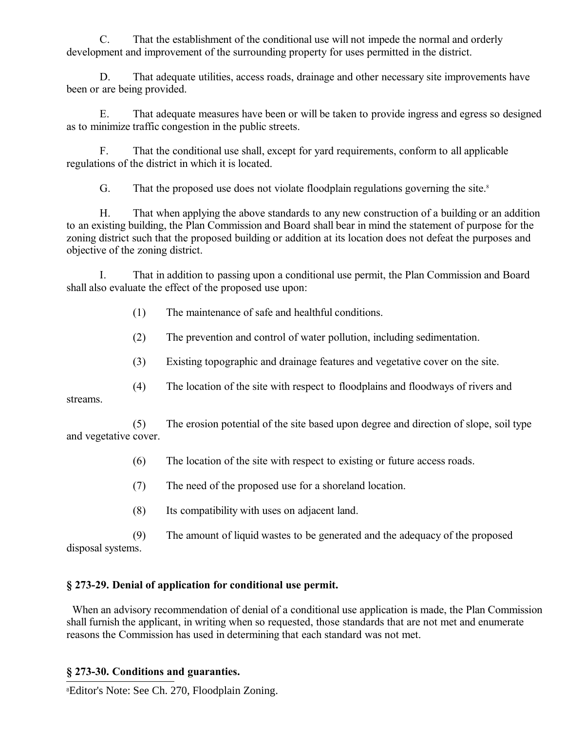C. That the establishment of the conditional use will not impede the normal and orderly development and improvement of the surrounding property for uses permitted in the district.

D. That adequate utilities, access roads, drainage and other necessary site improvements have been or are being provided.

E. That adequate measures have been or will be taken to provide ingress and egress so designed as to minimize traffic congestion in the public streets.

F. That the conditional use shall, except for yard requirements, conform to all applicable regulations of the district in which it is located.

G. That the proposed use does not violate floodplain regulations governing the site.[8]

H. That when applying the above standards to any new construction of a building or an addition to an existing building, the Plan Commission and Board shall bear in mind the statement of purpose for the zoning district such that the proposed building or addition at its location does not defeat the purposes and objective of the zoning district.

I. That in addition to passing upon a conditional use permit, the Plan Commission and Board shall also evaluate the effect of the proposed use upon:

(1) The maintenance of safe and healthful conditions.

(2) The prevention and control of water pollution, including sedimentation.

(3) Existing topographic and drainage features and vegetative cover on the site.

(4) The location of the site with respect to floodplains and floodways of rivers and streams.

(5) The erosion potential of the site based upon degree and direction of slope, soil type and vegetative cover.

(6) The location of the site with respect to existing or future access roads.

(7) The need of the proposed use for a shoreland location.

(8) Its compatibility with uses on adjacent land.

(9) The amount of liquid wastes to be generated and the adequacy of the proposed disposal systems.

### § 273-29. Denial of application for conditional use permit.

When an advisory recommendation of denial of a conditional use application is made, the Plan Commission shall furnish the applicant, in writing when so requested, those standards that are not met and enumerate reasons the Commission has used in determining that each standard was not met.

### § 273-30. Conditions and guaranties.

[8] Editor's Note: See Ch. 270, Floodplain Zoning.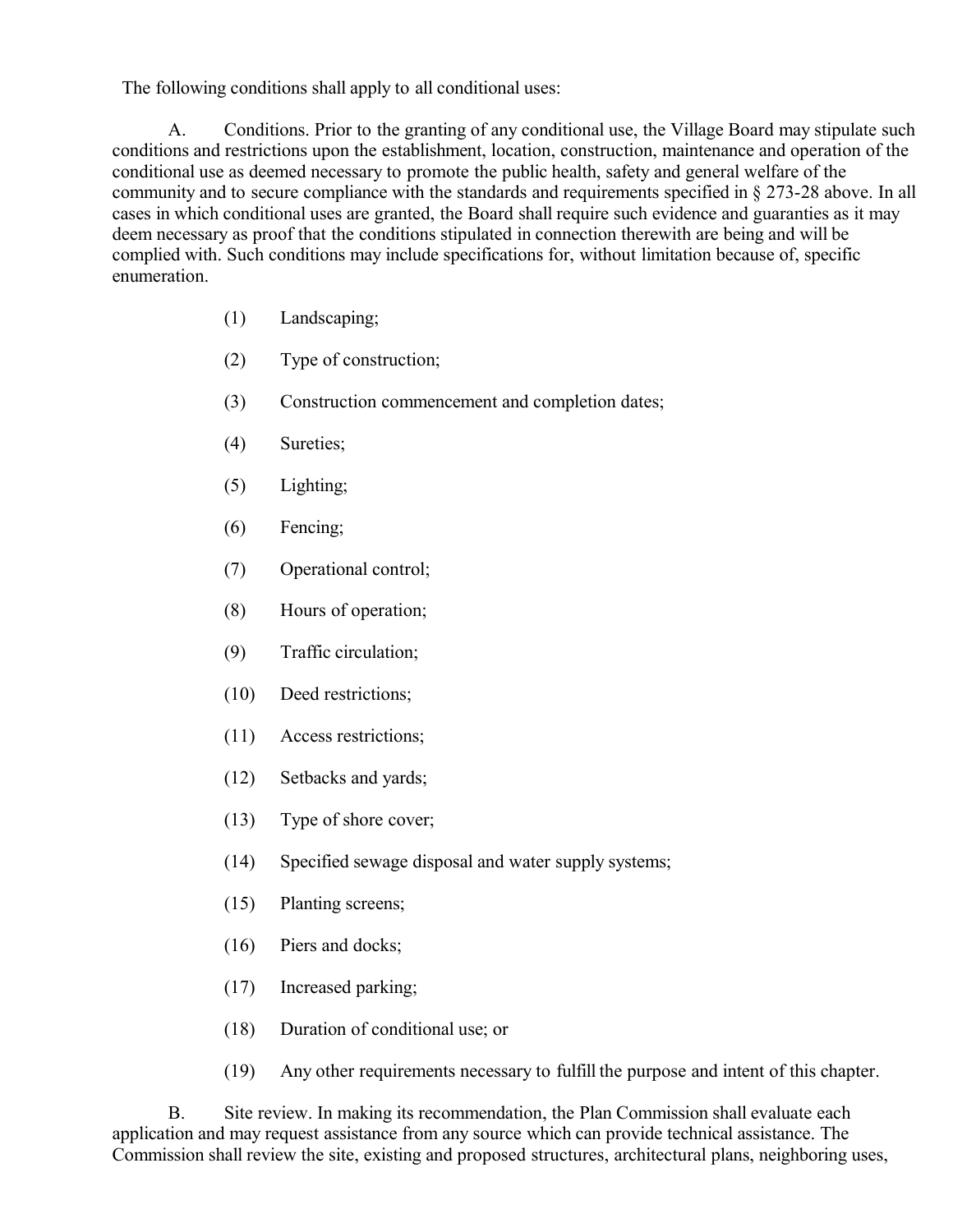The following conditions shall apply to all conditional uses:

A. Conditions. Prior to the granting of any conditional use, the Village Board may stipulate such conditions and restrictions upon the establishment, location, construction, maintenance and operation of the conditional use as deemed necessary to promote the public health, safety and general welfare of the community and to secure compliance with the standards and requirements specified in § 273-28 above. In all cases in which conditional uses are granted, the Board shall require such evidence and guaranties as it may deem necessary as proof that the conditions stipulated in connection therewith are being and will be complied with. Such conditions may include specifications for, without limitation because of, specific enumeration.

(1) Landscaping;

(2) Type of construction;

(3) Construction commencement and completion dates;

(4) Sureties;

(5) Lighting;

(6) Fencing;

(7) Operational control;

(8) Hours of operation;

(9) Traffic circulation;

(10) Deed restrictions;

(11) Access restrictions;

(12) Setbacks and yards;

(13) Type of shore cover;

(14) Specified sewage disposal and water supply systems;

(15) Planting screens;

(16) Piers and docks;

(17) Increased parking;

(18) Duration of conditional use; or

(19) Any other requirements necessary to fulfill the purpose and intent of this chapter.

B. Site review. In making its recommendation, the Plan Commission shall evaluate each application and may request assistance from any source which can provide technical assistance. The Commission shall review the site, existing and proposed structures, architectural plans, neighboring uses,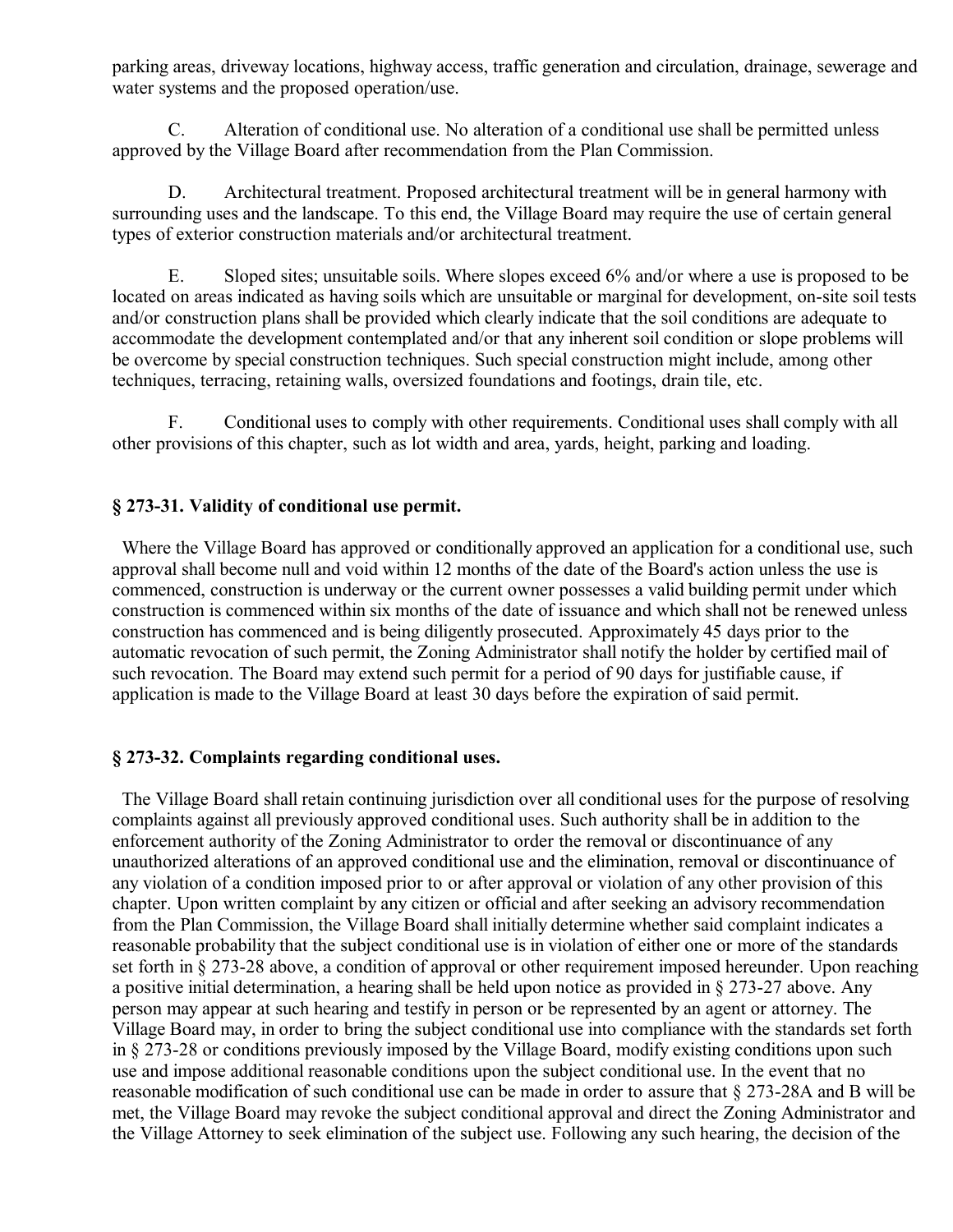parking areas, driveway locations, highway access, traffic generation and circulation, drainage, sewerage and water systems and the proposed operation/use.

C. Alteration of conditional use. No alteration of a conditional use shall be permitted unless approved by the Village Board after recommendation from the Plan Commission.

D. Architectural treatment. Proposed architectural treatment will be in general harmony with surrounding uses and the landscape. To this end, the Village Board may require the use of certain general types of exterior construction materials and/or architectural treatment.

E. Sloped sites; unsuitable soils. Where slopes exceed 6% and/or where a use is proposed to be located on areas indicated as having soils which are unsuitable or marginal for development, on-site soil tests and/or construction plans shall be provided which clearly indicate that the soil conditions are adequate to accommodate the development contemplated and/or that any inherent soil condition or slope problems will be overcome by special construction techniques. Such special construction might include, among other techniques, terracing, retaining walls, oversized foundations and footings, drain tile, etc.

F. Conditional uses to comply with other requirements. Conditional uses shall comply with all other provisions of this chapter, such as lot width and area, yards, height, parking and loading.

### § 273-31. Validity of conditional use permit.

Where the Village Board has approved or conditionally approved an application for a conditional use, such approval shall become null and void within 12 months of the date of the Board's action unless the use is commenced, construction is underway or the current owner possesses a valid building permit under which construction is commenced within six months of the date of issuance and which shall not be renewed unless construction has commenced and is being diligently prosecuted. Approximately 45 days prior to the automatic revocation of such permit, the Zoning Administrator shall notify the holder by certified mail of such revocation. The Board may extend such permit for a period of 90 days for justifiable cause, if application is made to the Village Board at least 30 days before the expiration of said permit.

### § 273-32. Complaints regarding conditional uses.

The Village Board shall retain continuing jurisdiction over all conditional uses for the purpose of resolving complaints against all previously approved conditional uses. Such authority shall be in addition to the enforcement authority of the Zoning Administrator to order the removal or discontinuance of any unauthorized alterations of an approved conditional use and the elimination, removal or discontinuance of any violation of a condition imposed prior to or after approval or violation of any other provision of this chapter. Upon written complaint by any citizen or official and after seeking an advisory recommendation from the Plan Commission, the Village Board shall initially determine whether said complaint indicates a reasonable probability that the subject conditional use is in violation of either one or more of the standards set forth in § 273-28 above, a condition of approval or other requirement imposed hereunder. Upon reaching a positive initial determination, a hearing shall be held upon notice as provided in § 273-27 above. Any person may appear at such hearing and testify in person or be represented by an agent or attorney. The Village Board may, in order to bring the subject conditional use into compliance with the standards set forth in § 273-28 or conditions previously imposed by the Village Board, modify existing conditions upon such use and impose additional reasonable conditions upon the subject conditional use. In the event that no reasonable modification of such conditional use can be made in order to assure that § 273-28A and B will be met, the Village Board may revoke the subject conditional approval and direct the Zoning Administrator and the Village Attorney to seek elimination of the subject use. Following any such hearing, the decision of the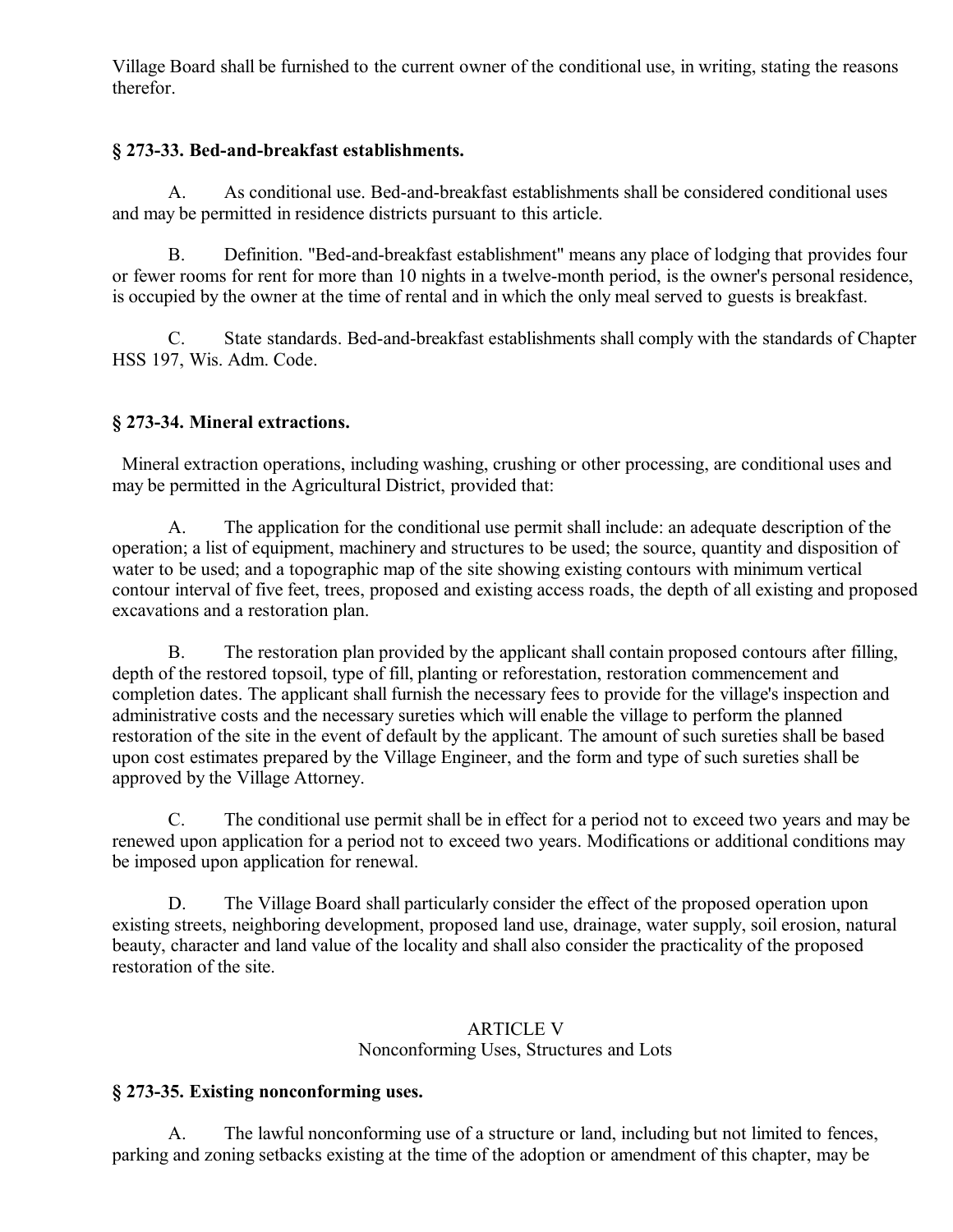Village Board shall be furnished to the current owner of the conditional use, in writing, stating the reasons therefor.

### § 273-33. Bed-and-breakfast establishments.

A. As conditional use. Bed-and-breakfast establishments shall be considered conditional uses and may be permitted in residence districts pursuant to this article.

B. Definition. "Bed-and-breakfast establishment" means any place of lodging that provides four or fewer rooms for rent for more than 10 nights in a twelve-month period, is the owner's personal residence, is occupied by the owner at the time of rental and in which the only meal served to guests is breakfast.

C. State standards. Bed-and-breakfast establishments shall comply with the standards of Chapter HSS 197, Wis. Adm. Code.

### § 273-34. Mineral extractions.

Mineral extraction operations, including washing, crushing or other processing, are conditional uses and may be permitted in the Agricultural District, provided that:

A. The application for the conditional use permit shall include: an adequate description of the operation; a list of equipment, machinery and structures to be used; the source, quantity and disposition of water to be used; and a topographic map of the site showing existing contours with minimum vertical contour interval of five feet, trees, proposed and existing access roads, the depth of all existing and proposed excavations and a restoration plan.

B. The restoration plan provided by the applicant shall contain proposed contours after filling, depth of the restored topsoil, type of fill, planting or reforestation, restoration commencement and completion dates. The applicant shall furnish the necessary fees to provide for the village's inspection and administrative costs and the necessary sureties which will enable the village to perform the planned restoration of the site in the event of default by the applicant. The amount of such sureties shall be based upon cost estimates prepared by the Village Engineer, and the form and type of such sureties shall be approved by the Village Attorney.

C. The conditional use permit shall be in effect for a period not to exceed two years and may be renewed upon application for a period not to exceed two years. Modifications or additional conditions may be imposed upon application for renewal.

D. The Village Board shall particularly consider the effect of the proposed operation upon existing streets, neighboring development, proposed land use, drainage, water supply, soil erosion, natural beauty, character and land value of the locality and shall also consider the practicality of the proposed restoration of the site.

## ARTICLE V
## Nonconforming Uses, Structures and Lots

### § 273-35. Existing nonconforming uses.

A. The lawful nonconforming use of a structure or land, including but not limited to fences, parking and zoning setbacks existing at the time of the adoption or amendment of this chapter, may be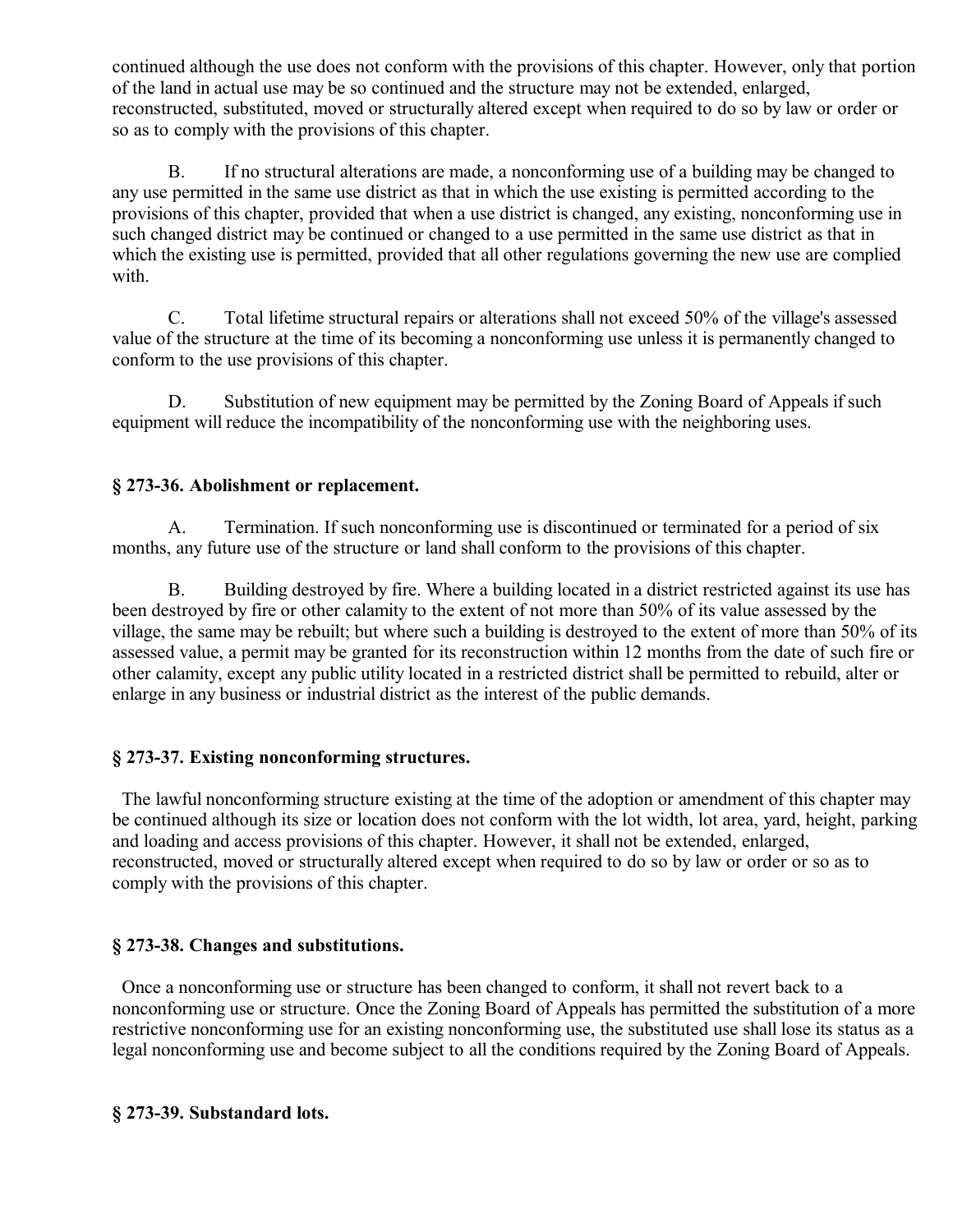continued although the use does not conform with the provisions of this chapter. However, only that portion of the land in actual use may be so continued and the structure may not be extended, enlarged, reconstructed, substituted, moved or structurally altered except when required to do so by law or order or so as to comply with the provisions of this chapter.

B. If no structural alterations are made, a nonconforming use of a building may be changed to any use permitted in the same use district as that in which the use existing is permitted according to the provisions of this chapter, provided that when a use district is changed, any existing, nonconforming use in such changed district may be continued or changed to a use permitted in the same use district as that in which the existing use is permitted, provided that all other regulations governing the new use are complied with.

C. Total lifetime structural repairs or alterations shall not exceed 50% of the village's assessed value of the structure at the time of its becoming a nonconforming use unless it is permanently changed to conform to the use provisions of this chapter.

D. Substitution of new equipment may be permitted by the Zoning Board of Appeals if such equipment will reduce the incompatibility of the nonconforming use with the neighboring uses.

### § 273-36. Abolishment or replacement.

A. Termination. If such nonconforming use is discontinued or terminated for a period of six months, any future use of the structure or land shall conform to the provisions of this chapter.

B. Building destroyed by fire. Where a building located in a district restricted against its use has been destroyed by fire or other calamity to the extent of not more than 50% of its value assessed by the village, the same may be rebuilt; but where such a building is destroyed to the extent of more than 50% of its assessed value, a permit may be granted for its reconstruction within 12 months from the date of such fire or other calamity, except any public utility located in a restricted district shall be permitted to rebuild, alter or enlarge in any business or industrial district as the interest of the public demands.

### § 273-37. Existing nonconforming structures.

The lawful nonconforming structure existing at the time of the adoption or amendment of this chapter may be continued although its size or location does not conform with the lot width, lot area, yard, height, parking and loading and access provisions of this chapter. However, it shall not be extended, enlarged, reconstructed, moved or structurally altered except when required to do so by law or order or so as to comply with the provisions of this chapter.

### § 273-38. Changes and substitutions.

Once a nonconforming use or structure has been changed to conform, it shall not revert back to a nonconforming use or structure. Once the Zoning Board of Appeals has permitted the substitution of a more restrictive nonconforming use for an existing nonconforming use, the substituted use shall lose its status as a legal nonconforming use and become subject to all the conditions required by the Zoning Board of Appeals.

### § 273-39. Substandard lots.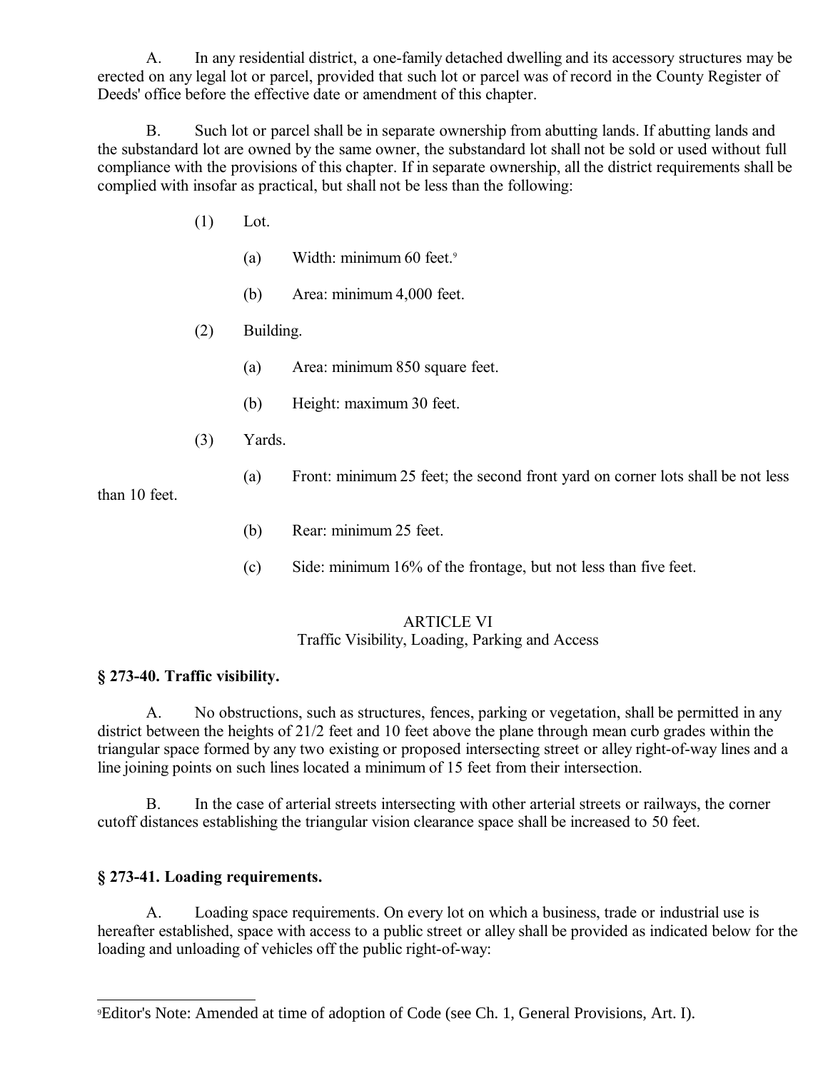A. In any residential district, a one-family detached dwelling and its accessory structures may be erected on any legal lot or parcel, provided that such lot or parcel was of record in the County Register of Deeds' office before the effective date or amendment of this chapter.

B. Such lot or parcel shall be in separate ownership from abutting lands. If abutting lands and the substandard lot are owned by the same owner, the substandard lot shall not be sold or used without full compliance with the provisions of this chapter. If in separate ownership, all the district requirements shall be complied with insofar as practical, but shall not be less than the following:

(1) Lot.

(a) Width: minimum 60 feet.[9]

(b) Area: minimum 4,000 feet.

(2) Building.

(a) Area: minimum 850 square feet.

(b) Height: maximum 30 feet.

(3) Yards.

(a) Front: minimum 25 feet; the second front yard on corner lots shall be not less than 10 feet.

(b) Rear: minimum 25 feet.

(c) Side: minimum 16% of the frontage, but not less than five feet.

## ARTICLE VI
## Traffic Visibility, Loading, Parking and Access

### § 273-40. Traffic visibility.

A. No obstructions, such as structures, fences, parking or vegetation, shall be permitted in any district between the heights of 21/2 feet and 10 feet above the plane through mean curb grades within the triangular space formed by any two existing or proposed intersecting street or alley right-of-way lines and a line joining points on such lines located a minimum of 15 feet from their intersection.

B. In the case of arterial streets intersecting with other arterial streets or railways, the corner cutoff distances establishing the triangular vision clearance space shall be increased to 50 feet.

### § 273-41. Loading requirements.

A. Loading space requirements. On every lot on which a business, trade or industrial use is hereafter established, space with access to a public street or alley shall be provided as indicated below for the loading and unloading of vehicles off the public right-of-way:

---

[9] Editor's Note: Amended at time of adoption of Code (see Ch. 1, General Provisions, Art. I).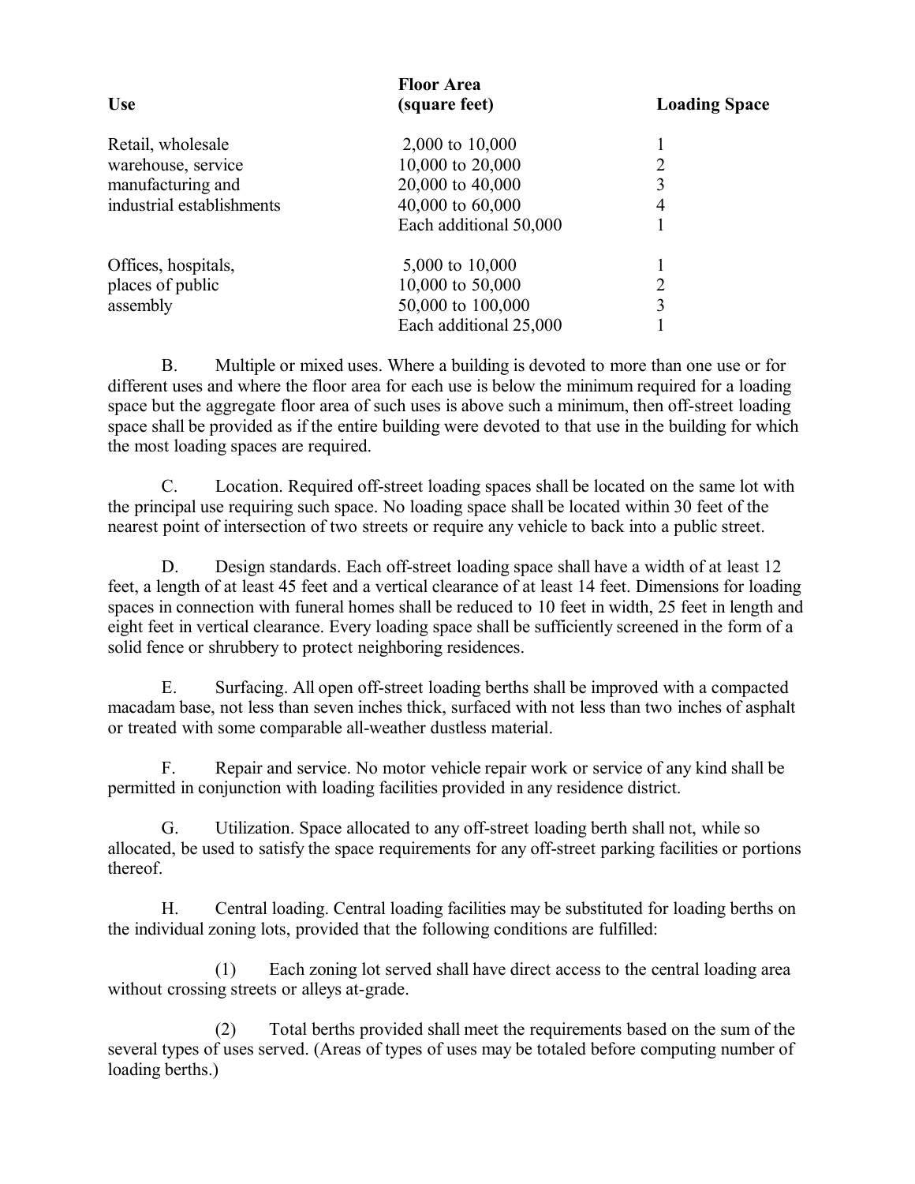| Use | Floor Area (square feet) | Loading Space |
|---|---|---|
| Retail, wholesale warehouse, service manufacturing and industrial establishments | 2,000 to 10,000 | 1 |
| | 10,000 to 20,000 | 2 |
| | 20,000 to 40,000 | 3 |
| | 40,000 to 60,000 | 4 |
| | Each additional 50,000 | 1 |
| Offices, hospitals, places of public assembly | 5,000 to 10,000 | 1 |
| | 10,000 to 50,000 | 2 |
| | 50,000 to 100,000 | 3 |
| | Each additional 25,000 | 1 |

B. Multiple or mixed uses. Where a building is devoted to more than one use or for different uses and where the floor area for each use is below the minimum required for a loading space but the aggregate floor area of such uses is above such a minimum, then off-street loading space shall be provided as if the entire building were devoted to that use in the building for which the most loading spaces are required.

C. Location. Required off-street loading spaces shall be located on the same lot with the principal use requiring such space. No loading space shall be located within 30 feet of the nearest point of intersection of two streets or require any vehicle to back into a public street.

D. Design standards. Each off-street loading space shall have a width of at least 12 feet, a length of at least 45 feet and a vertical clearance of at least 14 feet. Dimensions for loading spaces in connection with funeral homes shall be reduced to 10 feet in width, 25 feet in length and eight feet in vertical clearance. Every loading space shall be sufficiently screened in the form of a solid fence or shrubbery to protect neighboring residences.

E. Surfacing. All open off-street loading berths shall be improved with a compacted macadam base, not less than seven inches thick, surfaced with not less than two inches of asphalt or treated with some comparable all-weather dustless material.

F. Repair and service. No motor vehicle repair work or service of any kind shall be permitted in conjunction with loading facilities provided in any residence district.

G. Utilization. Space allocated to any off-street loading berth shall not, while so allocated, be used to satisfy the space requirements for any off-street parking facilities or portions thereof.

H. Central loading. Central loading facilities may be substituted for loading berths on the individual zoning lots, provided that the following conditions are fulfilled:

(1) Each zoning lot served shall have direct access to the central loading area without crossing streets or alleys at-grade.

(2) Total berths provided shall meet the requirements based on the sum of the several types of uses served. (Areas of types of uses may be totaled before computing number of loading berths.)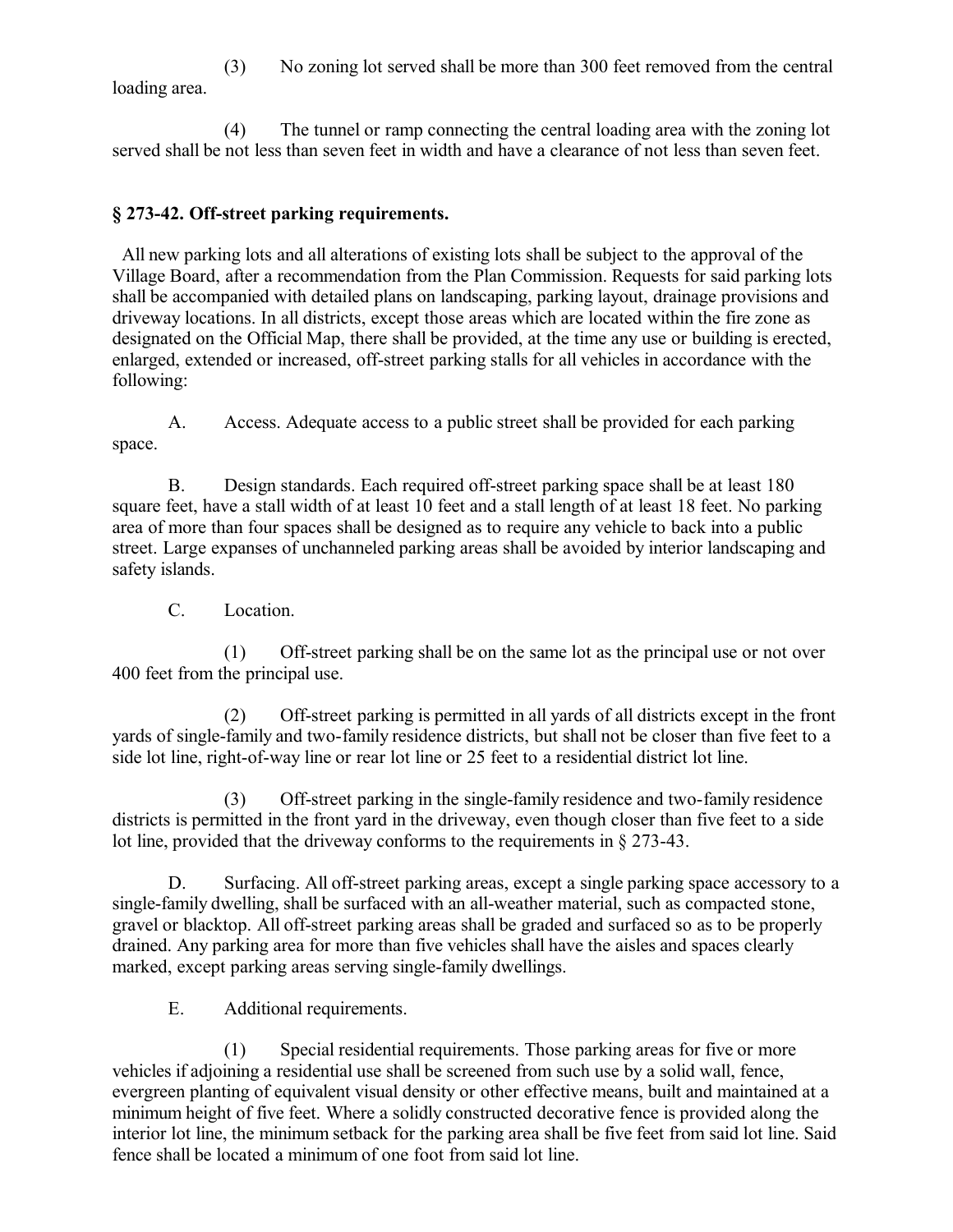(3) No zoning lot served shall be more than 300 feet removed from the central loading area.

(4) The tunnel or ramp connecting the central loading area with the zoning lot served shall be not less than seven feet in width and have a clearance of not less than seven feet.

## § 273-42. Off-street parking requirements.

All new parking lots and all alterations of existing lots shall be subject to the approval of the Village Board, after a recommendation from the Plan Commission. Requests for said parking lots shall be accompanied with detailed plans on landscaping, parking layout, drainage provisions and driveway locations. In all districts, except those areas which are located within the fire zone as designated on the Official Map, there shall be provided, at the time any use or building is erected, enlarged, extended or increased, off-street parking stalls for all vehicles in accordance with the following:

A. Access. Adequate access to a public street shall be provided for each parking space.

B. Design standards. Each required off-street parking space shall be at least 180 square feet, have a stall width of at least 10 feet and a stall length of at least 18 feet. No parking area of more than four spaces shall be designed as to require any vehicle to back into a public street. Large expanses of unchanneled parking areas shall be avoided by interior landscaping and safety islands.

C. Location.

(1) Off-street parking shall be on the same lot as the principal use or not over 400 feet from the principal use.

(2) Off-street parking is permitted in all yards of all districts except in the front yards of single-family and two-family residence districts, but shall not be closer than five feet to a side lot line, right-of-way line or rear lot line or 25 feet to a residential district lot line.

(3) Off-street parking in the single-family residence and two-family residence districts is permitted in the front yard in the driveway, even though closer than five feet to a side lot line, provided that the driveway conforms to the requirements in § 273-43.

D. Surfacing. All off-street parking areas, except a single parking space accessory to a single-family dwelling, shall be surfaced with an all-weather material, such as compacted stone, gravel or blacktop. All off-street parking areas shall be graded and surfaced so as to be properly drained. Any parking area for more than five vehicles shall have the aisles and spaces clearly marked, except parking areas serving single-family dwellings.

E. Additional requirements.

(1) Special residential requirements. Those parking areas for five or more vehicles if adjoining a residential use shall be screened from such use by a solid wall, fence, evergreen planting of equivalent visual density or other effective means, built and maintained at a minimum height of five feet. Where a solidly constructed decorative fence is provided along the interior lot line, the minimum setback for the parking area shall be five feet from said lot line. Said fence shall be located a minimum of one foot from said lot line.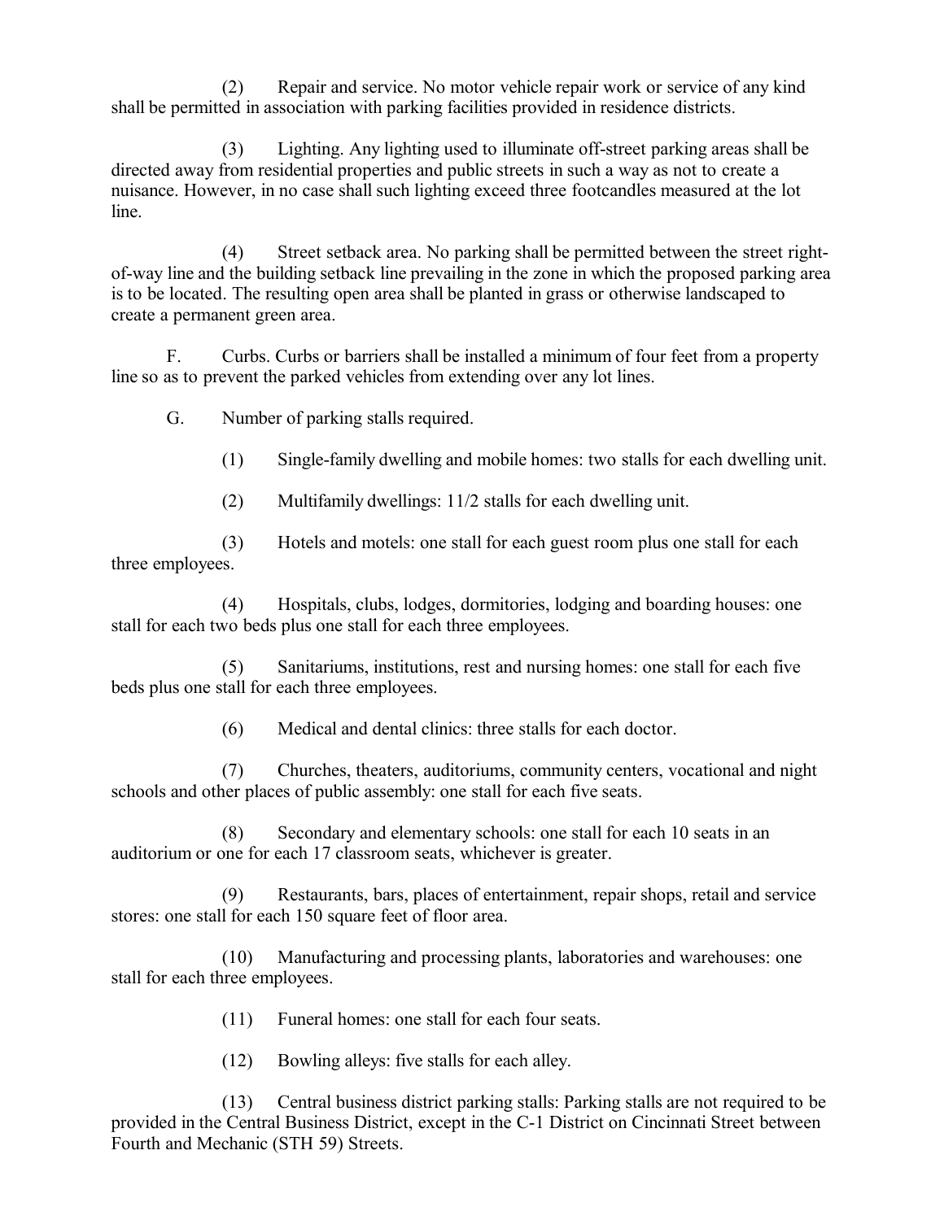(2) Repair and service. No motor vehicle repair work or service of any kind shall be permitted in association with parking facilities provided in residence districts.

(3) Lighting. Any lighting used to illuminate off-street parking areas shall be directed away from residential properties and public streets in such a way as not to create a nuisance. However, in no case shall such lighting exceed three footcandles measured at the lot line.

(4) Street setback area. No parking shall be permitted between the street right-of-way line and the building setback line prevailing in the zone in which the proposed parking area is to be located. The resulting open area shall be planted in grass or otherwise landscaped to create a permanent green area.

F. Curbs. Curbs or barriers shall be installed a minimum of four feet from a property line so as to prevent the parked vehicles from extending over any lot lines.

G. Number of parking stalls required.

(1) Single-family dwelling and mobile homes: two stalls for each dwelling unit.

(2) Multifamily dwellings: 11/2 stalls for each dwelling unit.

(3) Hotels and motels: one stall for each guest room plus one stall for each three employees.

(4) Hospitals, clubs, lodges, dormitories, lodging and boarding houses: one stall for each two beds plus one stall for each three employees.

(5) Sanitariums, institutions, rest and nursing homes: one stall for each five beds plus one stall for each three employees.

(6) Medical and dental clinics: three stalls for each doctor.

(7) Churches, theaters, auditoriums, community centers, vocational and night schools and other places of public assembly: one stall for each five seats.

(8) Secondary and elementary schools: one stall for each 10 seats in an auditorium or one for each 17 classroom seats, whichever is greater.

(9) Restaurants, bars, places of entertainment, repair shops, retail and service stores: one stall for each 150 square feet of floor area.

(10) Manufacturing and processing plants, laboratories and warehouses: one stall for each three employees.

(11) Funeral homes: one stall for each four seats.

(12) Bowling alleys: five stalls for each alley.

(13) Central business district parking stalls: Parking stalls are not required to be provided in the Central Business District, except in the C-1 District on Cincinnati Street between Fourth and Mechanic (STH 59) Streets.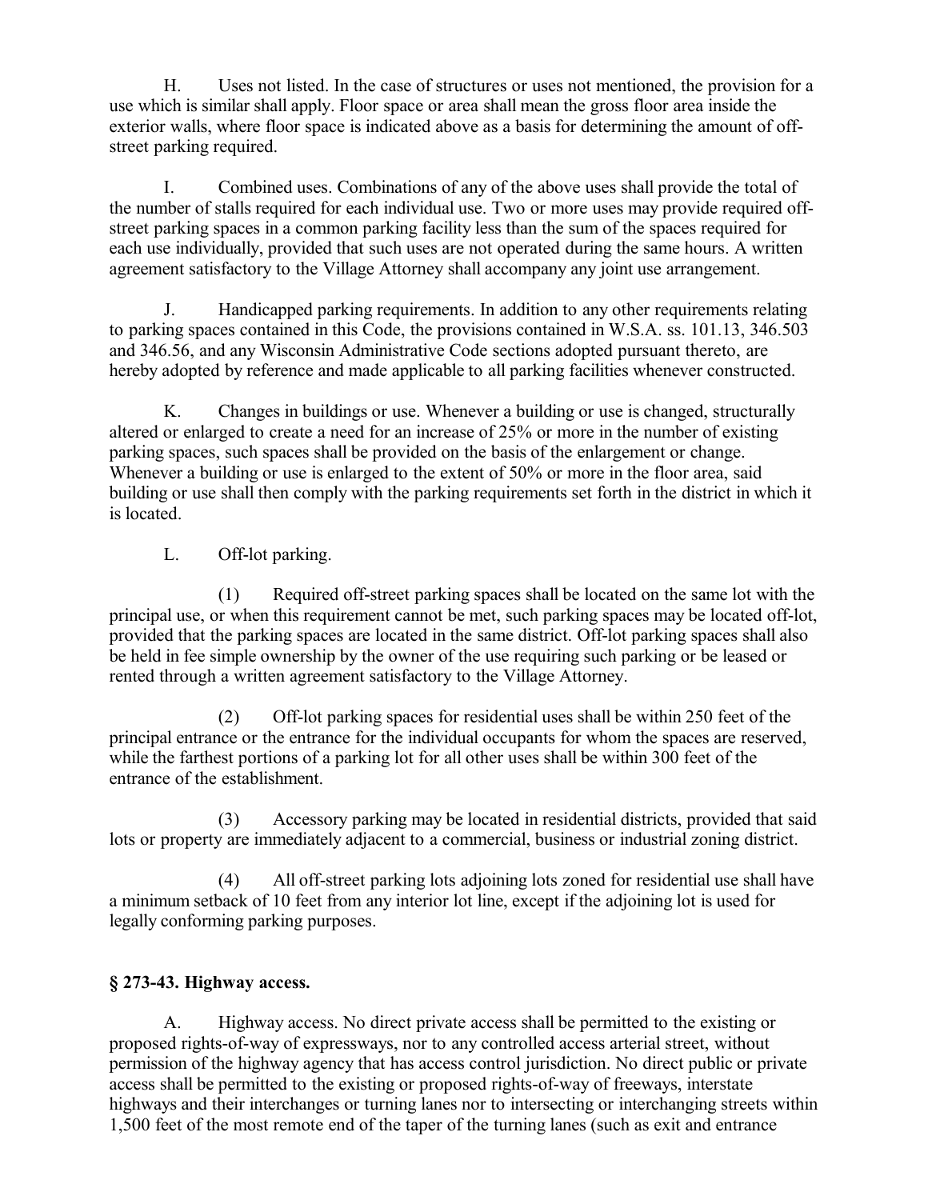H. Uses not listed. In the case of structures or uses not mentioned, the provision for a use which is similar shall apply. Floor space or area shall mean the gross floor area inside the exterior walls, where floor space is indicated above as a basis for determining the amount of off-street parking required.

I. Combined uses. Combinations of any of the above uses shall provide the total of the number of stalls required for each individual use. Two or more uses may provide required off-street parking spaces in a common parking facility less than the sum of the spaces required for each use individually, provided that such uses are not operated during the same hours. A written agreement satisfactory to the Village Attorney shall accompany any joint use arrangement.

J. Handicapped parking requirements. In addition to any other requirements relating to parking spaces contained in this Code, the provisions contained in W.S.A. ss. 101.13, 346.503 and 346.56, and any Wisconsin Administrative Code sections adopted pursuant thereto, are hereby adopted by reference and made applicable to all parking facilities whenever constructed.

K. Changes in buildings or use. Whenever a building or use is changed, structurally altered or enlarged to create a need for an increase of 25% or more in the number of existing parking spaces, such spaces shall be provided on the basis of the enlargement or change. Whenever a building or use is enlarged to the extent of 50% or more in the floor area, said building or use shall then comply with the parking requirements set forth in the district in which it is located.

L. Off-lot parking.

(1) Required off-street parking spaces shall be located on the same lot with the principal use, or when this requirement cannot be met, such parking spaces may be located off-lot, provided that the parking spaces are located in the same district. Off-lot parking spaces shall also be held in fee simple ownership by the owner of the use requiring such parking or be leased or rented through a written agreement satisfactory to the Village Attorney.

(2) Off-lot parking spaces for residential uses shall be within 250 feet of the principal entrance or the entrance for the individual occupants for whom the spaces are reserved, while the farthest portions of a parking lot for all other uses shall be within 300 feet of the entrance of the establishment.

(3) Accessory parking may be located in residential districts, provided that said lots or property are immediately adjacent to a commercial, business or industrial zoning district.

(4) All off-street parking lots adjoining lots zoned for residential use shall have a minimum setback of 10 feet from any interior lot line, except if the adjoining lot is used for legally conforming parking purposes.

### § 273-43. Highway access.

A. Highway access. No direct private access shall be permitted to the existing or proposed rights-of-way of expressways, nor to any controlled access arterial street, without permission of the highway agency that has access control jurisdiction. No direct public or private access shall be permitted to the existing or proposed rights-of-way of freeways, interstate highways and their interchanges or turning lanes nor to intersecting or interchanging streets within 1,500 feet of the most remote end of the taper of the turning lanes (such as exit and entrance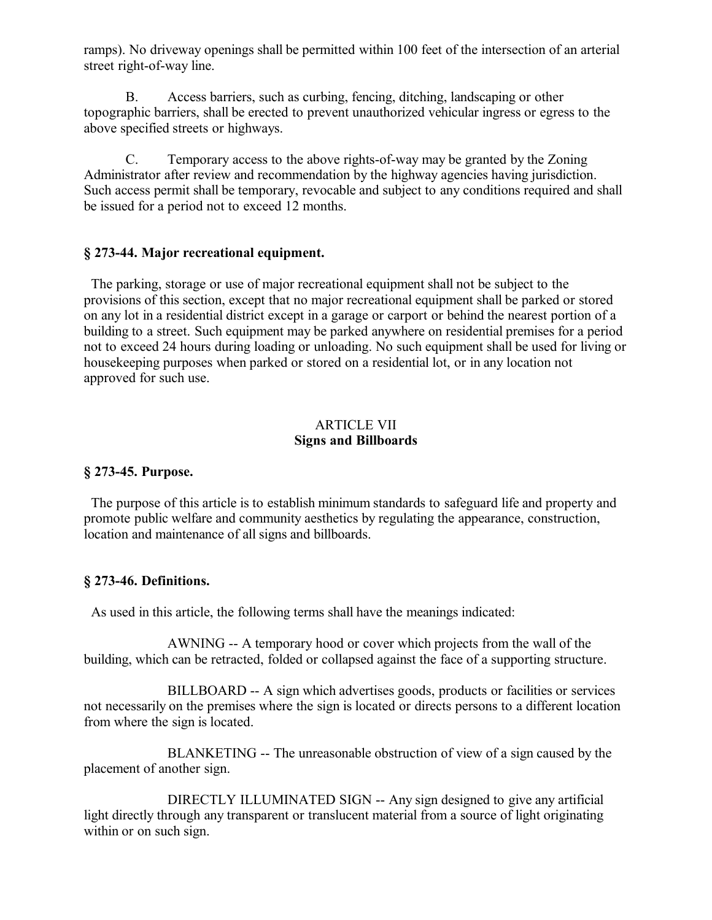ramps). No driveway openings shall be permitted within 100 feet of the intersection of an arterial street right-of-way line.

B. Access barriers, such as curbing, fencing, ditching, landscaping or other topographic barriers, shall be erected to prevent unauthorized vehicular ingress or egress to the above specified streets or highways.

C. Temporary access to the above rights-of-way may be granted by the Zoning Administrator after review and recommendation by the highway agencies having jurisdiction. Such access permit shall be temporary, revocable and subject to any conditions required and shall be issued for a period not to exceed 12 months.

### § 273-44. Major recreational equipment.

The parking, storage or use of major recreational equipment shall not be subject to the provisions of this section, except that no major recreational equipment shall be parked or stored on any lot in a residential district except in a garage or carport or behind the nearest portion of a building to a street. Such equipment may be parked anywhere on residential premises for a period not to exceed 24 hours during loading or unloading. No such equipment shall be used for living or housekeeping purposes when parked or stored on a residential lot, or in any location not approved for such use.

## ARTICLE VII
## Signs and Billboards

### § 273-45. Purpose.

The purpose of this article is to establish minimum standards to safeguard life and property and promote public welfare and community aesthetics by regulating the appearance, construction, location and maintenance of all signs and billboards.

### § 273-46. Definitions.

As used in this article, the following terms shall have the meanings indicated:

AWNING -- A temporary hood or cover which projects from the wall of the building, which can be retracted, folded or collapsed against the face of a supporting structure.

BILLBOARD -- A sign which advertises goods, products or facilities or services not necessarily on the premises where the sign is located or directs persons to a different location from where the sign is located.

BLANKETING -- The unreasonable obstruction of view of a sign caused by the placement of another sign.

DIRECTLY ILLUMINATED SIGN -- Any sign designed to give any artificial light directly through any transparent or translucent material from a source of light originating within or on such sign.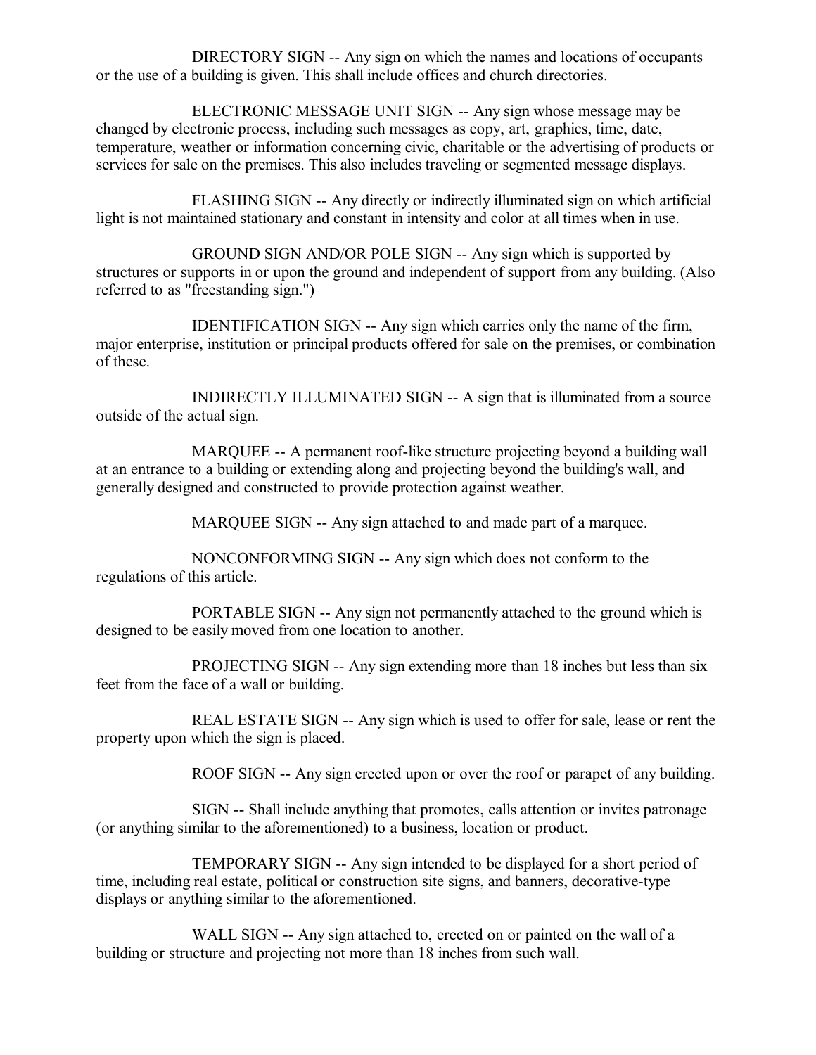DIRECTORY SIGN -- Any sign on which the names and locations of occupants or the use of a building is given. This shall include offices and church directories.

ELECTRONIC MESSAGE UNIT SIGN -- Any sign whose message may be changed by electronic process, including such messages as copy, art, graphics, time, date, temperature, weather or information concerning civic, charitable or the advertising of products or services for sale on the premises. This also includes traveling or segmented message displays.

FLASHING SIGN -- Any directly or indirectly illuminated sign on which artificial light is not maintained stationary and constant in intensity and color at all times when in use.

GROUND SIGN AND/OR POLE SIGN -- Any sign which is supported by structures or supports in or upon the ground and independent of support from any building. (Also referred to as "freestanding sign.")

IDENTIFICATION SIGN -- Any sign which carries only the name of the firm, major enterprise, institution or principal products offered for sale on the premises, or combination of these.

INDIRECTLY ILLUMINATED SIGN -- A sign that is illuminated from a source outside of the actual sign.

MARQUEE -- A permanent roof-like structure projecting beyond a building wall at an entrance to a building or extending along and projecting beyond the building's wall, and generally designed and constructed to provide protection against weather.

MARQUEE SIGN -- Any sign attached to and made part of a marquee.

NONCONFORMING SIGN -- Any sign which does not conform to the regulations of this article.

PORTABLE SIGN -- Any sign not permanently attached to the ground which is designed to be easily moved from one location to another.

PROJECTING SIGN -- Any sign extending more than 18 inches but less than six feet from the face of a wall or building.

REAL ESTATE SIGN -- Any sign which is used to offer for sale, lease or rent the property upon which the sign is placed.

ROOF SIGN -- Any sign erected upon or over the roof or parapet of any building.

SIGN -- Shall include anything that promotes, calls attention or invites patronage (or anything similar to the aforementioned) to a business, location or product.

TEMPORARY SIGN -- Any sign intended to be displayed for a short period of time, including real estate, political or construction site signs, and banners, decorative-type displays or anything similar to the aforementioned.

WALL SIGN -- Any sign attached to, erected on or painted on the wall of a building or structure and projecting not more than 18 inches from such wall.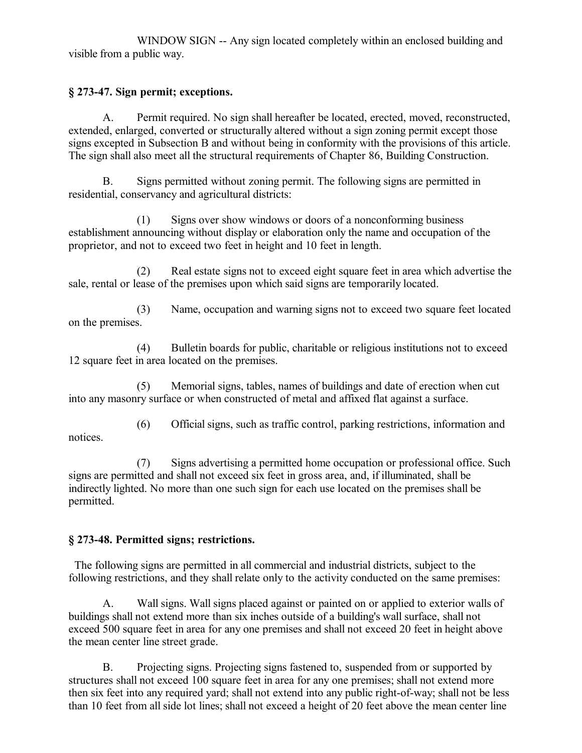WINDOW SIGN -- Any sign located completely within an enclosed building and visible from a public way.

### § 273-47. Sign permit; exceptions.

A. Permit required. No sign shall hereafter be located, erected, moved, reconstructed, extended, enlarged, converted or structurally altered without a sign zoning permit except those signs excepted in Subsection B and without being in conformity with the provisions of this article. The sign shall also meet all the structural requirements of Chapter 86, Building Construction.

B. Signs permitted without zoning permit. The following signs are permitted in residential, conservancy and agricultural districts:

(1) Signs over show windows or doors of a nonconforming business establishment announcing without display or elaboration only the name and occupation of the proprietor, and not to exceed two feet in height and 10 feet in length.

(2) Real estate signs not to exceed eight square feet in area which advertise the sale, rental or lease of the premises upon which said signs are temporarily located.

(3) Name, occupation and warning signs not to exceed two square feet located on the premises.

(4) Bulletin boards for public, charitable or religious institutions not to exceed 12 square feet in area located on the premises.

(5) Memorial signs, tables, names of buildings and date of erection when cut into any masonry surface or when constructed of metal and affixed flat against a surface.

(6) Official signs, such as traffic control, parking restrictions, information and notices.

(7) Signs advertising a permitted home occupation or professional office. Such signs are permitted and shall not exceed six feet in gross area, and, if illuminated, shall be indirectly lighted. No more than one such sign for each use located on the premises shall be permitted.

### § 273-48. Permitted signs; restrictions.

The following signs are permitted in all commercial and industrial districts, subject to the following restrictions, and they shall relate only to the activity conducted on the same premises:

A. Wall signs. Wall signs placed against or painted on or applied to exterior walls of buildings shall not extend more than six inches outside of a building's wall surface, shall not exceed 500 square feet in area for any one premises and shall not exceed 20 feet in height above the mean center line street grade.

B. Projecting signs. Projecting signs fastened to, suspended from or supported by structures shall not exceed 100 square feet in area for any one premises; shall not extend more then six feet into any required yard; shall not extend into any public right-of-way; shall not be less than 10 feet from all side lot lines; shall not exceed a height of 20 feet above the mean center line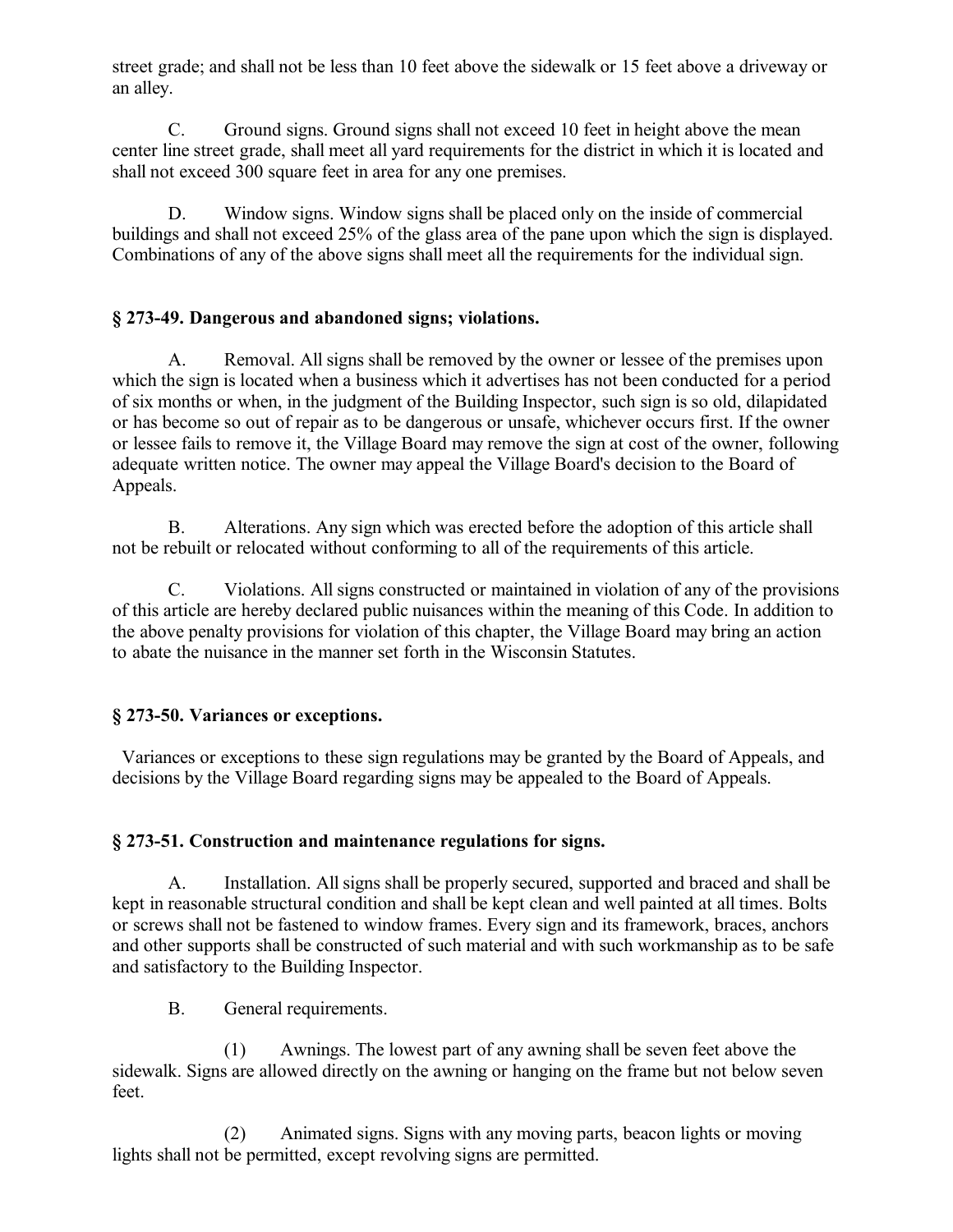street grade; and shall not be less than 10 feet above the sidewalk or 15 feet above a driveway or an alley.

C. Ground signs. Ground signs shall not exceed 10 feet in height above the mean center line street grade, shall meet all yard requirements for the district in which it is located and shall not exceed 300 square feet in area for any one premises.

D. Window signs. Window signs shall be placed only on the inside of commercial buildings and shall not exceed 25% of the glass area of the pane upon which the sign is displayed. Combinations of any of the above signs shall meet all the requirements for the individual sign.

### § 273-49. Dangerous and abandoned signs; violations.

A. Removal. All signs shall be removed by the owner or lessee of the premises upon which the sign is located when a business which it advertises has not been conducted for a period of six months or when, in the judgment of the Building Inspector, such sign is so old, dilapidated or has become so out of repair as to be dangerous or unsafe, whichever occurs first. If the owner or lessee fails to remove it, the Village Board may remove the sign at cost of the owner, following adequate written notice. The owner may appeal the Village Board's decision to the Board of Appeals.

B. Alterations. Any sign which was erected before the adoption of this article shall not be rebuilt or relocated without conforming to all of the requirements of this article.

C. Violations. All signs constructed or maintained in violation of any of the provisions of this article are hereby declared public nuisances within the meaning of this Code. In addition to the above penalty provisions for violation of this chapter, the Village Board may bring an action to abate the nuisance in the manner set forth in the Wisconsin Statutes.

### § 273-50. Variances or exceptions.

Variances or exceptions to these sign regulations may be granted by the Board of Appeals, and decisions by the Village Board regarding signs may be appealed to the Board of Appeals.

### § 273-51. Construction and maintenance regulations for signs.

A. Installation. All signs shall be properly secured, supported and braced and shall be kept in reasonable structural condition and shall be kept clean and well painted at all times. Bolts or screws shall not be fastened to window frames. Every sign and its framework, braces, anchors and other supports shall be constructed of such material and with such workmanship as to be safe and satisfactory to the Building Inspector.

B. General requirements.

(1) Awnings. The lowest part of any awning shall be seven feet above the sidewalk. Signs are allowed directly on the awning or hanging on the frame but not below seven feet.

(2) Animated signs. Signs with any moving parts, beacon lights or moving lights shall not be permitted, except revolving signs are permitted.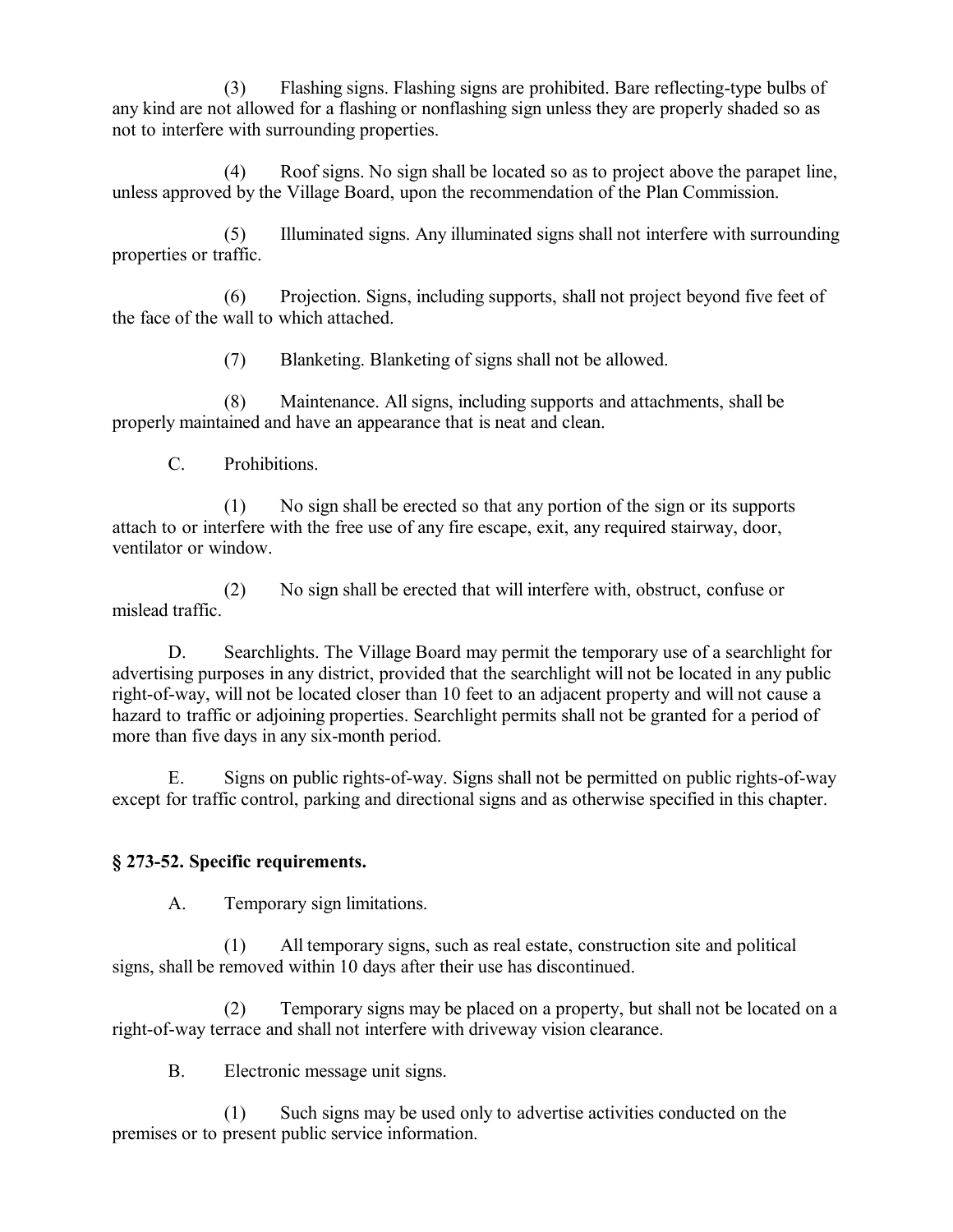(3) Flashing signs. Flashing signs are prohibited. Bare reflecting-type bulbs of any kind are not allowed for a flashing or nonflashing sign unless they are properly shaded so as not to interfere with surrounding properties.

(4) Roof signs. No sign shall be located so as to project above the parapet line, unless approved by the Village Board, upon the recommendation of the Plan Commission.

(5) Illuminated signs. Any illuminated signs shall not interfere with surrounding properties or traffic.

(6) Projection. Signs, including supports, shall not project beyond five feet of the face of the wall to which attached.

(7) Blanketing. Blanketing of signs shall not be allowed.

(8) Maintenance. All signs, including supports and attachments, shall be properly maintained and have an appearance that is neat and clean.

C. Prohibitions.

(1) No sign shall be erected so that any portion of the sign or its supports attach to or interfere with the free use of any fire escape, exit, any required stairway, door, ventilator or window.

(2) No sign shall be erected that will interfere with, obstruct, confuse or mislead traffic.

D. Searchlights. The Village Board may permit the temporary use of a searchlight for advertising purposes in any district, provided that the searchlight will not be located in any public right-of-way, will not be located closer than 10 feet to an adjacent property and will not cause a hazard to traffic or adjoining properties. Searchlight permits shall not be granted for a period of more than five days in any six-month period.

E. Signs on public rights-of-way. Signs shall not be permitted on public rights-of-way except for traffic control, parking and directional signs and as otherwise specified in this chapter.

### § 273-52. Specific requirements.

A. Temporary sign limitations.

(1) All temporary signs, such as real estate, construction site and political signs, shall be removed within 10 days after their use has discontinued.

(2) Temporary signs may be placed on a property, but shall not be located on a right-of-way terrace and shall not interfere with driveway vision clearance.

B. Electronic message unit signs.

(1) Such signs may be used only to advertise activities conducted on the premises or to present public service information.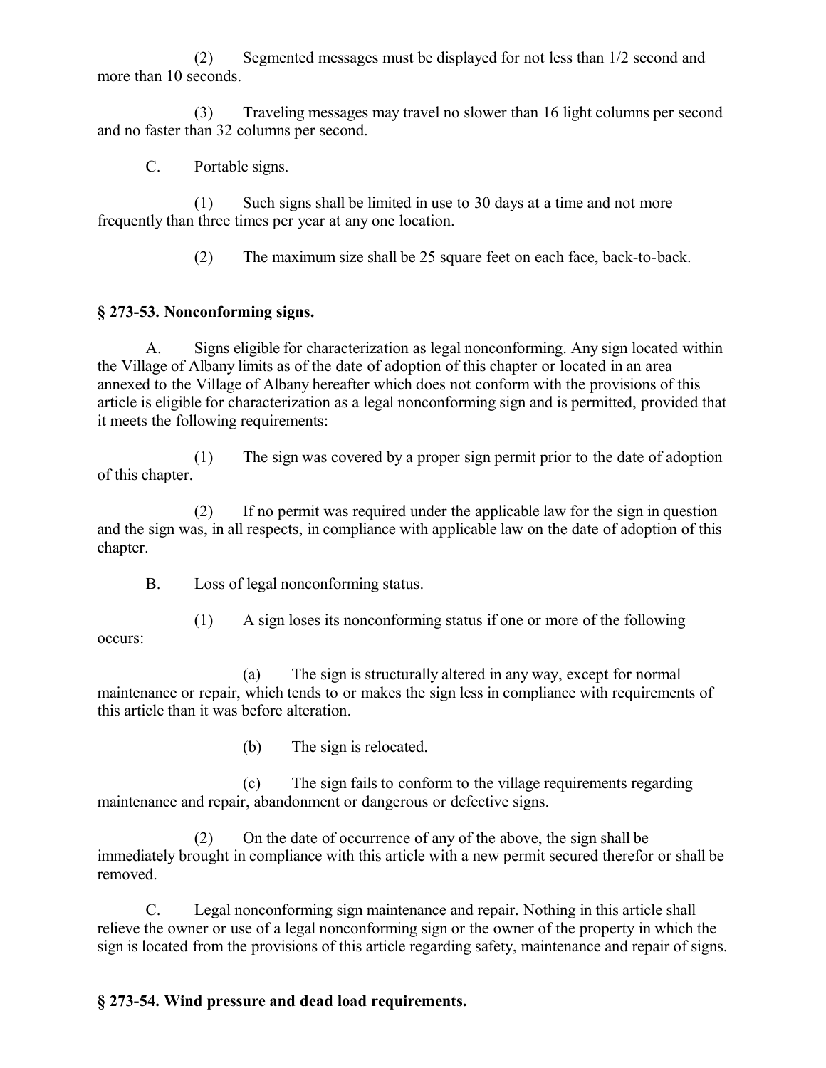(2) Segmented messages must be displayed for not less than 1/2 second and more than 10 seconds.

(3) Traveling messages may travel no slower than 16 light columns per second and no faster than 32 columns per second.

C. Portable signs.

(1) Such signs shall be limited in use to 30 days at a time and not more frequently than three times per year at any one location.

(2) The maximum size shall be 25 square feet on each face, back-to-back.

### § 273-53. Nonconforming signs.

A. Signs eligible for characterization as legal nonconforming. Any sign located within the Village of Albany limits as of the date of adoption of this chapter or located in an area annexed to the Village of Albany hereafter which does not conform with the provisions of this article is eligible for characterization as a legal nonconforming sign and is permitted, provided that it meets the following requirements:

(1) The sign was covered by a proper sign permit prior to the date of adoption of this chapter.

(2) If no permit was required under the applicable law for the sign in question and the sign was, in all respects, in compliance with applicable law on the date of adoption of this chapter.

B. Loss of legal nonconforming status.

(1) A sign loses its nonconforming status if one or more of the following occurs:

(a) The sign is structurally altered in any way, except for normal maintenance or repair, which tends to or makes the sign less in compliance with requirements of this article than it was before alteration.

(b) The sign is relocated.

(c) The sign fails to conform to the village requirements regarding maintenance and repair, abandonment or dangerous or defective signs.

(2) On the date of occurrence of any of the above, the sign shall be immediately brought in compliance with this article with a new permit secured therefor or shall be removed.

C. Legal nonconforming sign maintenance and repair. Nothing in this article shall relieve the owner or use of a legal nonconforming sign or the owner of the property in which the sign is located from the provisions of this article regarding safety, maintenance and repair of signs.

### § 273-54. Wind pressure and dead load requirements.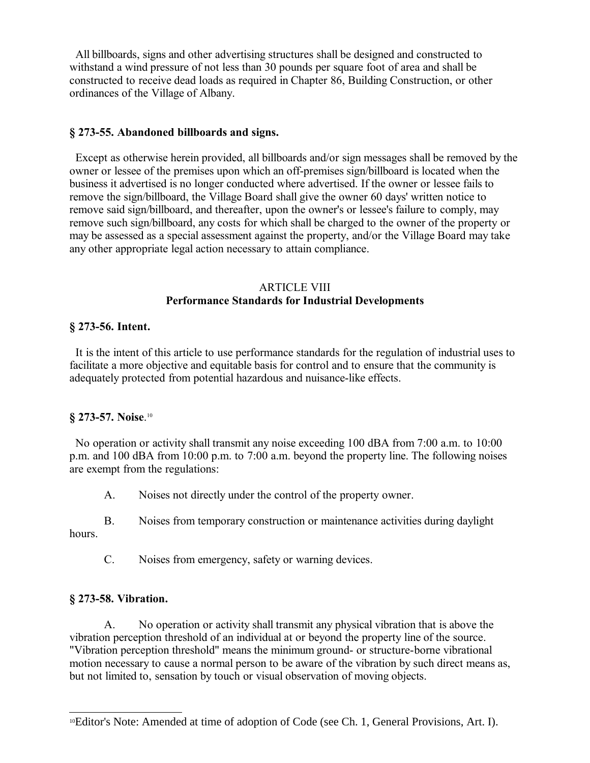All billboards, signs and other advertising structures shall be designed and constructed to withstand a wind pressure of not less than 30 pounds per square foot of area and shall be constructed to receive dead loads as required in Chapter 86, Building Construction, or other ordinances of the Village of Albany.

### § 273-55. Abandoned billboards and signs.

Except as otherwise herein provided, all billboards and/or sign messages shall be removed by the owner or lessee of the premises upon which an off-premises sign/billboard is located when the business it advertised is no longer conducted where advertised. If the owner or lessee fails to remove the sign/billboard, the Village Board shall give the owner 60 days' written notice to remove said sign/billboard, and thereafter, upon the owner's or lessee's failure to comply, may remove such sign/billboard, any costs for which shall be charged to the owner of the property or may be assessed as a special assessment against the property, and/or the Village Board may take any other appropriate legal action necessary to attain compliance.

## ARTICLE VIII
## Performance Standards for Industrial Developments

### § 273-56. Intent.

It is the intent of this article to use performance standards for the regulation of industrial uses to facilitate a more objective and equitable basis for control and to ensure that the community is adequately protected from potential hazardous and nuisance-like effects.

### § 273-57. Noise.[10]

No operation or activity shall transmit any noise exceeding 100 dBA from 7:00 a.m. to 10:00 p.m. and 100 dBA from 10:00 p.m. to 7:00 a.m. beyond the property line. The following noises are exempt from the regulations:

A. Noises not directly under the control of the property owner.

B. Noises from temporary construction or maintenance activities during daylight hours.

C. Noises from emergency, safety or warning devices.

### § 273-58. Vibration.

A. No operation or activity shall transmit any physical vibration that is above the vibration perception threshold of an individual at or beyond the property line of the source. "Vibration perception threshold" means the minimum ground- or structure-borne vibrational motion necessary to cause a normal person to be aware of the vibration by such direct means as, but not limited to, sensation by touch or visual observation of moving objects.

---

[10] Editor's Note: Amended at time of adoption of Code (see Ch. 1, General Provisions, Art. I).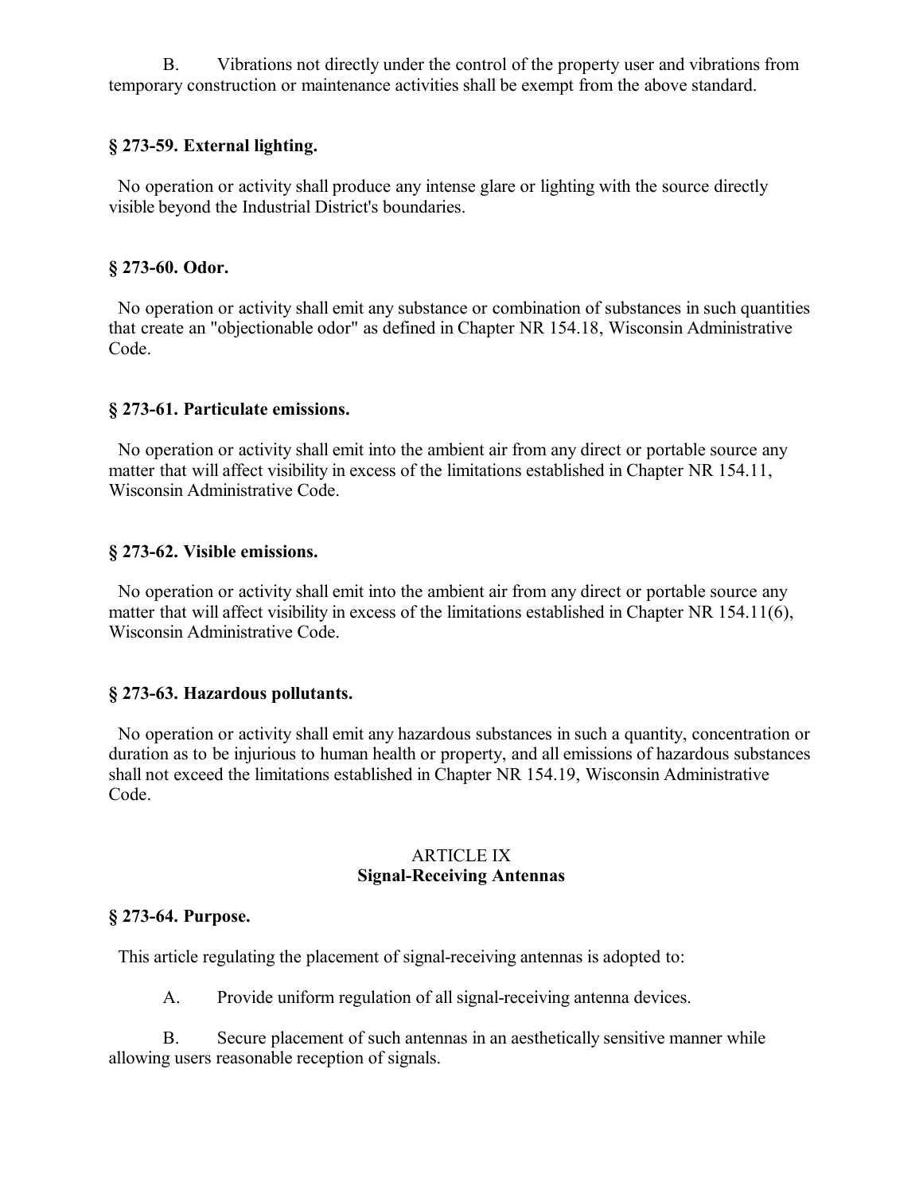B. Vibrations not directly under the control of the property user and vibrations from temporary construction or maintenance activities shall be exempt from the above standard.

### § 273-59. External lighting.

No operation or activity shall produce any intense glare or lighting with the source directly visible beyond the Industrial District's boundaries.

### § 273-60. Odor.

No operation or activity shall emit any substance or combination of substances in such quantities that create an "objectionable odor" as defined in Chapter NR 154.18, Wisconsin Administrative Code.

### § 273-61. Particulate emissions.

No operation or activity shall emit into the ambient air from any direct or portable source any matter that will affect visibility in excess of the limitations established in Chapter NR 154.11, Wisconsin Administrative Code.

### § 273-62. Visible emissions.

No operation or activity shall emit into the ambient air from any direct or portable source any matter that will affect visibility in excess of the limitations established in Chapter NR 154.11(6), Wisconsin Administrative Code.

### § 273-63. Hazardous pollutants.

No operation or activity shall emit any hazardous substances in such a quantity, concentration or duration as to be injurious to human health or property, and all emissions of hazardous substances shall not exceed the limitations established in Chapter NR 154.19, Wisconsin Administrative Code.

## ARTICLE IX
## Signal-Receiving Antennas

### § 273-64. Purpose.

This article regulating the placement of signal-receiving antennas is adopted to:

A. Provide uniform regulation of all signal-receiving antenna devices.

B. Secure placement of such antennas in an aesthetically sensitive manner while allowing users reasonable reception of signals.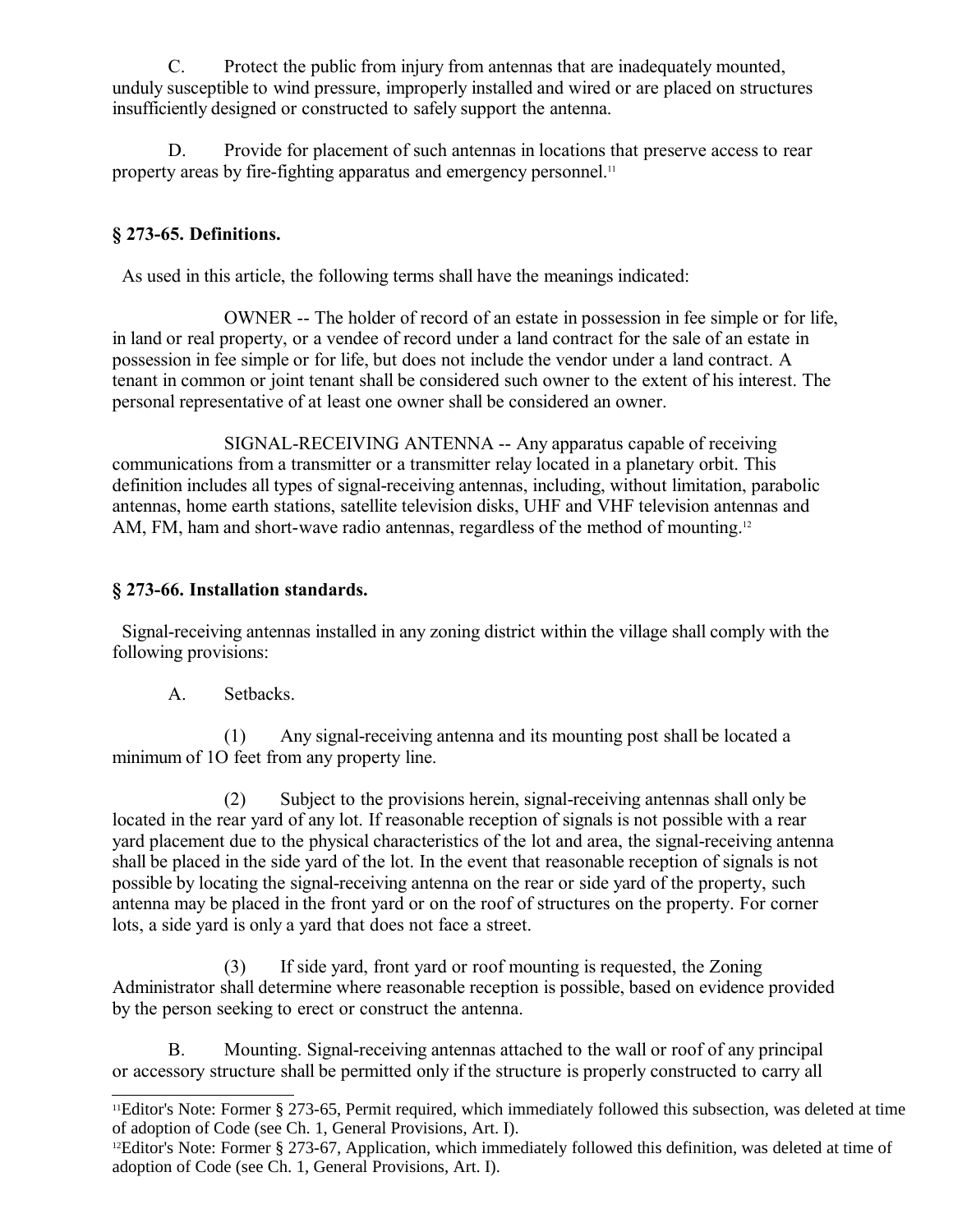C. Protect the public from injury from antennas that are inadequately mounted, unduly susceptible to wind pressure, improperly installed and wired or are placed on structures insufficiently designed or constructed to safely support the antenna.

D. Provide for placement of such antennas in locations that preserve access to rear property areas by fire-fighting apparatus and emergency personnel.[11]

### § 273-65. Definitions.

As used in this article, the following terms shall have the meanings indicated:

OWNER -- The holder of record of an estate in possession in fee simple or for life, in land or real property, or a vendee of record under a land contract for the sale of an estate in possession in fee simple or for life, but does not include the vendor under a land contract. A tenant in common or joint tenant shall be considered such owner to the extent of his interest. The personal representative of at least one owner shall be considered an owner.

SIGNAL-RECEIVING ANTENNA -- Any apparatus capable of receiving communications from a transmitter or a transmitter relay located in a planetary orbit. This definition includes all types of signal-receiving antennas, including, without limitation, parabolic antennas, home earth stations, satellite television disks, UHF and VHF television antennas and AM, FM, ham and short-wave radio antennas, regardless of the method of mounting.[12]

### § 273-66. Installation standards.

Signal-receiving antennas installed in any zoning district within the village shall comply with the following provisions:

A. Setbacks.

(1) Any signal-receiving antenna and its mounting post shall be located a minimum of 1O feet from any property line.

(2) Subject to the provisions herein, signal-receiving antennas shall only be located in the rear yard of any lot. If reasonable reception of signals is not possible with a rear yard placement due to the physical characteristics of the lot and area, the signal-receiving antenna shall be placed in the side yard of the lot. In the event that reasonable reception of signals is not possible by locating the signal-receiving antenna on the rear or side yard of the property, such antenna may be placed in the front yard or on the roof of structures on the property. For corner lots, a side yard is only a yard that does not face a street.

(3) If side yard, front yard or roof mounting is requested, the Zoning Administrator shall determine where reasonable reception is possible, based on evidence provided by the person seeking to erect or construct the antenna.

B. Mounting. Signal-receiving antennas attached to the wall or roof of any principal or accessory structure shall be permitted only if the structure is properly constructed to carry all

---

[11] Editor's Note: Former § 273-65, Permit required, which immediately followed this subsection, was deleted at time of adoption of Code (see Ch. 1, General Provisions, Art. I).

[12] Editor's Note: Former § 273-67, Application, which immediately followed this definition, was deleted at time of adoption of Code (see Ch. 1, General Provisions, Art. I).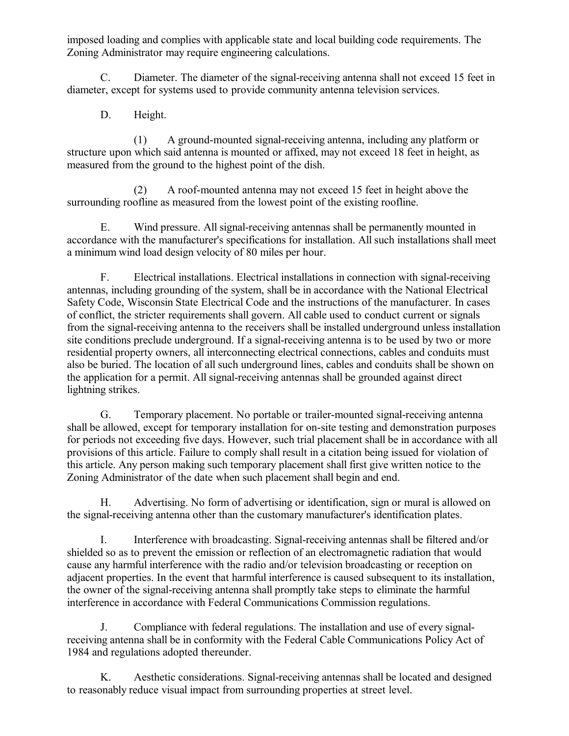imposed loading and complies with applicable state and local building code requirements. The Zoning Administrator may require engineering calculations.

C. Diameter. The diameter of the signal-receiving antenna shall not exceed 15 feet in diameter, except for systems used to provide community antenna television services.

D. Height.

(1) A ground-mounted signal-receiving antenna, including any platform or structure upon which said antenna is mounted or affixed, may not exceed 18 feet in height, as measured from the ground to the highest point of the dish.

(2) A roof-mounted antenna may not exceed 15 feet in height above the surrounding roofline as measured from the lowest point of the existing roofline.

E. Wind pressure. All signal-receiving antennas shall be permanently mounted in accordance with the manufacturer's specifications for installation. All such installations shall meet a minimum wind load design velocity of 80 miles per hour.

F. Electrical installations. Electrical installations in connection with signal-receiving antennas, including grounding of the system, shall be in accordance with the National Electrical Safety Code, Wisconsin State Electrical Code and the instructions of the manufacturer. In cases of conflict, the stricter requirements shall govern. All cable used to conduct current or signals from the signal-receiving antenna to the receivers shall be installed underground unless installation site conditions preclude underground. If a signal-receiving antenna is to be used by two or more residential property owners, all interconnecting electrical connections, cables and conduits must also be buried. The location of all such underground lines, cables and conduits shall be shown on the application for a permit. All signal-receiving antennas shall be grounded against direct lightning strikes.

G. Temporary placement. No portable or trailer-mounted signal-receiving antenna shall be allowed, except for temporary installation for on-site testing and demonstration purposes for periods not exceeding five days. However, such trial placement shall be in accordance with all provisions of this article. Failure to comply shall result in a citation being issued for violation of this article. Any person making such temporary placement shall first give written notice to the Zoning Administrator of the date when such placement shall begin and end.

H. Advertising. No form of advertising or identification, sign or mural is allowed on the signal-receiving antenna other than the customary manufacturer's identification plates.

I. Interference with broadcasting. Signal-receiving antennas shall be filtered and/or shielded so as to prevent the emission or reflection of an electromagnetic radiation that would cause any harmful interference with the radio and/or television broadcasting or reception on adjacent properties. In the event that harmful interference is caused subsequent to its installation, the owner of the signal-receiving antenna shall promptly take steps to eliminate the harmful interference in accordance with Federal Communications Commission regulations.

J. Compliance with federal regulations. The installation and use of every signal-receiving antenna shall be in conformity with the Federal Cable Communications Policy Act of 1984 and regulations adopted thereunder.

K. Aesthetic considerations. Signal-receiving antennas shall be located and designed to reasonably reduce visual impact from surrounding properties at street level.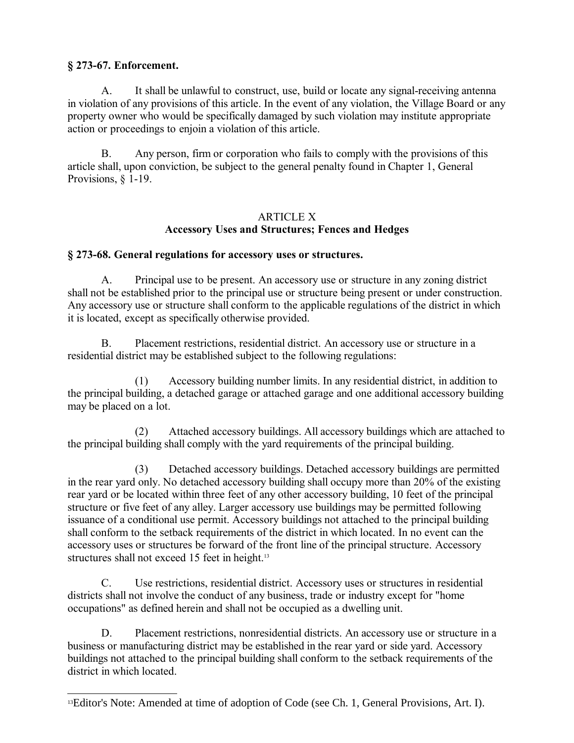**§ 273-67. Enforcement.**

A. It shall be unlawful to construct, use, build or locate any signal-receiving antenna in violation of any provisions of this article. In the event of any violation, the Village Board or any property owner who would be specifically damaged by such violation may institute appropriate action or proceedings to enjoin a violation of this article.

B. Any person, firm or corporation who fails to comply with the provisions of this article shall, upon conviction, be subject to the general penalty found in Chapter 1, General Provisions, § 1-19.

## ARTICLE X
## Accessory Uses and Structures; Fences and Hedges

**§ 273-68. General regulations for accessory uses or structures.**

A. Principal use to be present. An accessory use or structure in any zoning district shall not be established prior to the principal use or structure being present or under construction. Any accessory use or structure shall conform to the applicable regulations of the district in which it is located, except as specifically otherwise provided.

B. Placement restrictions, residential district. An accessory use or structure in a residential district may be established subject to the following regulations:

(1) Accessory building number limits. In any residential district, in addition to the principal building, a detached garage or attached garage and one additional accessory building may be placed on a lot.

(2) Attached accessory buildings. All accessory buildings which are attached to the principal building shall comply with the yard requirements of the principal building.

(3) Detached accessory buildings. Detached accessory buildings are permitted in the rear yard only. No detached accessory building shall occupy more than 20% of the existing rear yard or be located within three feet of any other accessory building, 10 feet of the principal structure or five feet of any alley. Larger accessory use buildings may be permitted following issuance of a conditional use permit. Accessory buildings not attached to the principal building shall conform to the setback requirements of the district in which located. In no event can the accessory uses or structures be forward of the front line of the principal structure. Accessory structures shall not exceed 15 feet in height.[13]

C. Use restrictions, residential district. Accessory uses or structures in residential districts shall not involve the conduct of any business, trade or industry except for "home occupations" as defined herein and shall not be occupied as a dwelling unit.

D. Placement restrictions, nonresidential districts. An accessory use or structure in a business or manufacturing district may be established in the rear yard or side yard. Accessory buildings not attached to the principal building shall conform to the setback requirements of the district in which located.

---

[13] Editor's Note: Amended at time of adoption of Code (see Ch. 1, General Provisions, Art. I).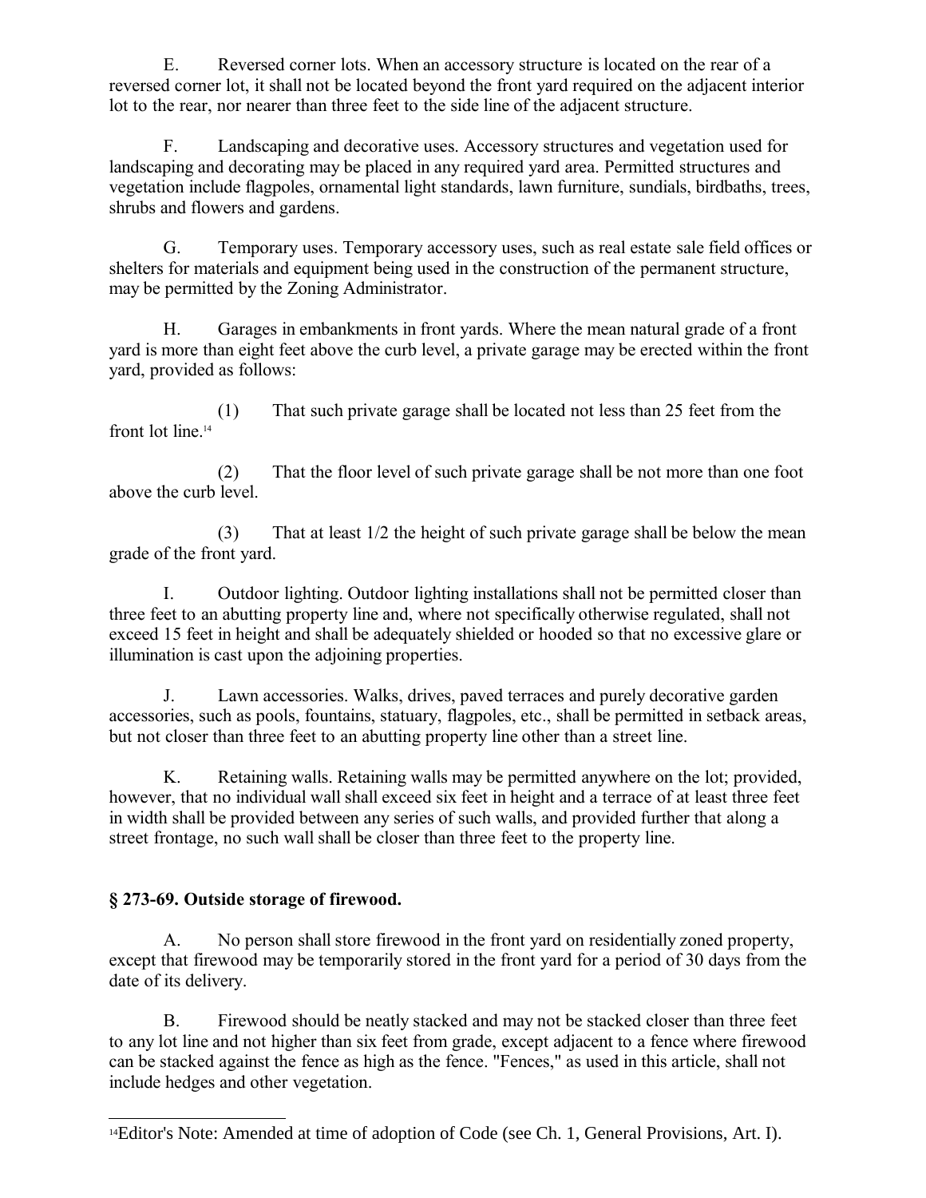E. Reversed corner lots. When an accessory structure is located on the rear of a reversed corner lot, it shall not be located beyond the front yard required on the adjacent interior lot to the rear, nor nearer than three feet to the side line of the adjacent structure.

F. Landscaping and decorative uses. Accessory structures and vegetation used for landscaping and decorating may be placed in any required yard area. Permitted structures and vegetation include flagpoles, ornamental light standards, lawn furniture, sundials, birdbaths, trees, shrubs and flowers and gardens.

G. Temporary uses. Temporary accessory uses, such as real estate sale field offices or shelters for materials and equipment being used in the construction of the permanent structure, may be permitted by the Zoning Administrator.

H. Garages in embankments in front yards. Where the mean natural grade of a front yard is more than eight feet above the curb level, a private garage may be erected within the front yard, provided as follows:

(1) That such private garage shall be located not less than 25 feet from the front lot line.[14]

(2) That the floor level of such private garage shall be not more than one foot above the curb level.

(3) That at least 1/2 the height of such private garage shall be below the mean grade of the front yard.

I. Outdoor lighting. Outdoor lighting installations shall not be permitted closer than three feet to an abutting property line and, where not specifically otherwise regulated, shall not exceed 15 feet in height and shall be adequately shielded or hooded so that no excessive glare or illumination is cast upon the adjoining properties.

J. Lawn accessories. Walks, drives, paved terraces and purely decorative garden accessories, such as pools, fountains, statuary, flagpoles, etc., shall be permitted in setback areas, but not closer than three feet to an abutting property line other than a street line.

K. Retaining walls. Retaining walls may be permitted anywhere on the lot; provided, however, that no individual wall shall exceed six feet in height and a terrace of at least three feet in width shall be provided between any series of such walls, and provided further that along a street frontage, no such wall shall be closer than three feet to the property line.

### § 273-69. Outside storage of firewood.

A. No person shall store firewood in the front yard on residentially zoned property, except that firewood may be temporarily stored in the front yard for a period of 30 days from the date of its delivery.

B. Firewood should be neatly stacked and may not be stacked closer than three feet to any lot line and not higher than six feet from grade, except adjacent to a fence where firewood can be stacked against the fence as high as the fence. "Fences," as used in this article, shall not include hedges and other vegetation.

---

[14] Editor's Note: Amended at time of adoption of Code (see Ch. 1, General Provisions, Art. I).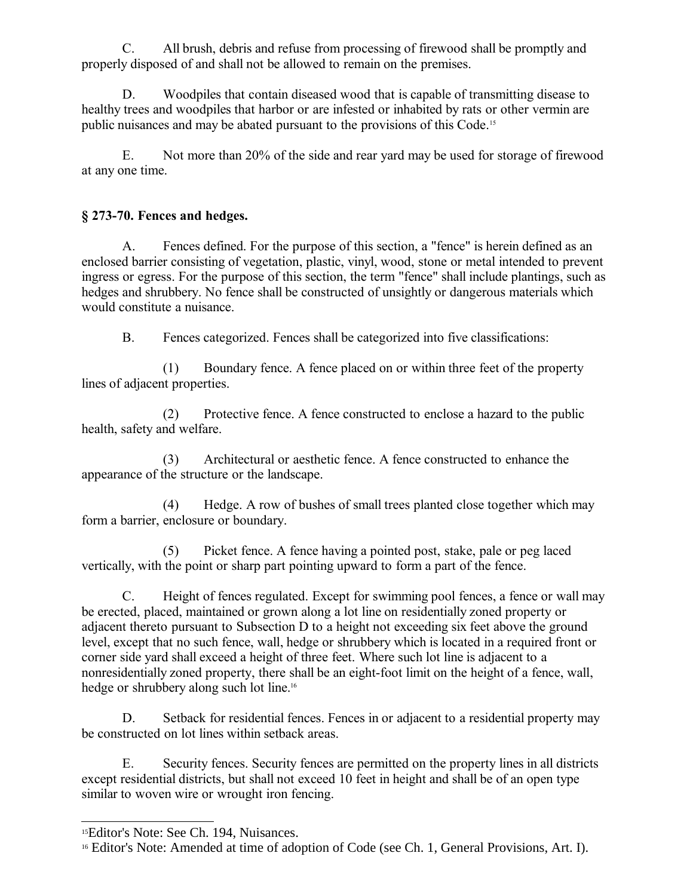C. All brush, debris and refuse from processing of firewood shall be promptly and properly disposed of and shall not be allowed to remain on the premises.

D. Woodpiles that contain diseased wood that is capable of transmitting disease to healthy trees and woodpiles that harbor or are infested or inhabited by rats or other vermin are public nuisances and may be abated pursuant to the provisions of this Code.[15]

E. Not more than 20% of the side and rear yard may be used for storage of firewood at any one time.

**§ 273-70. Fences and hedges.**

A. Fences defined. For the purpose of this section, a "fence" is herein defined as an enclosed barrier consisting of vegetation, plastic, vinyl, wood, stone or metal intended to prevent ingress or egress. For the purpose of this section, the term "fence" shall include plantings, such as hedges and shrubbery. No fence shall be constructed of unsightly or dangerous materials which would constitute a nuisance.

B. Fences categorized. Fences shall be categorized into five classifications:

(1) Boundary fence. A fence placed on or within three feet of the property lines of adjacent properties.

(2) Protective fence. A fence constructed to enclose a hazard to the public health, safety and welfare.

(3) Architectural or aesthetic fence. A fence constructed to enhance the appearance of the structure or the landscape.

(4) Hedge. A row of bushes of small trees planted close together which may form a barrier, enclosure or boundary.

(5) Picket fence. A fence having a pointed post, stake, pale or peg laced vertically, with the point or sharp part pointing upward to form a part of the fence.

C. Height of fences regulated. Except for swimming pool fences, a fence or wall may be erected, placed, maintained or grown along a lot line on residentially zoned property or adjacent thereto pursuant to Subsection D to a height not exceeding six feet above the ground level, except that no such fence, wall, hedge or shrubbery which is located in a required front or corner side yard shall exceed a height of three feet. Where such lot line is adjacent to a nonresidentially zoned property, there shall be an eight-foot limit on the height of a fence, wall, hedge or shrubbery along such lot line.[16]

D. Setback for residential fences. Fences in or adjacent to a residential property may be constructed on lot lines within setback areas.

E. Security fences. Security fences are permitted on the property lines in all districts except residential districts, but shall not exceed 10 feet in height and shall be of an open type similar to woven wire or wrought iron fencing.

---

[15] Editor's Note: See Ch. 194, Nuisances.

[16] Editor's Note: Amended at time of adoption of Code (see Ch. 1, General Provisions, Art. I).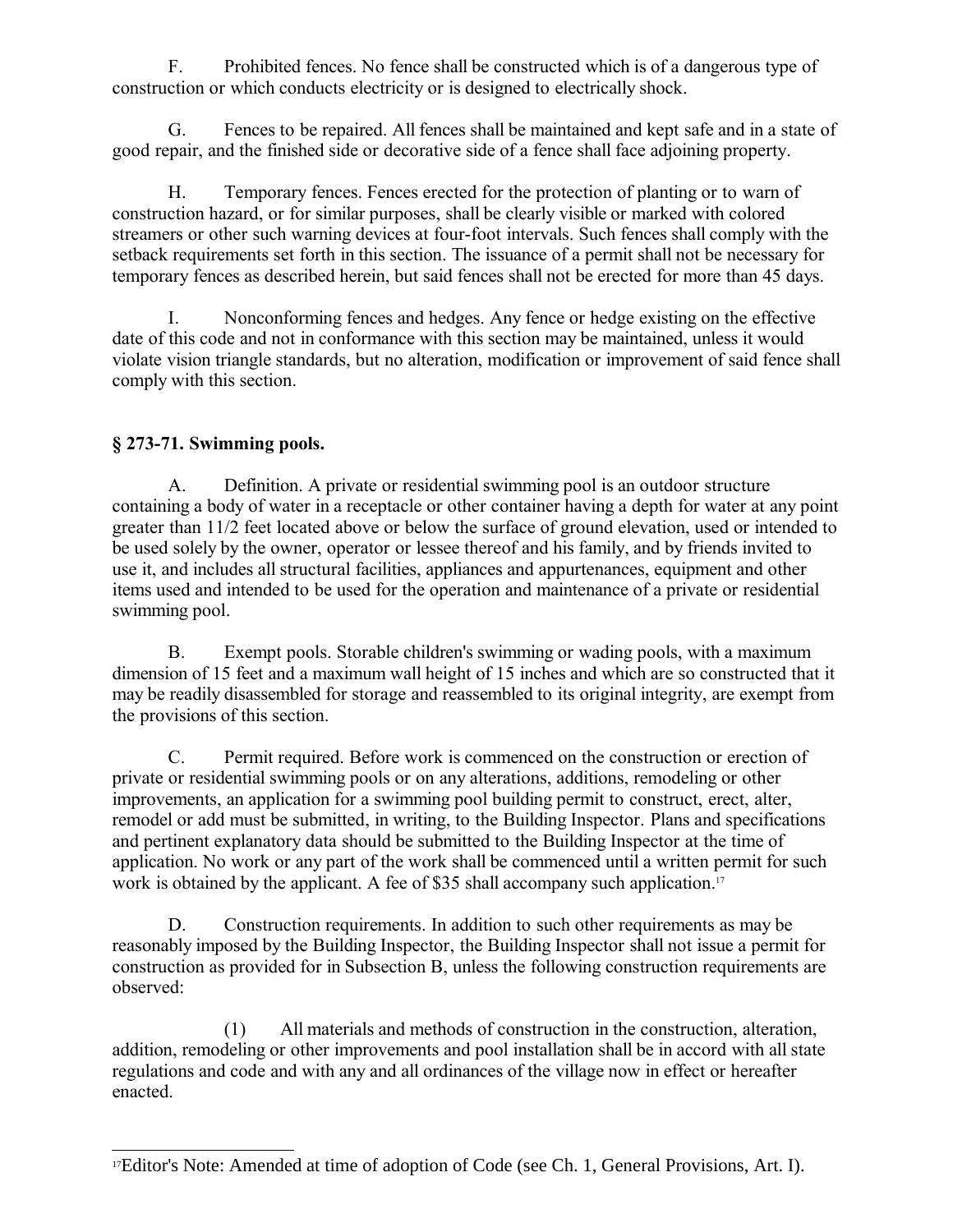F. Prohibited fences. No fence shall be constructed which is of a dangerous type of construction or which conducts electricity or is designed to electrically shock.

G. Fences to be repaired. All fences shall be maintained and kept safe and in a state of good repair, and the finished side or decorative side of a fence shall face adjoining property.

H. Temporary fences. Fences erected for the protection of planting or to warn of construction hazard, or for similar purposes, shall be clearly visible or marked with colored streamers or other such warning devices at four-foot intervals. Such fences shall comply with the setback requirements set forth in this section. The issuance of a permit shall not be necessary for temporary fences as described herein, but said fences shall not be erected for more than 45 days.

I. Nonconforming fences and hedges. Any fence or hedge existing on the effective date of this code and not in conformance with this section may be maintained, unless it would violate vision triangle standards, but no alteration, modification or improvement of said fence shall comply with this section.

### § 273-71. Swimming pools.

A. Definition. A private or residential swimming pool is an outdoor structure containing a body of water in a receptacle or other container having a depth for water at any point greater than 11/2 feet located above or below the surface of ground elevation, used or intended to be used solely by the owner, operator or lessee thereof and his family, and by friends invited to use it, and includes all structural facilities, appliances and appurtenances, equipment and other items used and intended to be used for the operation and maintenance of a private or residential swimming pool.

B. Exempt pools. Storable children's swimming or wading pools, with a maximum dimension of 15 feet and a maximum wall height of 15 inches and which are so constructed that it may be readily disassembled for storage and reassembled to its original integrity, are exempt from the provisions of this section.

C. Permit required. Before work is commenced on the construction or erection of private or residential swimming pools or on any alterations, additions, remodeling or other improvements, an application for a swimming pool building permit to construct, erect, alter, remodel or add must be submitted, in writing, to the Building Inspector. Plans and specifications and pertinent explanatory data should be submitted to the Building Inspector at the time of application. No work or any part of the work shall be commenced until a written permit for such work is obtained by the applicant. A fee of $35 shall accompany such application.[17]

D. Construction requirements. In addition to such other requirements as may be reasonably imposed by the Building Inspector, the Building Inspector shall not issue a permit for construction as provided for in Subsection B, unless the following construction requirements are observed:

(1) All materials and methods of construction in the construction, alteration, addition, remodeling or other improvements and pool installation shall be in accord with all state regulations and code and with any and all ordinances of the village now in effect or hereafter enacted.

[17]Editor's Note: Amended at time of adoption of Code (see Ch. 1, General Provisions, Art. I).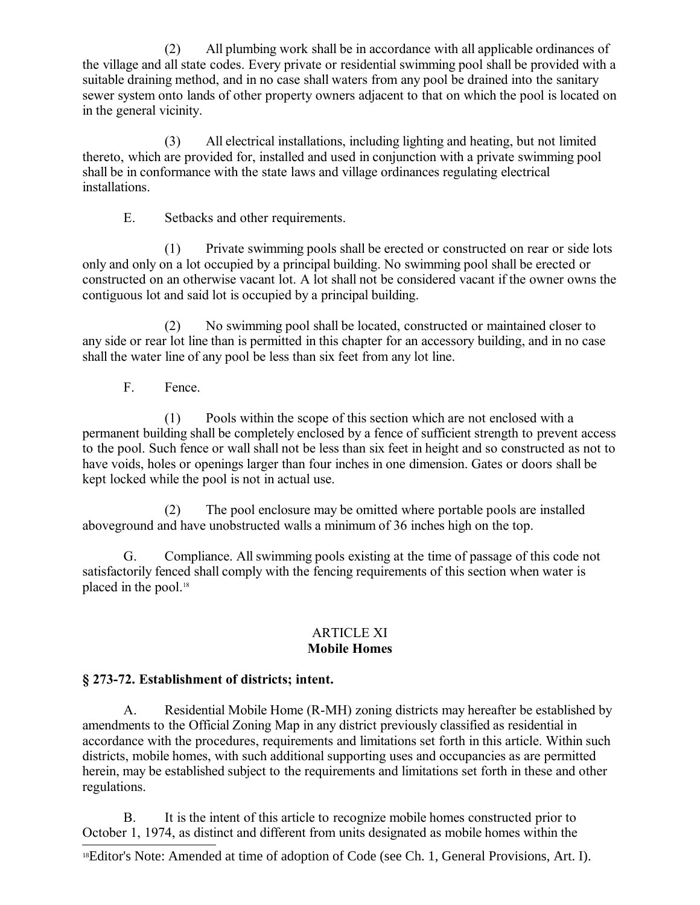(2) All plumbing work shall be in accordance with all applicable ordinances of the village and all state codes. Every private or residential swimming pool shall be provided with a suitable draining method, and in no case shall waters from any pool be drained into the sanitary sewer system onto lands of other property owners adjacent to that on which the pool is located on in the general vicinity.

(3) All electrical installations, including lighting and heating, but not limited thereto, which are provided for, installed and used in conjunction with a private swimming pool shall be in conformance with the state laws and village ordinances regulating electrical installations.

E. Setbacks and other requirements.

(1) Private swimming pools shall be erected or constructed on rear or side lots only and only on a lot occupied by a principal building. No swimming pool shall be erected or constructed on an otherwise vacant lot. A lot shall not be considered vacant if the owner owns the contiguous lot and said lot is occupied by a principal building.

(2) No swimming pool shall be located, constructed or maintained closer to any side or rear lot line than is permitted in this chapter for an accessory building, and in no case shall the water line of any pool be less than six feet from any lot line.

F. Fence.

(1) Pools within the scope of this section which are not enclosed with a permanent building shall be completely enclosed by a fence of sufficient strength to prevent access to the pool. Such fence or wall shall not be less than six feet in height and so constructed as not to have voids, holes or openings larger than four inches in one dimension. Gates or doors shall be kept locked while the pool is not in actual use.

(2) The pool enclosure may be omitted where portable pools are installed aboveground and have unobstructed walls a minimum of 36 inches high on the top.

G. Compliance. All swimming pools existing at the time of passage of this code not satisfactorily fenced shall comply with the fencing requirements of this section when water is placed in the pool.[18]

## ARTICLE XI
## Mobile Homes

### § 273-72. Establishment of districts; intent.

A. Residential Mobile Home (R-MH) zoning districts may hereafter be established by amendments to the Official Zoning Map in any district previously classified as residential in accordance with the procedures, requirements and limitations set forth in this article. Within such districts, mobile homes, with such additional supporting uses and occupancies as are permitted herein, may be established subject to the requirements and limitations set forth in these and other regulations.

B. It is the intent of this article to recognize mobile homes constructed prior to October 1, 1974, as distinct and different from units designated as mobile homes within the

[18] Editor's Note: Amended at time of adoption of Code (see Ch. 1, General Provisions, Art. I).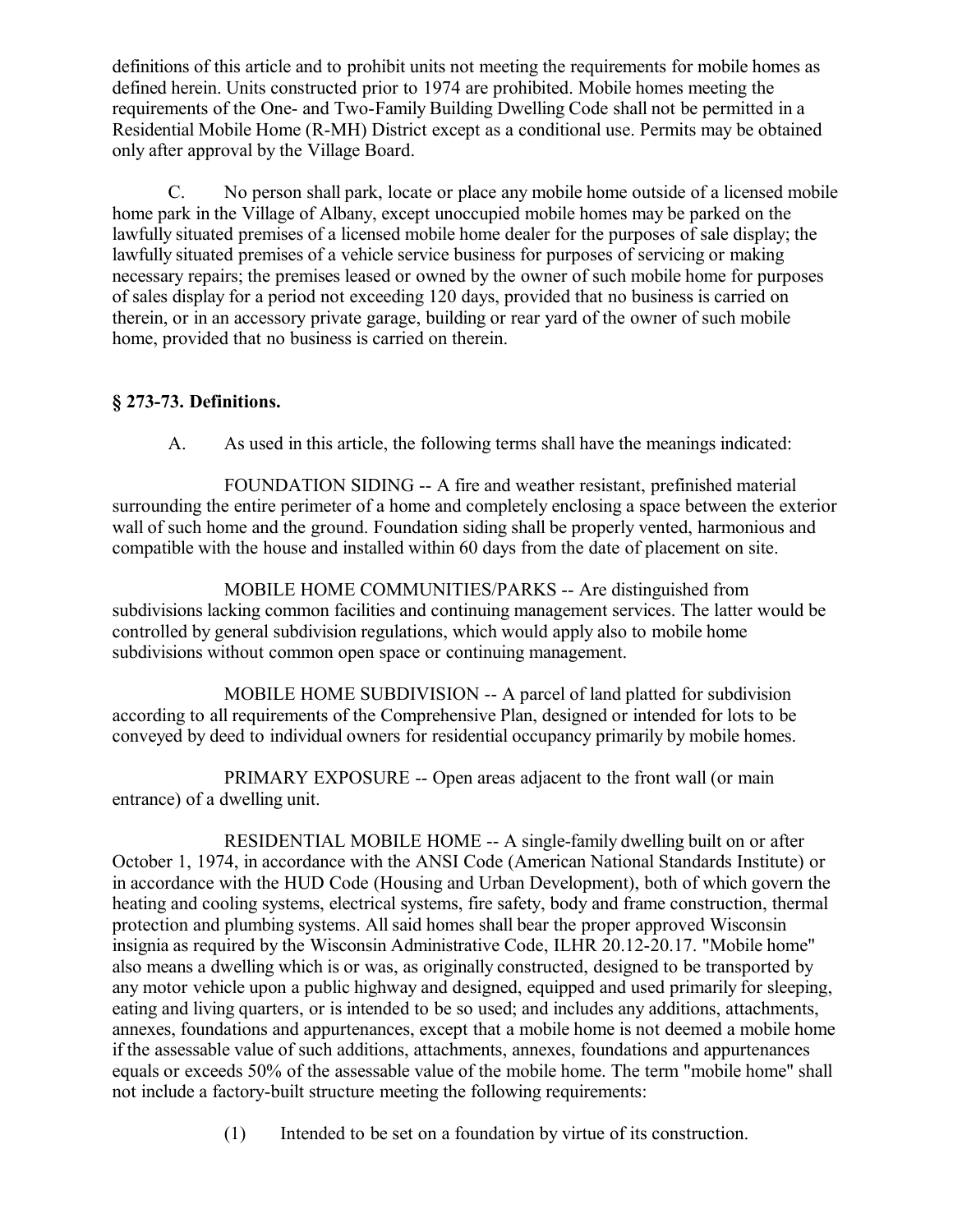definitions of this article and to prohibit units not meeting the requirements for mobile homes as defined herein. Units constructed prior to 1974 are prohibited. Mobile homes meeting the requirements of the One- and Two-Family Building Dwelling Code shall not be permitted in a Residential Mobile Home (R-MH) District except as a conditional use. Permits may be obtained only after approval by the Village Board.

C. No person shall park, locate or place any mobile home outside of a licensed mobile home park in the Village of Albany, except unoccupied mobile homes may be parked on the lawfully situated premises of a licensed mobile home dealer for the purposes of sale display; the lawfully situated premises of a vehicle service business for purposes of servicing or making necessary repairs; the premises leased or owned by the owner of such mobile home for purposes of sales display for a period not exceeding 120 days, provided that no business is carried on therein, or in an accessory private garage, building or rear yard of the owner of such mobile home, provided that no business is carried on therein.

### § 273-73. Definitions.

A. As used in this article, the following terms shall have the meanings indicated:

FOUNDATION SIDING -- A fire and weather resistant, prefinished material surrounding the entire perimeter of a home and completely enclosing a space between the exterior wall of such home and the ground. Foundation siding shall be properly vented, harmonious and compatible with the house and installed within 60 days from the date of placement on site.

MOBILE HOME COMMUNITIES/PARKS -- Are distinguished from subdivisions lacking common facilities and continuing management services. The latter would be controlled by general subdivision regulations, which would apply also to mobile home subdivisions without common open space or continuing management.

MOBILE HOME SUBDIVISION -- A parcel of land platted for subdivision according to all requirements of the Comprehensive Plan, designed or intended for lots to be conveyed by deed to individual owners for residential occupancy primarily by mobile homes.

PRIMARY EXPOSURE -- Open areas adjacent to the front wall (or main entrance) of a dwelling unit.

RESIDENTIAL MOBILE HOME -- A single-family dwelling built on or after October 1, 1974, in accordance with the ANSI Code (American National Standards Institute) or in accordance with the HUD Code (Housing and Urban Development), both of which govern the heating and cooling systems, electrical systems, fire safety, body and frame construction, thermal protection and plumbing systems. All said homes shall bear the proper approved Wisconsin insignia as required by the Wisconsin Administrative Code, ILHR 20.12-20.17. "Mobile home" also means a dwelling which is or was, as originally constructed, designed to be transported by any motor vehicle upon a public highway and designed, equipped and used primarily for sleeping, eating and living quarters, or is intended to be so used; and includes any additions, attachments, annexes, foundations and appurtenances, except that a mobile home is not deemed a mobile home if the assessable value of such additions, attachments, annexes, foundations and appurtenances equals or exceeds 50% of the assessable value of the mobile home. The term "mobile home" shall not include a factory-built structure meeting the following requirements:

(1) Intended to be set on a foundation by virtue of its construction.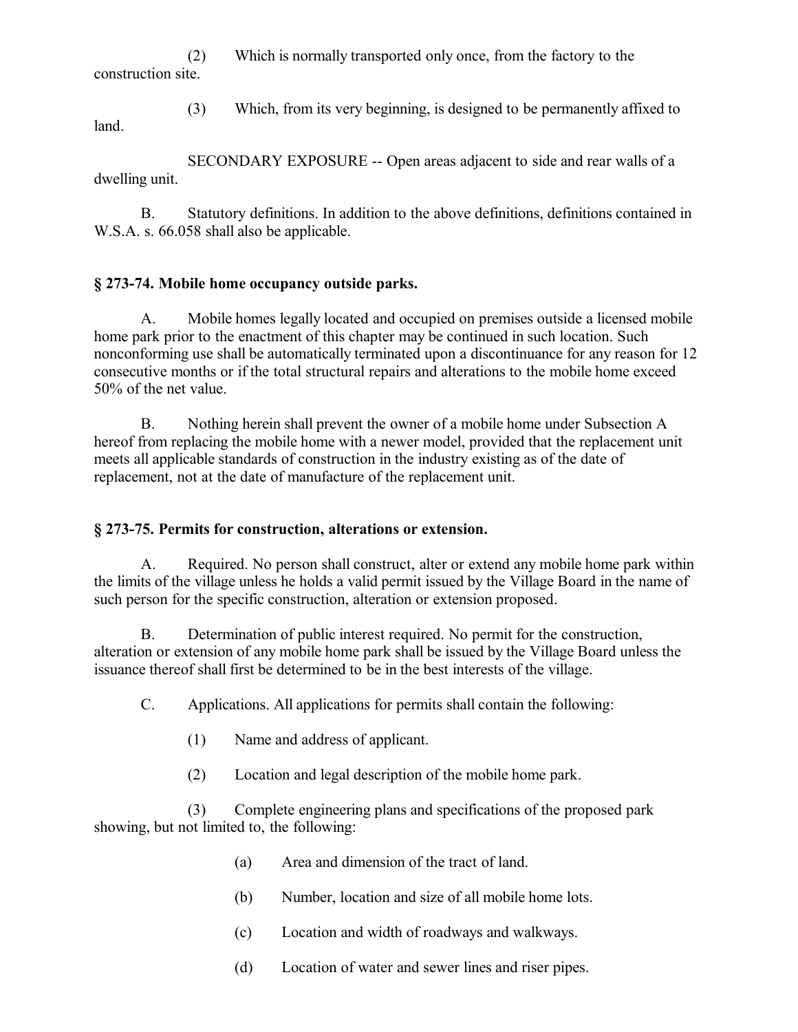(2) Which is normally transported only once, from the factory to the construction site.

(3) Which, from its very beginning, is designed to be permanently affixed to land.

SECONDARY EXPOSURE -- Open areas adjacent to side and rear walls of a dwelling unit.

B. Statutory definitions. In addition to the above definitions, definitions contained in W.S.A. s. 66.058 shall also be applicable.

### § 273-74. Mobile home occupancy outside parks.

A. Mobile homes legally located and occupied on premises outside a licensed mobile home park prior to the enactment of this chapter may be continued in such location. Such nonconforming use shall be automatically terminated upon a discontinuance for any reason for 12 consecutive months or if the total structural repairs and alterations to the mobile home exceed 50% of the net value.

B. Nothing herein shall prevent the owner of a mobile home under Subsection A hereof from replacing the mobile home with a newer model, provided that the replacement unit meets all applicable standards of construction in the industry existing as of the date of replacement, not at the date of manufacture of the replacement unit.

### § 273-75. Permits for construction, alterations or extension.

A. Required. No person shall construct, alter or extend any mobile home park within the limits of the village unless he holds a valid permit issued by the Village Board in the name of such person for the specific construction, alteration or extension proposed.

B. Determination of public interest required. No permit for the construction, alteration or extension of any mobile home park shall be issued by the Village Board unless the issuance thereof shall first be determined to be in the best interests of the village.

C. Applications. All applications for permits shall contain the following:

(1) Name and address of applicant.

(2) Location and legal description of the mobile home park.

(3) Complete engineering plans and specifications of the proposed park showing, but not limited to, the following:

(a) Area and dimension of the tract of land.

(b) Number, location and size of all mobile home lots.

(c) Location and width of roadways and walkways.

(d) Location of water and sewer lines and riser pipes.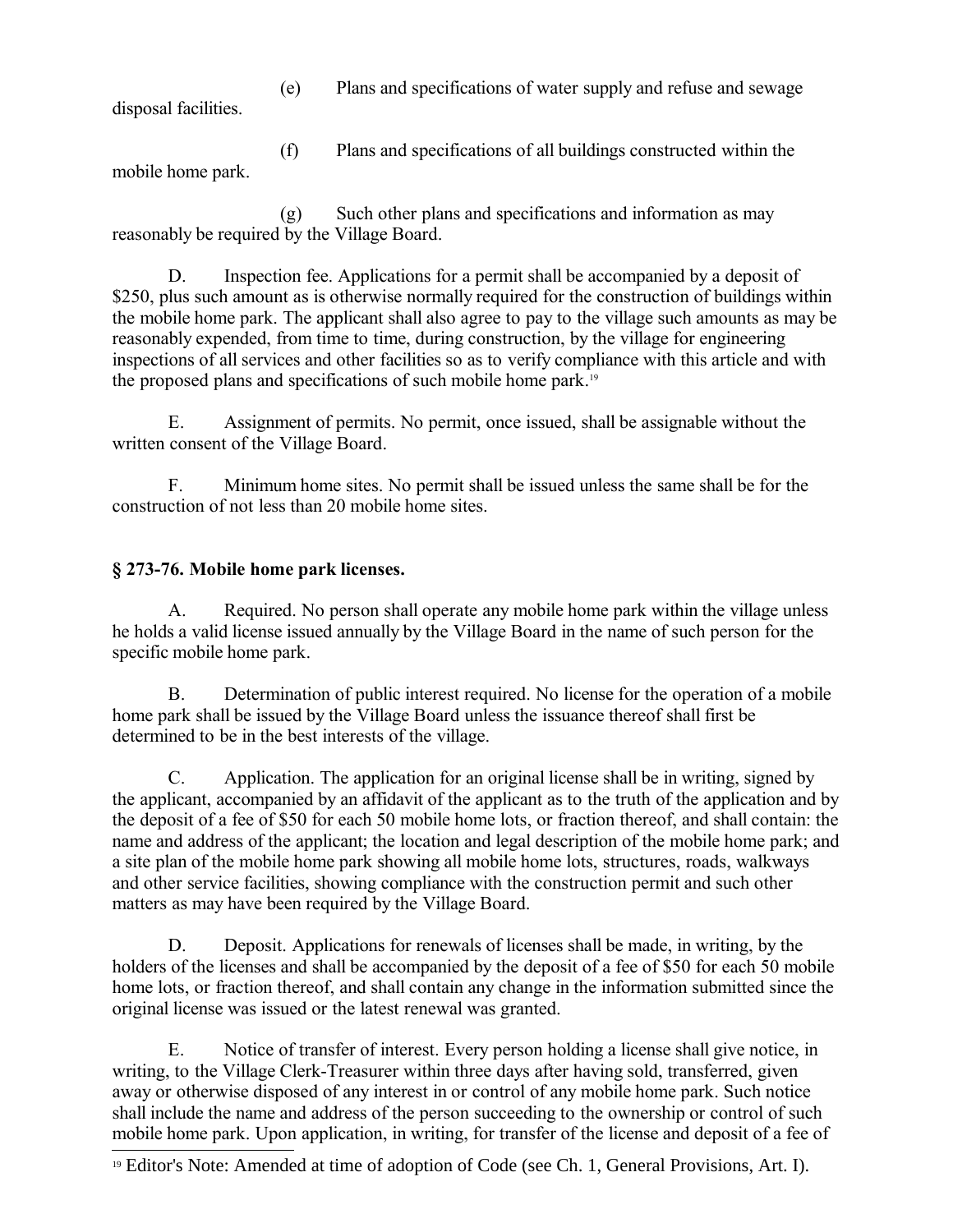(e) Plans and specifications of water supply and refuse and sewage disposal facilities.

(f) Plans and specifications of all buildings constructed within the mobile home park.

(g) Such other plans and specifications and information as may reasonably be required by the Village Board.

D. Inspection fee. Applications for a permit shall be accompanied by a deposit of $250, plus such amount as is otherwise normally required for the construction of buildings within the mobile home park. The applicant shall also agree to pay to the village such amounts as may be reasonably expended, from time to time, during construction, by the village for engineering inspections of all services and other facilities so as to verify compliance with this article and with the proposed plans and specifications of such mobile home park.[19]

E. Assignment of permits. No permit, once issued, shall be assignable without the written consent of the Village Board.

F. Minimum home sites. No permit shall be issued unless the same shall be for the construction of not less than 20 mobile home sites.

**§ 273-76. Mobile home park licenses.**

A. Required. No person shall operate any mobile home park within the village unless he holds a valid license issued annually by the Village Board in the name of such person for the specific mobile home park.

B. Determination of public interest required. No license for the operation of a mobile home park shall be issued by the Village Board unless the issuance thereof shall first be determined to be in the best interests of the village.

C. Application. The application for an original license shall be in writing, signed by the applicant, accompanied by an affidavit of the applicant as to the truth of the application and by the deposit of a fee of $50 for each 50 mobile home lots, or fraction thereof, and shall contain: the name and address of the applicant; the location and legal description of the mobile home park; and a site plan of the mobile home park showing all mobile home lots, structures, roads, walkways and other service facilities, showing compliance with the construction permit and such other matters as may have been required by the Village Board.

D. Deposit. Applications for renewals of licenses shall be made, in writing, by the holders of the licenses and shall be accompanied by the deposit of a fee of $50 for each 50 mobile home lots, or fraction thereof, and shall contain any change in the information submitted since the original license was issued or the latest renewal was granted.

E. Notice of transfer of interest. Every person holding a license shall give notice, in writing, to the Village Clerk-Treasurer within three days after having sold, transferred, given away or otherwise disposed of any interest in or control of any mobile home park. Such notice shall include the name and address of the person succeeding to the ownership or control of such mobile home park. Upon application, in writing, for transfer of the license and deposit of a fee of

[19] Editor's Note: Amended at time of adoption of Code (see Ch. 1, General Provisions, Art. I).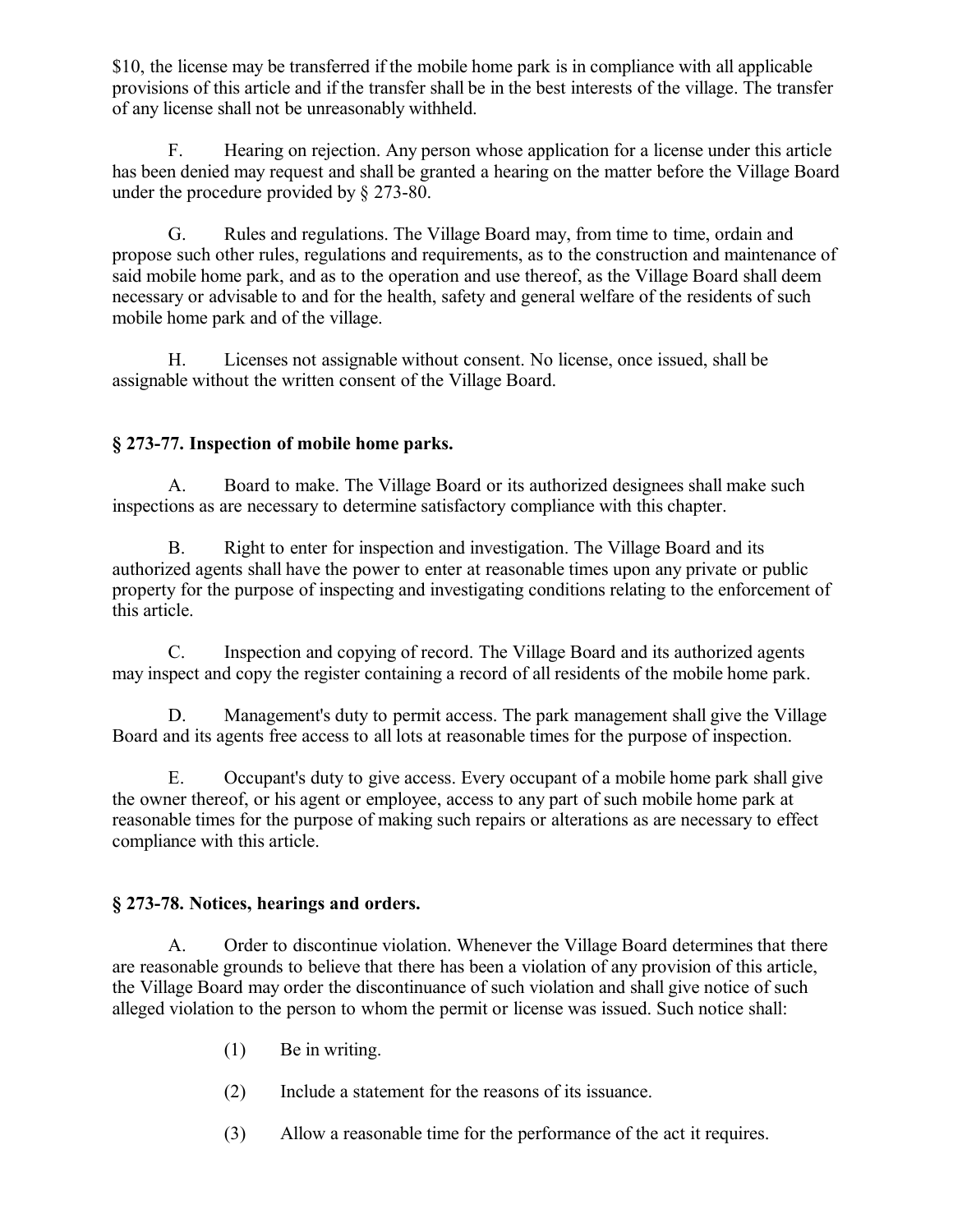$10, the license may be transferred if the mobile home park is in compliance with all applicable provisions of this article and if the transfer shall be in the best interests of the village. The transfer of any license shall not be unreasonably withheld.

F. Hearing on rejection. Any person whose application for a license under this article has been denied may request and shall be granted a hearing on the matter before the Village Board under the procedure provided by § 273-80.

G. Rules and regulations. The Village Board may, from time to time, ordain and propose such other rules, regulations and requirements, as to the construction and maintenance of said mobile home park, and as to the operation and use thereof, as the Village Board shall deem necessary or advisable to and for the health, safety and general welfare of the residents of such mobile home park and of the village.

H. Licenses not assignable without consent. No license, once issued, shall be assignable without the written consent of the Village Board.

### § 273-77. Inspection of mobile home parks.

A. Board to make. The Village Board or its authorized designees shall make such inspections as are necessary to determine satisfactory compliance with this chapter.

B. Right to enter for inspection and investigation. The Village Board and its authorized agents shall have the power to enter at reasonable times upon any private or public property for the purpose of inspecting and investigating conditions relating to the enforcement of this article.

C. Inspection and copying of record. The Village Board and its authorized agents may inspect and copy the register containing a record of all residents of the mobile home park.

D. Management's duty to permit access. The park management shall give the Village Board and its agents free access to all lots at reasonable times for the purpose of inspection.

E. Occupant's duty to give access. Every occupant of a mobile home park shall give the owner thereof, or his agent or employee, access to any part of such mobile home park at reasonable times for the purpose of making such repairs or alterations as are necessary to effect compliance with this article.

### § 273-78. Notices, hearings and orders.

A. Order to discontinue violation. Whenever the Village Board determines that there are reasonable grounds to believe that there has been a violation of any provision of this article, the Village Board may order the discontinuance of such violation and shall give notice of such alleged violation to the person to whom the permit or license was issued. Such notice shall:

(1) Be in writing.

(2) Include a statement for the reasons of its issuance.

(3) Allow a reasonable time for the performance of the act it requires.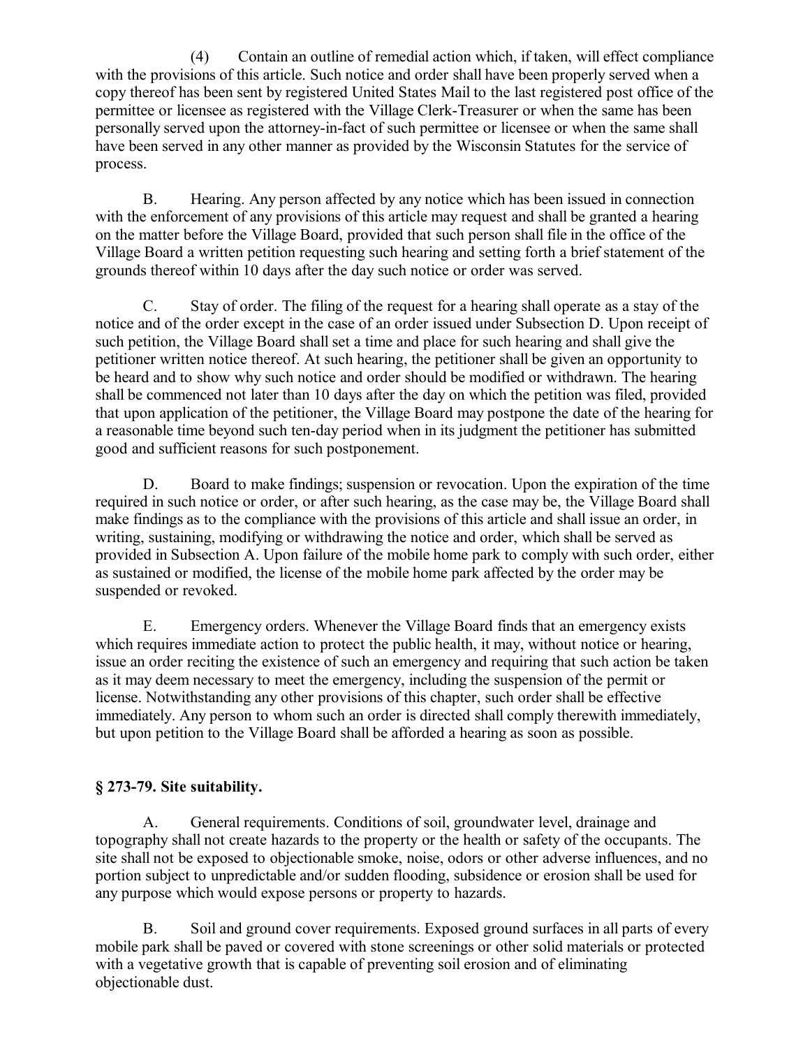(4) Contain an outline of remedial action which, if taken, will effect compliance with the provisions of this article. Such notice and order shall have been properly served when a copy thereof has been sent by registered United States Mail to the last registered post office of the permittee or licensee as registered with the Village Clerk-Treasurer or when the same has been personally served upon the attorney-in-fact of such permittee or licensee or when the same shall have been served in any other manner as provided by the Wisconsin Statutes for the service of process.

B. Hearing. Any person affected by any notice which has been issued in connection with the enforcement of any provisions of this article may request and shall be granted a hearing on the matter before the Village Board, provided that such person shall file in the office of the Village Board a written petition requesting such hearing and setting forth a brief statement of the grounds thereof within 10 days after the day such notice or order was served.

C. Stay of order. The filing of the request for a hearing shall operate as a stay of the notice and of the order except in the case of an order issued under Subsection D. Upon receipt of such petition, the Village Board shall set a time and place for such hearing and shall give the petitioner written notice thereof. At such hearing, the petitioner shall be given an opportunity to be heard and to show why such notice and order should be modified or withdrawn. The hearing shall be commenced not later than 10 days after the day on which the petition was filed, provided that upon application of the petitioner, the Village Board may postpone the date of the hearing for a reasonable time beyond such ten-day period when in its judgment the petitioner has submitted good and sufficient reasons for such postponement.

D. Board to make findings; suspension or revocation. Upon the expiration of the time required in such notice or order, or after such hearing, as the case may be, the Village Board shall make findings as to the compliance with the provisions of this article and shall issue an order, in writing, sustaining, modifying or withdrawing the notice and order, which shall be served as provided in Subsection A. Upon failure of the mobile home park to comply with such order, either as sustained or modified, the license of the mobile home park affected by the order may be suspended or revoked.

E. Emergency orders. Whenever the Village Board finds that an emergency exists which requires immediate action to protect the public health, it may, without notice or hearing, issue an order reciting the existence of such an emergency and requiring that such action be taken as it may deem necessary to meet the emergency, including the suspension of the permit or license. Notwithstanding any other provisions of this chapter, such order shall be effective immediately. Any person to whom such an order is directed shall comply therewith immediately, but upon petition to the Village Board shall be afforded a hearing as soon as possible.

### § 273-79. Site suitability.

A. General requirements. Conditions of soil, groundwater level, drainage and topography shall not create hazards to the property or the health or safety of the occupants. The site shall not be exposed to objectionable smoke, noise, odors or other adverse influences, and no portion subject to unpredictable and/or sudden flooding, subsidence or erosion shall be used for any purpose which would expose persons or property to hazards.

B. Soil and ground cover requirements. Exposed ground surfaces in all parts of every mobile park shall be paved or covered with stone screenings or other solid materials or protected with a vegetative growth that is capable of preventing soil erosion and of eliminating objectionable dust.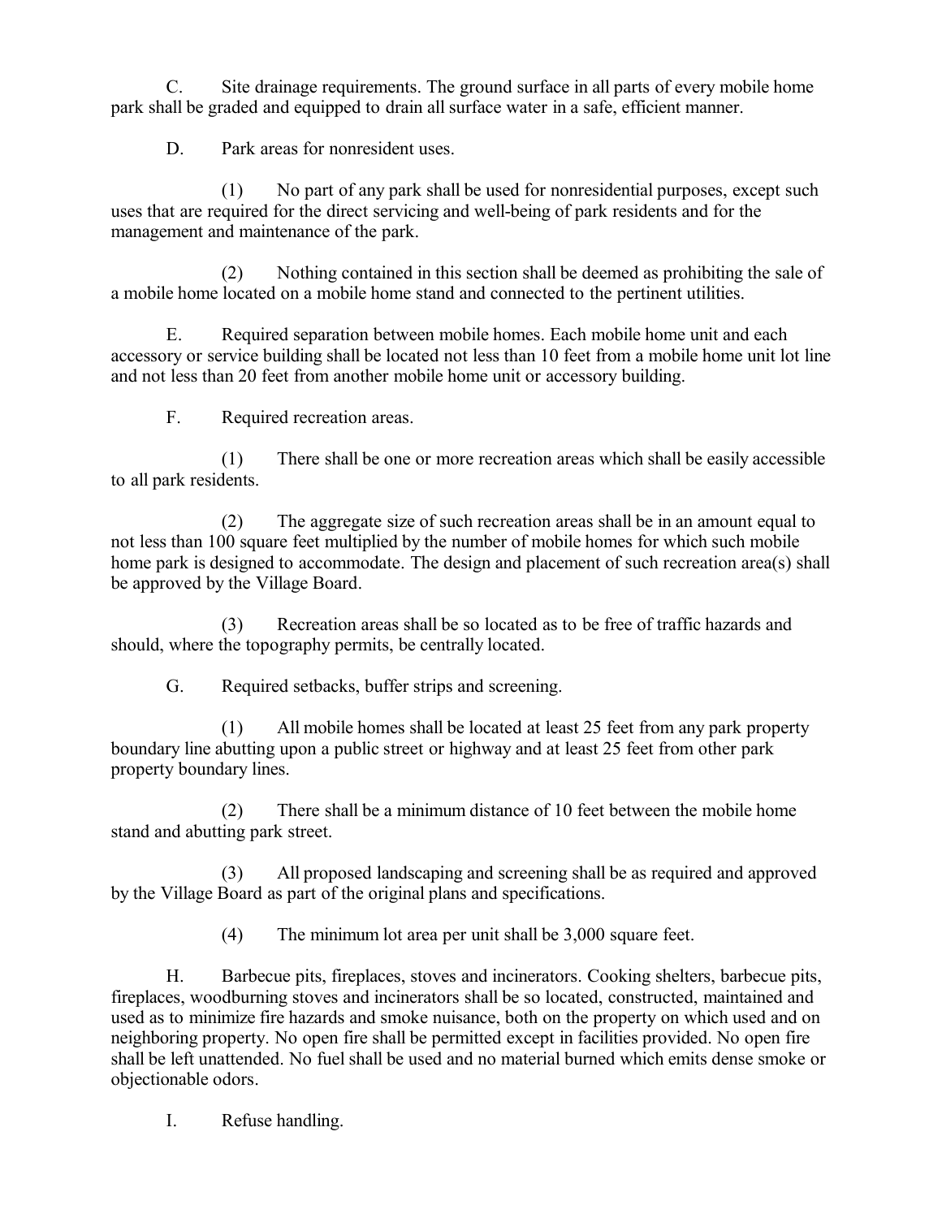C. Site drainage requirements. The ground surface in all parts of every mobile home park shall be graded and equipped to drain all surface water in a safe, efficient manner.

D. Park areas for nonresident uses.

(1) No part of any park shall be used for nonresidential purposes, except such uses that are required for the direct servicing and well-being of park residents and for the management and maintenance of the park.

(2) Nothing contained in this section shall be deemed as prohibiting the sale of a mobile home located on a mobile home stand and connected to the pertinent utilities.

E. Required separation between mobile homes. Each mobile home unit and each accessory or service building shall be located not less than 10 feet from a mobile home unit lot line and not less than 20 feet from another mobile home unit or accessory building.

F. Required recreation areas.

(1) There shall be one or more recreation areas which shall be easily accessible to all park residents.

(2) The aggregate size of such recreation areas shall be in an amount equal to not less than 100 square feet multiplied by the number of mobile homes for which such mobile home park is designed to accommodate. The design and placement of such recreation area(s) shall be approved by the Village Board.

(3) Recreation areas shall be so located as to be free of traffic hazards and should, where the topography permits, be centrally located.

G. Required setbacks, buffer strips and screening.

(1) All mobile homes shall be located at least 25 feet from any park property boundary line abutting upon a public street or highway and at least 25 feet from other park property boundary lines.

(2) There shall be a minimum distance of 10 feet between the mobile home stand and abutting park street.

(3) All proposed landscaping and screening shall be as required and approved by the Village Board as part of the original plans and specifications.

(4) The minimum lot area per unit shall be 3,000 square feet.

H. Barbecue pits, fireplaces, stoves and incinerators. Cooking shelters, barbecue pits, fireplaces, woodburning stoves and incinerators shall be so located, constructed, maintained and used as to minimize fire hazards and smoke nuisance, both on the property on which used and on neighboring property. No open fire shall be permitted except in facilities provided. No open fire shall be left unattended. No fuel shall be used and no material burned which emits dense smoke or objectionable odors.

I. Refuse handling.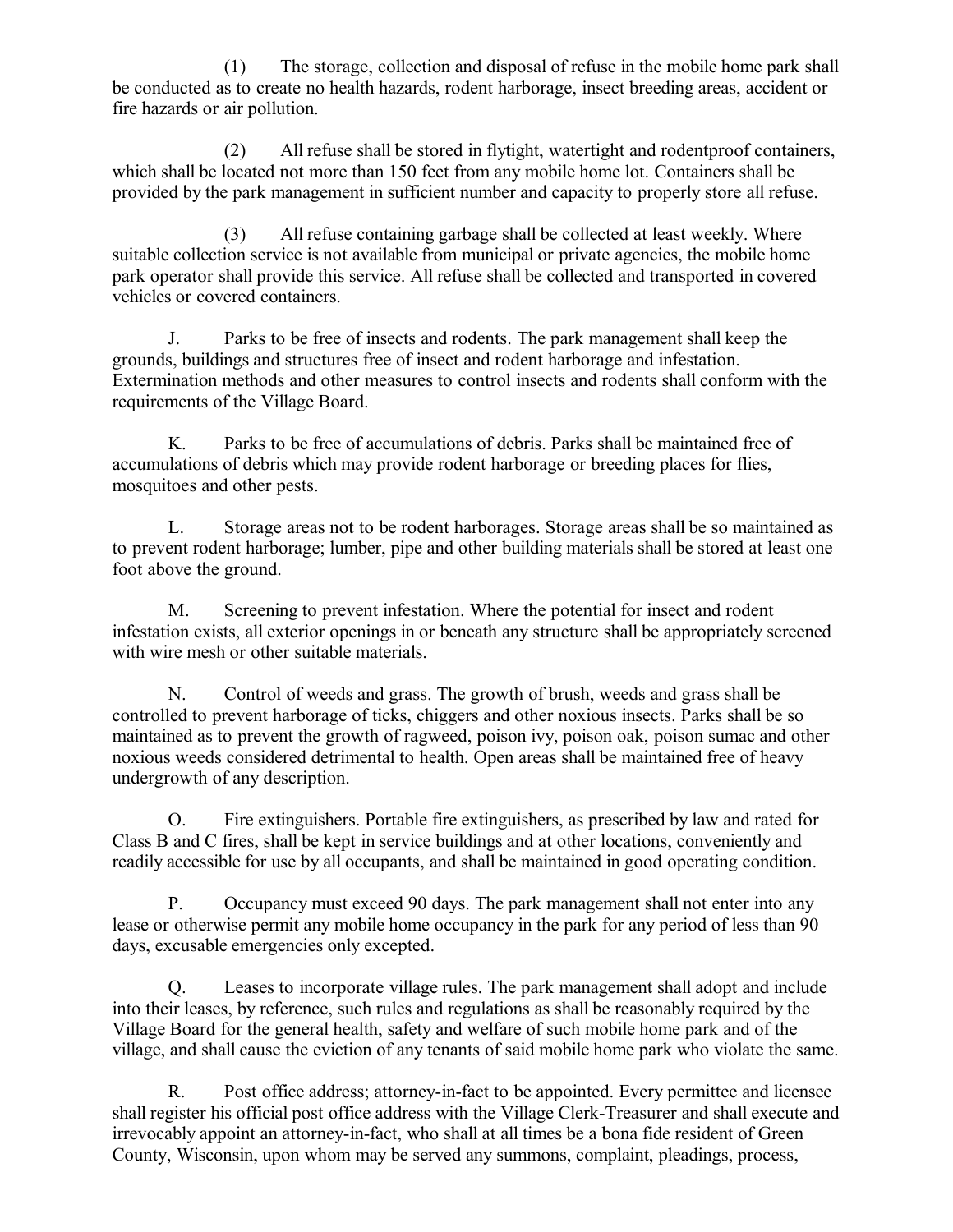(1) The storage, collection and disposal of refuse in the mobile home park shall be conducted as to create no health hazards, rodent harborage, insect breeding areas, accident or fire hazards or air pollution.

(2) All refuse shall be stored in flytight, watertight and rodentproof containers, which shall be located not more than 150 feet from any mobile home lot. Containers shall be provided by the park management in sufficient number and capacity to properly store all refuse.

(3) All refuse containing garbage shall be collected at least weekly. Where suitable collection service is not available from municipal or private agencies, the mobile home park operator shall provide this service. All refuse shall be collected and transported in covered vehicles or covered containers.

J. Parks to be free of insects and rodents. The park management shall keep the grounds, buildings and structures free of insect and rodent harborage and infestation. Extermination methods and other measures to control insects and rodents shall conform with the requirements of the Village Board.

K. Parks to be free of accumulations of debris. Parks shall be maintained free of accumulations of debris which may provide rodent harborage or breeding places for flies, mosquitoes and other pests.

L. Storage areas not to be rodent harborages. Storage areas shall be so maintained as to prevent rodent harborage; lumber, pipe and other building materials shall be stored at least one foot above the ground.

M. Screening to prevent infestation. Where the potential for insect and rodent infestation exists, all exterior openings in or beneath any structure shall be appropriately screened with wire mesh or other suitable materials.

N. Control of weeds and grass. The growth of brush, weeds and grass shall be controlled to prevent harborage of ticks, chiggers and other noxious insects. Parks shall be so maintained as to prevent the growth of ragweed, poison ivy, poison oak, poison sumac and other noxious weeds considered detrimental to health. Open areas shall be maintained free of heavy undergrowth of any description.

O. Fire extinguishers. Portable fire extinguishers, as prescribed by law and rated for Class B and C fires, shall be kept in service buildings and at other locations, conveniently and readily accessible for use by all occupants, and shall be maintained in good operating condition.

P. Occupancy must exceed 90 days. The park management shall not enter into any lease or otherwise permit any mobile home occupancy in the park for any period of less than 90 days, excusable emergencies only excepted.

Q. Leases to incorporate village rules. The park management shall adopt and include into their leases, by reference, such rules and regulations as shall be reasonably required by the Village Board for the general health, safety and welfare of such mobile home park and of the village, and shall cause the eviction of any tenants of said mobile home park who violate the same.

R. Post office address; attorney-in-fact to be appointed. Every permittee and licensee shall register his official post office address with the Village Clerk-Treasurer and shall execute and irrevocably appoint an attorney-in-fact, who shall at all times be a bona fide resident of Green County, Wisconsin, upon whom may be served any summons, complaint, pleadings, process,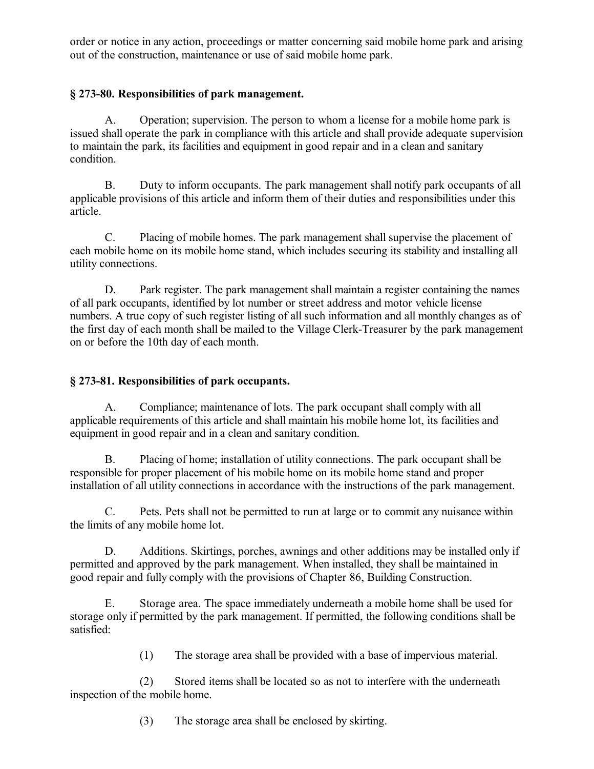order or notice in any action, proceedings or matter concerning said mobile home park and arising out of the construction, maintenance or use of said mobile home park.

### § 273-80. Responsibilities of park management.

A. Operation; supervision. The person to whom a license for a mobile home park is issued shall operate the park in compliance with this article and shall provide adequate supervision to maintain the park, its facilities and equipment in good repair and in a clean and sanitary condition.

B. Duty to inform occupants. The park management shall notify park occupants of all applicable provisions of this article and inform them of their duties and responsibilities under this article.

C. Placing of mobile homes. The park management shall supervise the placement of each mobile home on its mobile home stand, which includes securing its stability and installing all utility connections.

D. Park register. The park management shall maintain a register containing the names of all park occupants, identified by lot number or street address and motor vehicle license numbers. A true copy of such register listing of all such information and all monthly changes as of the first day of each month shall be mailed to the Village Clerk-Treasurer by the park management on or before the 10th day of each month.

### § 273-81. Responsibilities of park occupants.

A. Compliance; maintenance of lots. The park occupant shall comply with all applicable requirements of this article and shall maintain his mobile home lot, its facilities and equipment in good repair and in a clean and sanitary condition.

B. Placing of home; installation of utility connections. The park occupant shall be responsible for proper placement of his mobile home on its mobile home stand and proper installation of all utility connections in accordance with the instructions of the park management.

C. Pets. Pets shall not be permitted to run at large or to commit any nuisance within the limits of any mobile home lot.

D. Additions. Skirtings, porches, awnings and other additions may be installed only if permitted and approved by the park management. When installed, they shall be maintained in good repair and fully comply with the provisions of Chapter 86, Building Construction.

E. Storage area. The space immediately underneath a mobile home shall be used for storage only if permitted by the park management. If permitted, the following conditions shall be satisfied:

(1) The storage area shall be provided with a base of impervious material.

(2) Stored items shall be located so as not to interfere with the underneath inspection of the mobile home.

(3) The storage area shall be enclosed by skirting.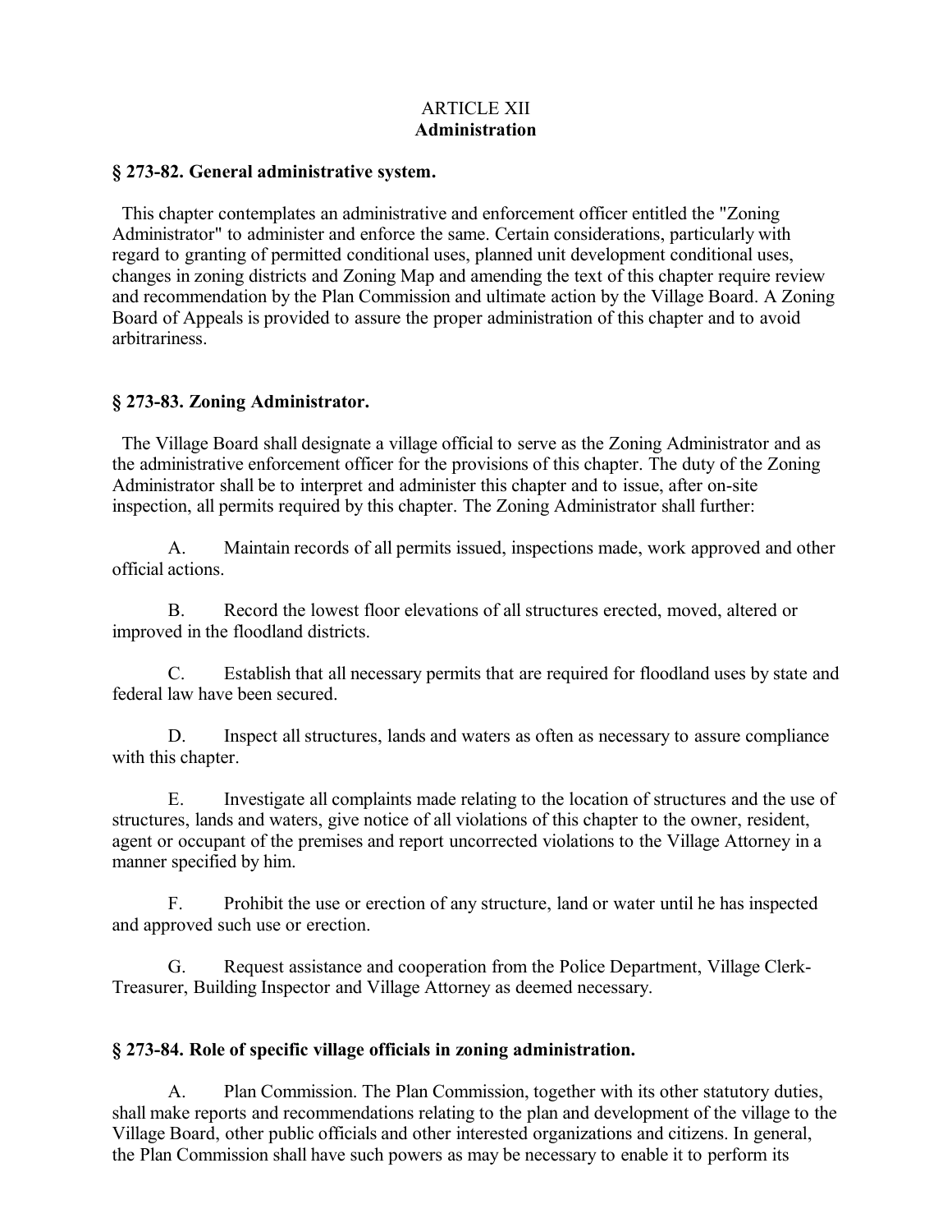# ARTICLE XII
# Administration

### § 273-82. General administrative system.

This chapter contemplates an administrative and enforcement officer entitled the "Zoning Administrator" to administer and enforce the same. Certain considerations, particularly with regard to granting of permitted conditional uses, planned unit development conditional uses, changes in zoning districts and Zoning Map and amending the text of this chapter require review and recommendation by the Plan Commission and ultimate action by the Village Board. A Zoning Board of Appeals is provided to assure the proper administration of this chapter and to avoid arbitrariness.

### § 273-83. Zoning Administrator.

The Village Board shall designate a village official to serve as the Zoning Administrator and as the administrative enforcement officer for the provisions of this chapter. The duty of the Zoning Administrator shall be to interpret and administer this chapter and to issue, after on-site inspection, all permits required by this chapter. The Zoning Administrator shall further:

A. Maintain records of all permits issued, inspections made, work approved and other official actions.

B. Record the lowest floor elevations of all structures erected, moved, altered or improved in the floodland districts.

C. Establish that all necessary permits that are required for floodland uses by state and federal law have been secured.

D. Inspect all structures, lands and waters as often as necessary to assure compliance with this chapter.

E. Investigate all complaints made relating to the location of structures and the use of structures, lands and waters, give notice of all violations of this chapter to the owner, resident, agent or occupant of the premises and report uncorrected violations to the Village Attorney in a manner specified by him.

F. Prohibit the use or erection of any structure, land or water until he has inspected and approved such use or erection.

G. Request assistance and cooperation from the Police Department, Village Clerk-Treasurer, Building Inspector and Village Attorney as deemed necessary.

### § 273-84. Role of specific village officials in zoning administration.

A. Plan Commission. The Plan Commission, together with its other statutory duties, shall make reports and recommendations relating to the plan and development of the village to the Village Board, other public officials and other interested organizations and citizens. In general, the Plan Commission shall have such powers as may be necessary to enable it to perform its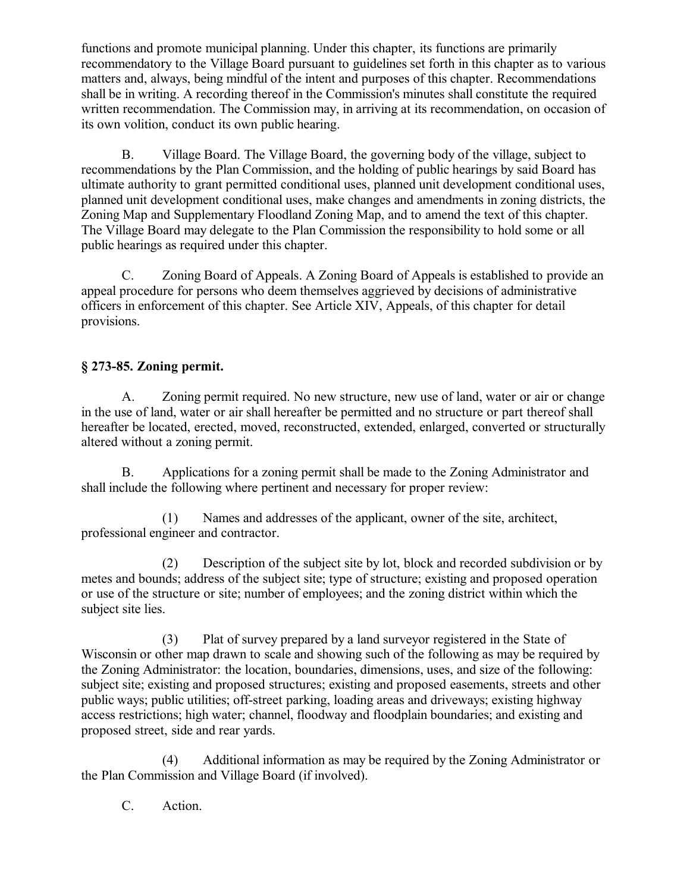functions and promote municipal planning. Under this chapter, its functions are primarily recommendatory to the Village Board pursuant to guidelines set forth in this chapter as to various matters and, always, being mindful of the intent and purposes of this chapter. Recommendations shall be in writing. A recording thereof in the Commission's minutes shall constitute the required written recommendation. The Commission may, in arriving at its recommendation, on occasion of its own volition, conduct its own public hearing.

B. Village Board. The Village Board, the governing body of the village, subject to recommendations by the Plan Commission, and the holding of public hearings by said Board has ultimate authority to grant permitted conditional uses, planned unit development conditional uses, planned unit development conditional uses, make changes and amendments in zoning districts, the Zoning Map and Supplementary Floodland Zoning Map, and to amend the text of this chapter. The Village Board may delegate to the Plan Commission the responsibility to hold some or all public hearings as required under this chapter.

C. Zoning Board of Appeals. A Zoning Board of Appeals is established to provide an appeal procedure for persons who deem themselves aggrieved by decisions of administrative officers in enforcement of this chapter. See Article XIV, Appeals, of this chapter for detail provisions.

### § 273-85. Zoning permit.

A. Zoning permit required. No new structure, new use of land, water or air or change in the use of land, water or air shall hereafter be permitted and no structure or part thereof shall hereafter be located, erected, moved, reconstructed, extended, enlarged, converted or structurally altered without a zoning permit.

B. Applications for a zoning permit shall be made to the Zoning Administrator and shall include the following where pertinent and necessary for proper review:

(1) Names and addresses of the applicant, owner of the site, architect, professional engineer and contractor.

(2) Description of the subject site by lot, block and recorded subdivision or by metes and bounds; address of the subject site; type of structure; existing and proposed operation or use of the structure or site; number of employees; and the zoning district within which the subject site lies.

(3) Plat of survey prepared by a land surveyor registered in the State of Wisconsin or other map drawn to scale and showing such of the following as may be required by the Zoning Administrator: the location, boundaries, dimensions, uses, and size of the following: subject site; existing and proposed structures; existing and proposed easements, streets and other public ways; public utilities; off-street parking, loading areas and driveways; existing highway access restrictions; high water; channel, floodway and floodplain boundaries; and existing and proposed street, side and rear yards.

(4) Additional information as may be required by the Zoning Administrator or the Plan Commission and Village Board (if involved).

C. Action.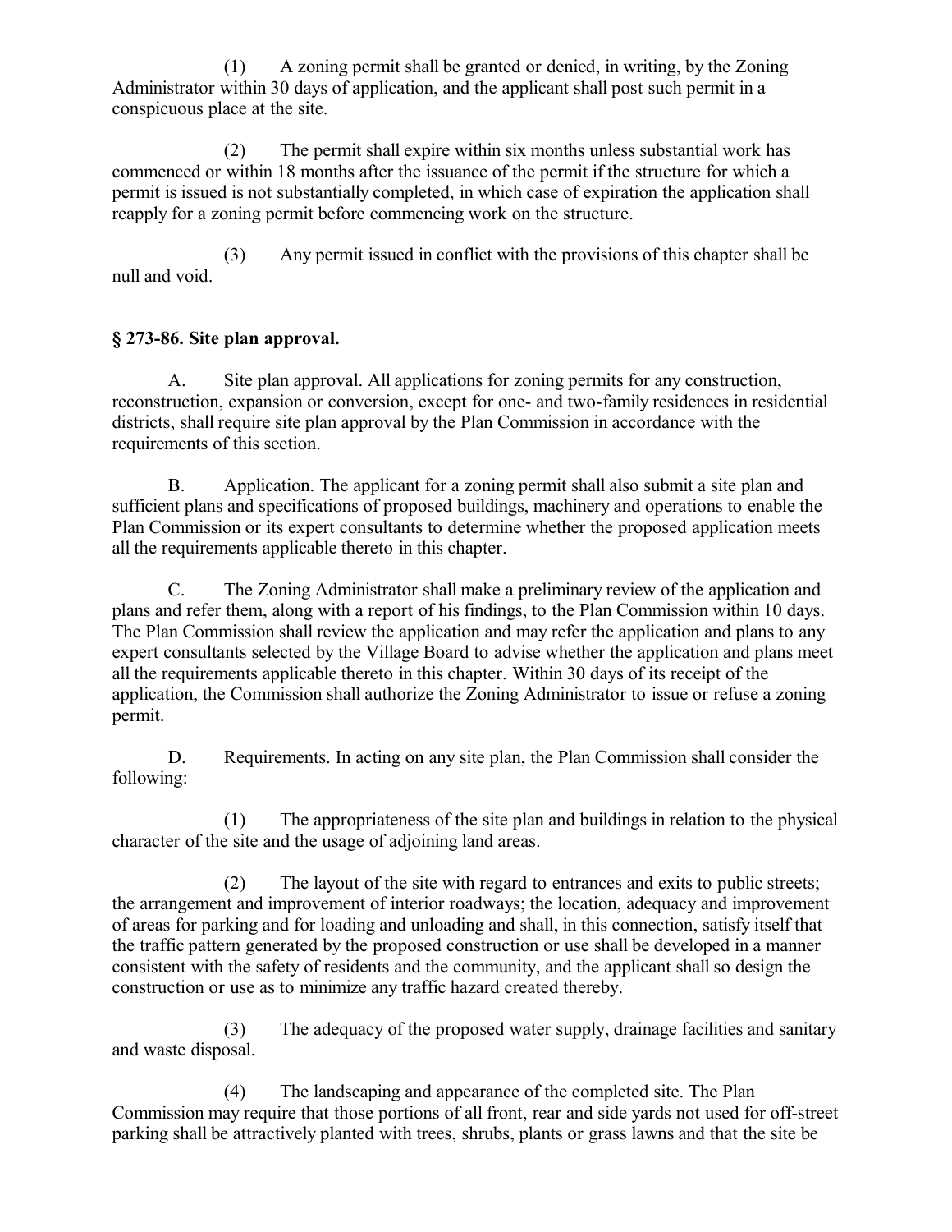(1) A zoning permit shall be granted or denied, in writing, by the Zoning Administrator within 30 days of application, and the applicant shall post such permit in a conspicuous place at the site.

(2) The permit shall expire within six months unless substantial work has commenced or within 18 months after the issuance of the permit if the structure for which a permit is issued is not substantially completed, in which case of expiration the application shall reapply for a zoning permit before commencing work on the structure.

(3) Any permit issued in conflict with the provisions of this chapter shall be null and void.

### § 273-86. Site plan approval.

A. Site plan approval. All applications for zoning permits for any construction, reconstruction, expansion or conversion, except for one- and two-family residences in residential districts, shall require site plan approval by the Plan Commission in accordance with the requirements of this section.

B. Application. The applicant for a zoning permit shall also submit a site plan and sufficient plans and specifications of proposed buildings, machinery and operations to enable the Plan Commission or its expert consultants to determine whether the proposed application meets all the requirements applicable thereto in this chapter.

C. The Zoning Administrator shall make a preliminary review of the application and plans and refer them, along with a report of his findings, to the Plan Commission within 10 days. The Plan Commission shall review the application and may refer the application and plans to any expert consultants selected by the Village Board to advise whether the application and plans meet all the requirements applicable thereto in this chapter. Within 30 days of its receipt of the application, the Commission shall authorize the Zoning Administrator to issue or refuse a zoning permit.

D. Requirements. In acting on any site plan, the Plan Commission shall consider the following:

(1) The appropriateness of the site plan and buildings in relation to the physical character of the site and the usage of adjoining land areas.

(2) The layout of the site with regard to entrances and exits to public streets; the arrangement and improvement of interior roadways; the location, adequacy and improvement of areas for parking and for loading and unloading and shall, in this connection, satisfy itself that the traffic pattern generated by the proposed construction or use shall be developed in a manner consistent with the safety of residents and the community, and the applicant shall so design the construction or use as to minimize any traffic hazard created thereby.

(3) The adequacy of the proposed water supply, drainage facilities and sanitary and waste disposal.

(4) The landscaping and appearance of the completed site. The Plan Commission may require that those portions of all front, rear and side yards not used for off-street parking shall be attractively planted with trees, shrubs, plants or grass lawns and that the site be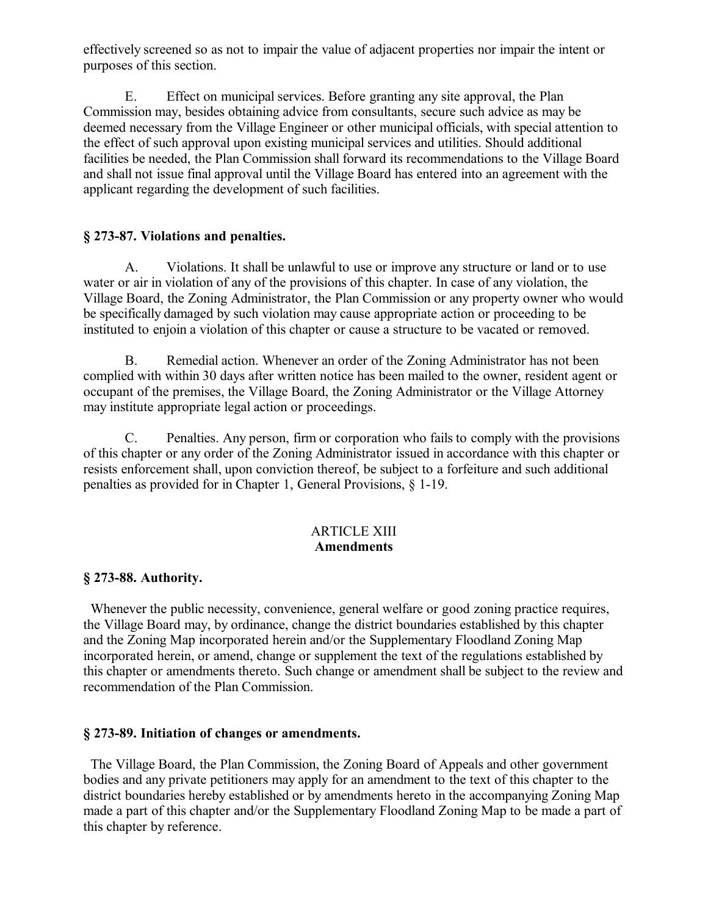effectively screened so as not to impair the value of adjacent properties nor impair the intent or purposes of this section.

E. Effect on municipal services. Before granting any site approval, the Plan Commission may, besides obtaining advice from consultants, secure such advice as may be deemed necessary from the Village Engineer or other municipal officials, with special attention to the effect of such approval upon existing municipal services and utilities. Should additional facilities be needed, the Plan Commission shall forward its recommendations to the Village Board and shall not issue final approval until the Village Board has entered into an agreement with the applicant regarding the development of such facilities.

### § 273-87. Violations and penalties.

A. Violations. It shall be unlawful to use or improve any structure or land or to use water or air in violation of any of the provisions of this chapter. In case of any violation, the Village Board, the Zoning Administrator, the Plan Commission or any property owner who would be specifically damaged by such violation may cause appropriate action or proceeding to be instituted to enjoin a violation of this chapter or cause a structure to be vacated or removed.

B. Remedial action. Whenever an order of the Zoning Administrator has not been complied with within 30 days after written notice has been mailed to the owner, resident agent or occupant of the premises, the Village Board, the Zoning Administrator or the Village Attorney may institute appropriate legal action or proceedings.

C. Penalties. Any person, firm or corporation who fails to comply with the provisions of this chapter or any order of the Zoning Administrator issued in accordance with this chapter or resists enforcement shall, upon conviction thereof, be subject to a forfeiture and such additional penalties as provided for in Chapter 1, General Provisions, § 1-19.

## ARTICLE XIII
## Amendments

### § 273-88. Authority.

Whenever the public necessity, convenience, general welfare or good zoning practice requires, the Village Board may, by ordinance, change the district boundaries established by this chapter and the Zoning Map incorporated herein and/or the Supplementary Floodland Zoning Map incorporated herein, or amend, change or supplement the text of the regulations established by this chapter or amendments thereto. Such change or amendment shall be subject to the review and recommendation of the Plan Commission.

### § 273-89. Initiation of changes or amendments.

The Village Board, the Plan Commission, the Zoning Board of Appeals and other government bodies and any private petitioners may apply for an amendment to the text of this chapter to the district boundaries hereby established or by amendments hereto in the accompanying Zoning Map made a part of this chapter and/or the Supplementary Floodland Zoning Map to be made a part of this chapter by reference.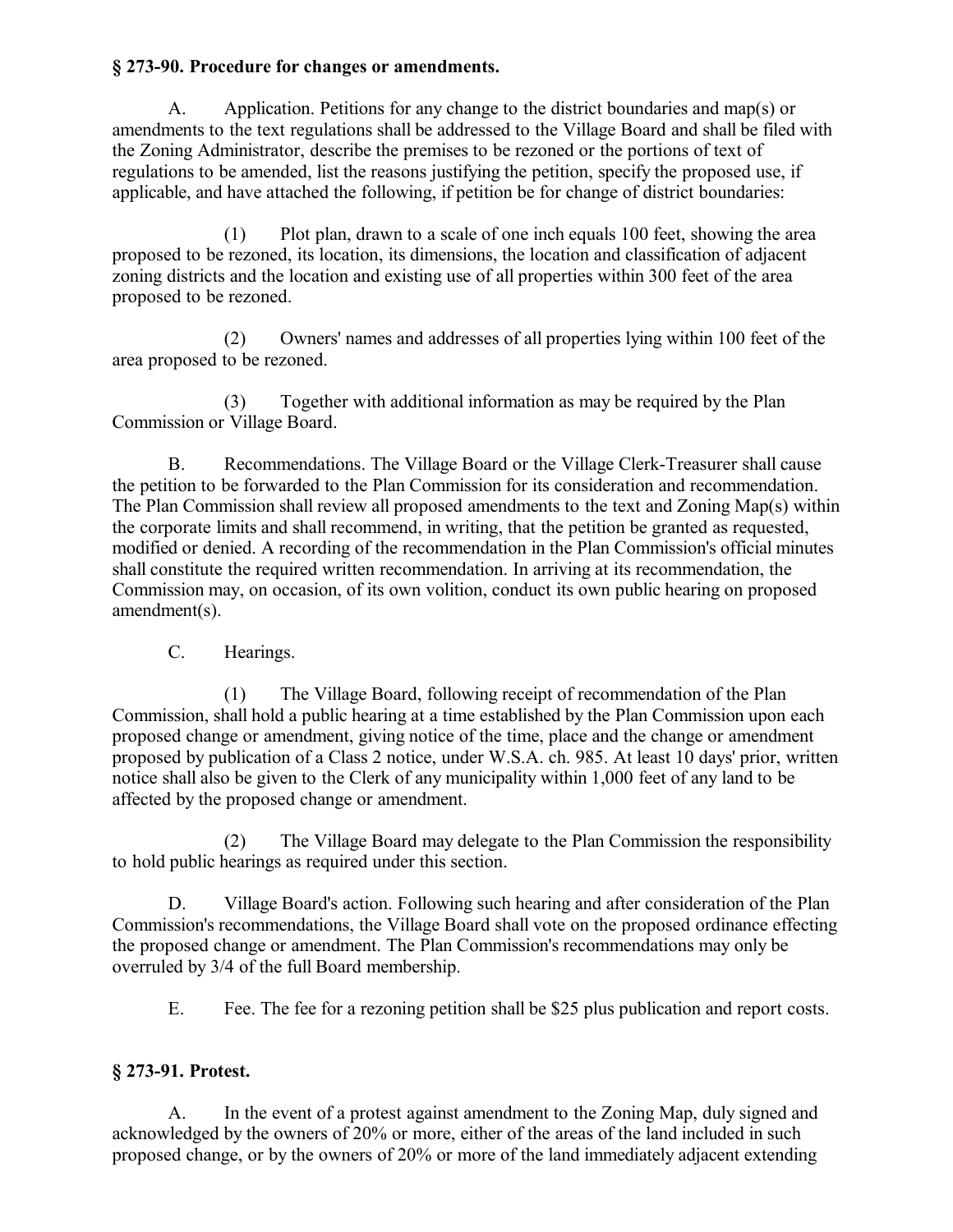## § 273-90. Procedure for changes or amendments.

A. Application. Petitions for any change to the district boundaries and map(s) or amendments to the text regulations shall be addressed to the Village Board and shall be filed with the Zoning Administrator, describe the premises to be rezoned or the portions of text of regulations to be amended, list the reasons justifying the petition, specify the proposed use, if applicable, and have attached the following, if petition be for change of district boundaries:

(1) Plot plan, drawn to a scale of one inch equals 100 feet, showing the area proposed to be rezoned, its location, its dimensions, the location and classification of adjacent zoning districts and the location and existing use of all properties within 300 feet of the area proposed to be rezoned.

(2) Owners' names and addresses of all properties lying within 100 feet of the area proposed to be rezoned.

(3) Together with additional information as may be required by the Plan Commission or Village Board.

B. Recommendations. The Village Board or the Village Clerk-Treasurer shall cause the petition to be forwarded to the Plan Commission for its consideration and recommendation. The Plan Commission shall review all proposed amendments to the text and Zoning Map(s) within the corporate limits and shall recommend, in writing, that the petition be granted as requested, modified or denied. A recording of the recommendation in the Plan Commission's official minutes shall constitute the required written recommendation. In arriving at its recommendation, the Commission may, on occasion, of its own volition, conduct its own public hearing on proposed amendment(s).

C. Hearings.

(1) The Village Board, following receipt of recommendation of the Plan Commission, shall hold a public hearing at a time established by the Plan Commission upon each proposed change or amendment, giving notice of the time, place and the change or amendment proposed by publication of a Class 2 notice, under W.S.A. ch. 985. At least 10 days' prior, written notice shall also be given to the Clerk of any municipality within 1,000 feet of any land to be affected by the proposed change or amendment.

(2) The Village Board may delegate to the Plan Commission the responsibility to hold public hearings as required under this section.

D. Village Board's action. Following such hearing and after consideration of the Plan Commission's recommendations, the Village Board shall vote on the proposed ordinance effecting the proposed change or amendment. The Plan Commission's recommendations may only be overruled by 3/4 of the full Board membership.

E. Fee. The fee for a rezoning petition shall be $25 plus publication and report costs.

## § 273-91. Protest.

A. In the event of a protest against amendment to the Zoning Map, duly signed and acknowledged by the owners of 20% or more, either of the areas of the land included in such proposed change, or by the owners of 20% or more of the land immediately adjacent extending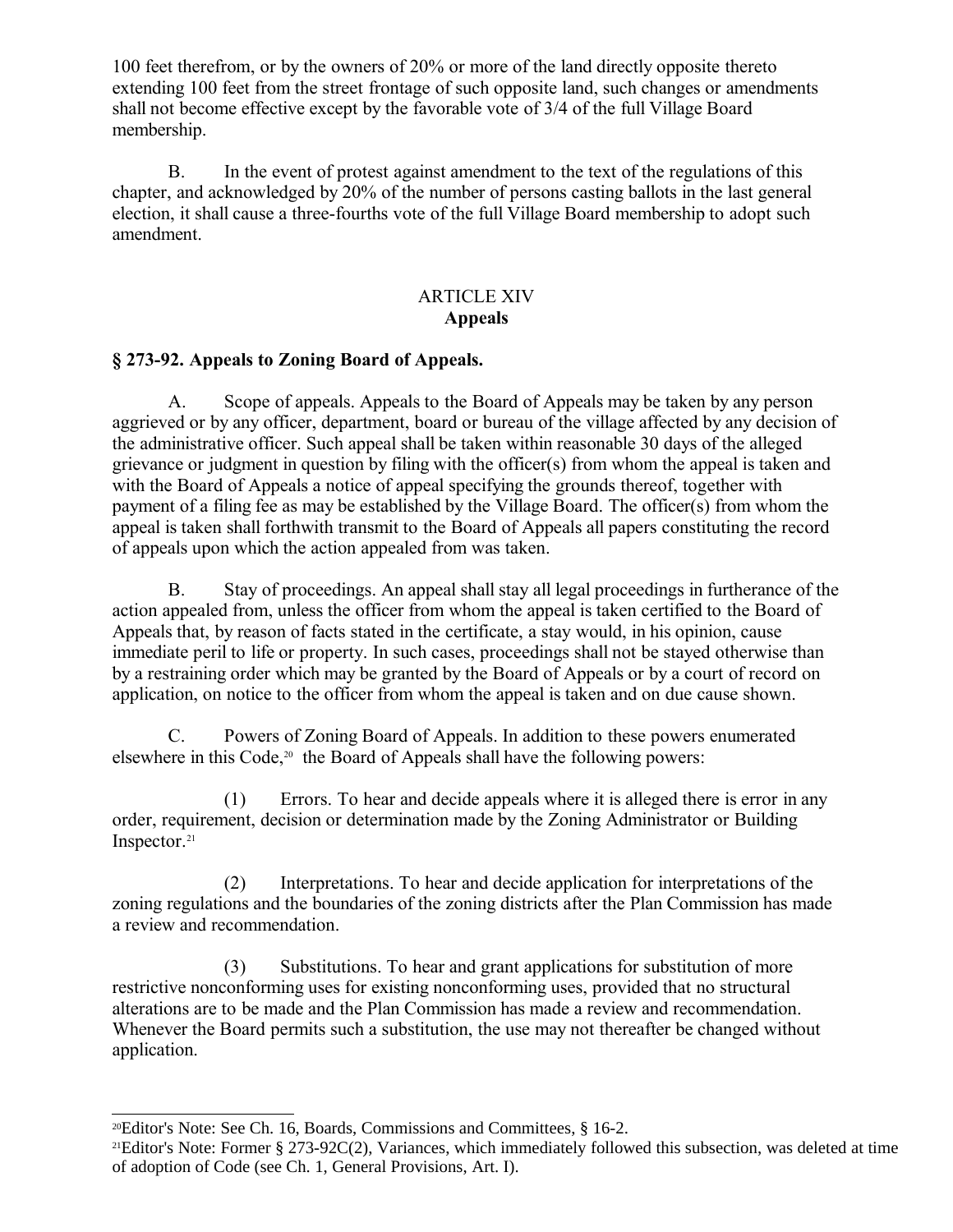100 feet therefrom, or by the owners of 20% or more of the land directly opposite thereto extending 100 feet from the street frontage of such opposite land, such changes or amendments shall not become effective except by the favorable vote of 3/4 of the full Village Board membership.

B. In the event of protest against amendment to the text of the regulations of this chapter, and acknowledged by 20% of the number of persons casting ballots in the last general election, it shall cause a three-fourths vote of the full Village Board membership to adopt such amendment.

## ARTICLE XIV
## Appeals

### § 273-92. Appeals to Zoning Board of Appeals.

A. Scope of appeals. Appeals to the Board of Appeals may be taken by any person aggrieved or by any officer, department, board or bureau of the village affected by any decision of the administrative officer. Such appeal shall be taken within reasonable 30 days of the alleged grievance or judgment in question by filing with the officer(s) from whom the appeal is taken and with the Board of Appeals a notice of appeal specifying the grounds thereof, together with payment of a filing fee as may be established by the Village Board. The officer(s) from whom the appeal is taken shall forthwith transmit to the Board of Appeals all papers constituting the record of appeals upon which the action appealed from was taken.

B. Stay of proceedings. An appeal shall stay all legal proceedings in furtherance of the action appealed from, unless the officer from whom the appeal is taken certified to the Board of Appeals that, by reason of facts stated in the certificate, a stay would, in his opinion, cause immediate peril to life or property. In such cases, proceedings shall not be stayed otherwise than by a restraining order which may be granted by the Board of Appeals or by a court of record on application, on notice to the officer from whom the appeal is taken and on due cause shown.

C. Powers of Zoning Board of Appeals. In addition to these powers enumerated elsewhere in this Code,[20] the Board of Appeals shall have the following powers:

(1) Errors. To hear and decide appeals where it is alleged there is error in any order, requirement, decision or determination made by the Zoning Administrator or Building Inspector.[21]

(2) Interpretations. To hear and decide application for interpretations of the zoning regulations and the boundaries of the zoning districts after the Plan Commission has made a review and recommendation.

(3) Substitutions. To hear and grant applications for substitution of more restrictive nonconforming uses for existing nonconforming uses, provided that no structural alterations are to be made and the Plan Commission has made a review and recommendation. Whenever the Board permits such a substitution, the use may not thereafter be changed without application.

---

[20] Editor's Note: See Ch. 16, Boards, Commissions and Committees, § 16-2.

[21] Editor's Note: Former § 273-92C(2), Variances, which immediately followed this subsection, was deleted at time of adoption of Code (see Ch. 1, General Provisions, Art. I).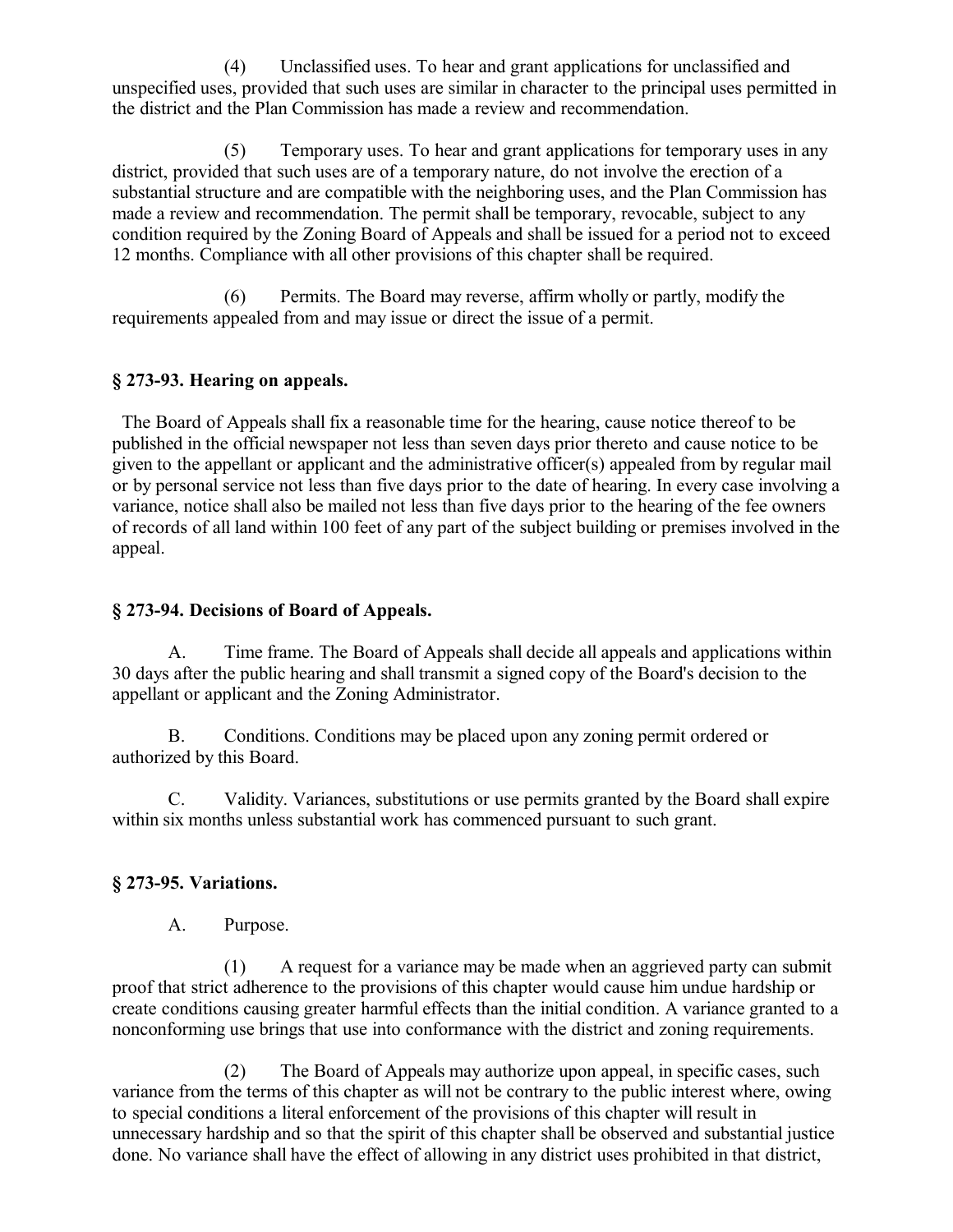(4) Unclassified uses. To hear and grant applications for unclassified and unspecified uses, provided that such uses are similar in character to the principal uses permitted in the district and the Plan Commission has made a review and recommendation.

(5) Temporary uses. To hear and grant applications for temporary uses in any district, provided that such uses are of a temporary nature, do not involve the erection of a substantial structure and are compatible with the neighboring uses, and the Plan Commission has made a review and recommendation. The permit shall be temporary, revocable, subject to any condition required by the Zoning Board of Appeals and shall be issued for a period not to exceed 12 months. Compliance with all other provisions of this chapter shall be required.

(6) Permits. The Board may reverse, affirm wholly or partly, modify the requirements appealed from and may issue or direct the issue of a permit.

### § 273-93. Hearing on appeals.

The Board of Appeals shall fix a reasonable time for the hearing, cause notice thereof to be published in the official newspaper not less than seven days prior thereto and cause notice to be given to the appellant or applicant and the administrative officer(s) appealed from by regular mail or by personal service not less than five days prior to the date of hearing. In every case involving a variance, notice shall also be mailed not less than five days prior to the hearing of the fee owners of records of all land within 100 feet of any part of the subject building or premises involved in the appeal.

### § 273-94. Decisions of Board of Appeals.

A. Time frame. The Board of Appeals shall decide all appeals and applications within 30 days after the public hearing and shall transmit a signed copy of the Board's decision to the appellant or applicant and the Zoning Administrator.

B. Conditions. Conditions may be placed upon any zoning permit ordered or authorized by this Board.

C. Validity. Variances, substitutions or use permits granted by the Board shall expire within six months unless substantial work has commenced pursuant to such grant.

### § 273-95. Variations.

A. Purpose.

(1) A request for a variance may be made when an aggrieved party can submit proof that strict adherence to the provisions of this chapter would cause him undue hardship or create conditions causing greater harmful effects than the initial condition. A variance granted to a nonconforming use brings that use into conformance with the district and zoning requirements.

(2) The Board of Appeals may authorize upon appeal, in specific cases, such variance from the terms of this chapter as will not be contrary to the public interest where, owing to special conditions a literal enforcement of the provisions of this chapter will result in unnecessary hardship and so that the spirit of this chapter shall be observed and substantial justice done. No variance shall have the effect of allowing in any district uses prohibited in that district,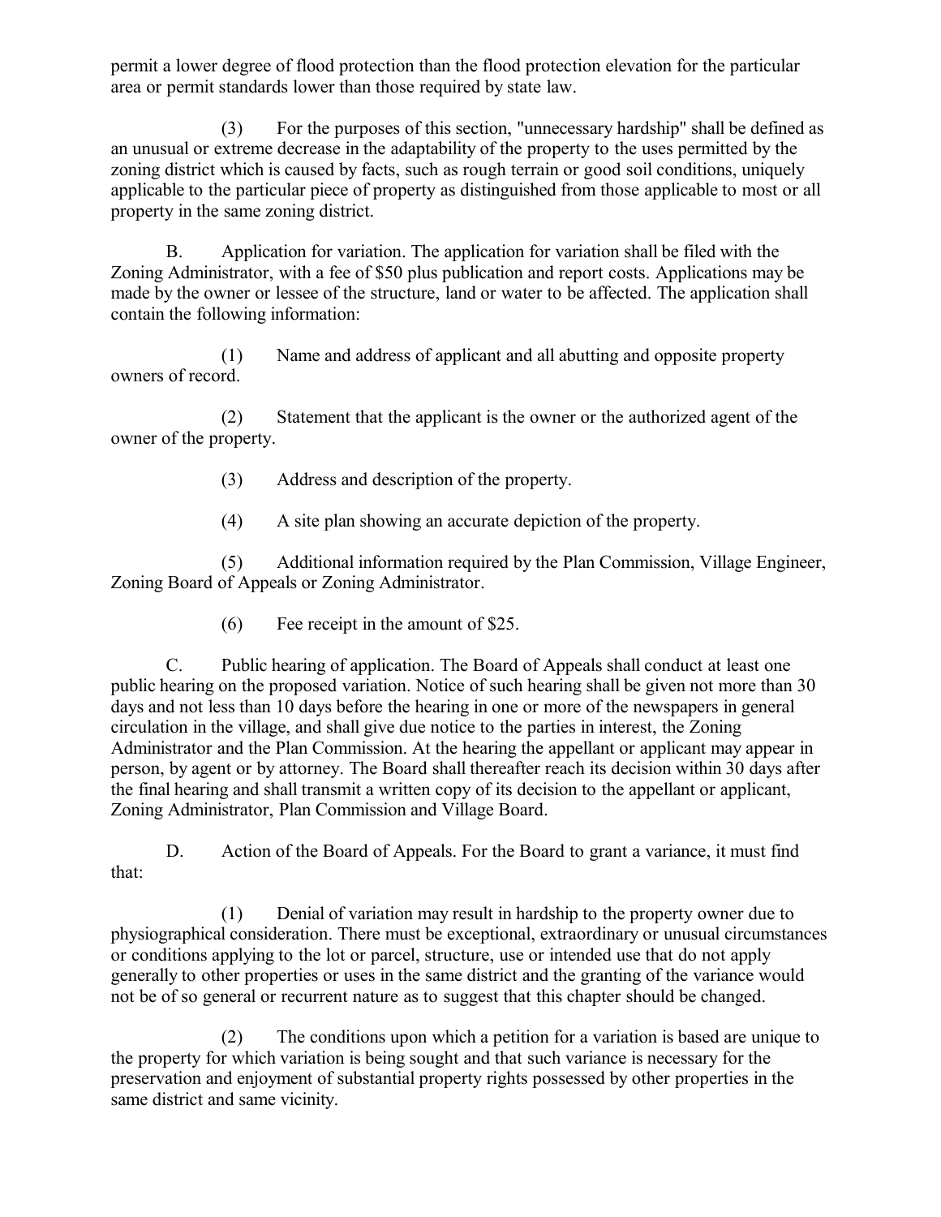permit a lower degree of flood protection than the flood protection elevation for the particular area or permit standards lower than those required by state law.

(3) For the purposes of this section, "unnecessary hardship" shall be defined as an unusual or extreme decrease in the adaptability of the property to the uses permitted by the zoning district which is caused by facts, such as rough terrain or good soil conditions, uniquely applicable to the particular piece of property as distinguished from those applicable to most or all property in the same zoning district.

B. Application for variation. The application for variation shall be filed with the Zoning Administrator, with a fee of $50 plus publication and report costs. Applications may be made by the owner or lessee of the structure, land or water to be affected. The application shall contain the following information:

(1) Name and address of applicant and all abutting and opposite property owners of record.

(2) Statement that the applicant is the owner or the authorized agent of the owner of the property.

(3) Address and description of the property.

(4) A site plan showing an accurate depiction of the property.

(5) Additional information required by the Plan Commission, Village Engineer, Zoning Board of Appeals or Zoning Administrator.

(6) Fee receipt in the amount of $25.

C. Public hearing of application. The Board of Appeals shall conduct at least one public hearing on the proposed variation. Notice of such hearing shall be given not more than 30 days and not less than 10 days before the hearing in one or more of the newspapers in general circulation in the village, and shall give due notice to the parties in interest, the Zoning Administrator and the Plan Commission. At the hearing the appellant or applicant may appear in person, by agent or by attorney. The Board shall thereafter reach its decision within 30 days after the final hearing and shall transmit a written copy of its decision to the appellant or applicant, Zoning Administrator, Plan Commission and Village Board.

D. Action of the Board of Appeals. For the Board to grant a variance, it must find that:

(1) Denial of variation may result in hardship to the property owner due to physiographical consideration. There must be exceptional, extraordinary or unusual circumstances or conditions applying to the lot or parcel, structure, use or intended use that do not apply generally to other properties or uses in the same district and the granting of the variance would not be of so general or recurrent nature as to suggest that this chapter should be changed.

(2) The conditions upon which a petition for a variation is based are unique to the property for which variation is being sought and that such variance is necessary for the preservation and enjoyment of substantial property rights possessed by other properties in the same district and same vicinity.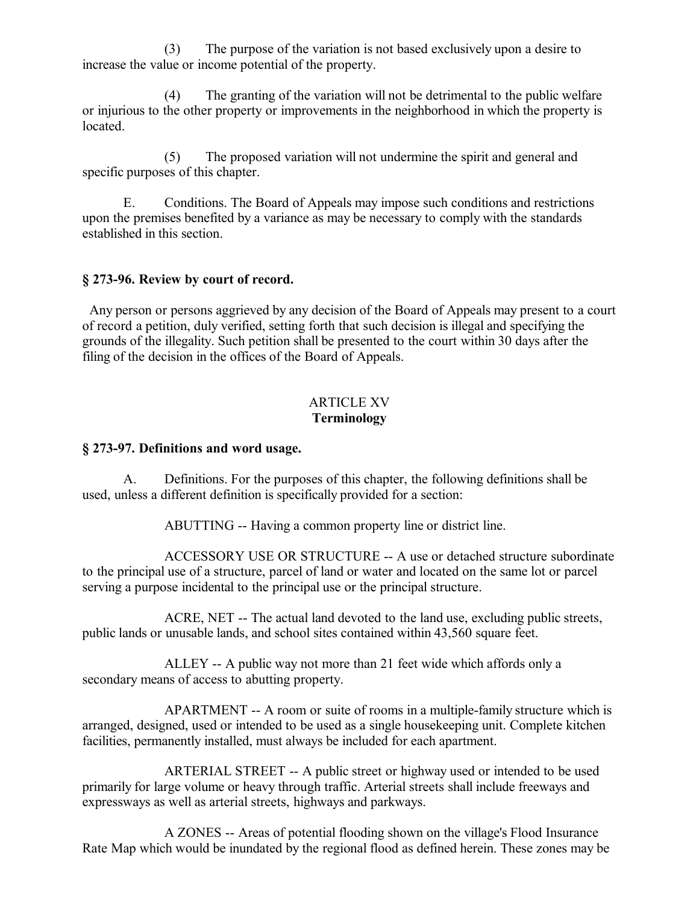(3) The purpose of the variation is not based exclusively upon a desire to increase the value or income potential of the property.

(4) The granting of the variation will not be detrimental to the public welfare or injurious to the other property or improvements in the neighborhood in which the property is located.

(5) The proposed variation will not undermine the spirit and general and specific purposes of this chapter.

E. Conditions. The Board of Appeals may impose such conditions and restrictions upon the premises benefited by a variance as may be necessary to comply with the standards established in this section.

### § 273-96. Review by court of record.

Any person or persons aggrieved by any decision of the Board of Appeals may present to a court of record a petition, duly verified, setting forth that such decision is illegal and specifying the grounds of the illegality. Such petition shall be presented to the court within 30 days after the filing of the decision in the offices of the Board of Appeals.

## ARTICLE XV
## Terminology

### § 273-97. Definitions and word usage.

A. Definitions. For the purposes of this chapter, the following definitions shall be used, unless a different definition is specifically provided for a section:

ABUTTING -- Having a common property line or district line.

ACCESSORY USE OR STRUCTURE -- A use or detached structure subordinate to the principal use of a structure, parcel of land or water and located on the same lot or parcel serving a purpose incidental to the principal use or the principal structure.

ACRE, NET -- The actual land devoted to the land use, excluding public streets, public lands or unusable lands, and school sites contained within 43,560 square feet.

ALLEY -- A public way not more than 21 feet wide which affords only a secondary means of access to abutting property.

APARTMENT -- A room or suite of rooms in a multiple-family structure which is arranged, designed, used or intended to be used as a single housekeeping unit. Complete kitchen facilities, permanently installed, must always be included for each apartment.

ARTERIAL STREET -- A public street or highway used or intended to be used primarily for large volume or heavy through traffic. Arterial streets shall include freeways and expressways as well as arterial streets, highways and parkways.

A ZONES -- Areas of potential flooding shown on the village's Flood Insurance Rate Map which would be inundated by the regional flood as defined herein. These zones may be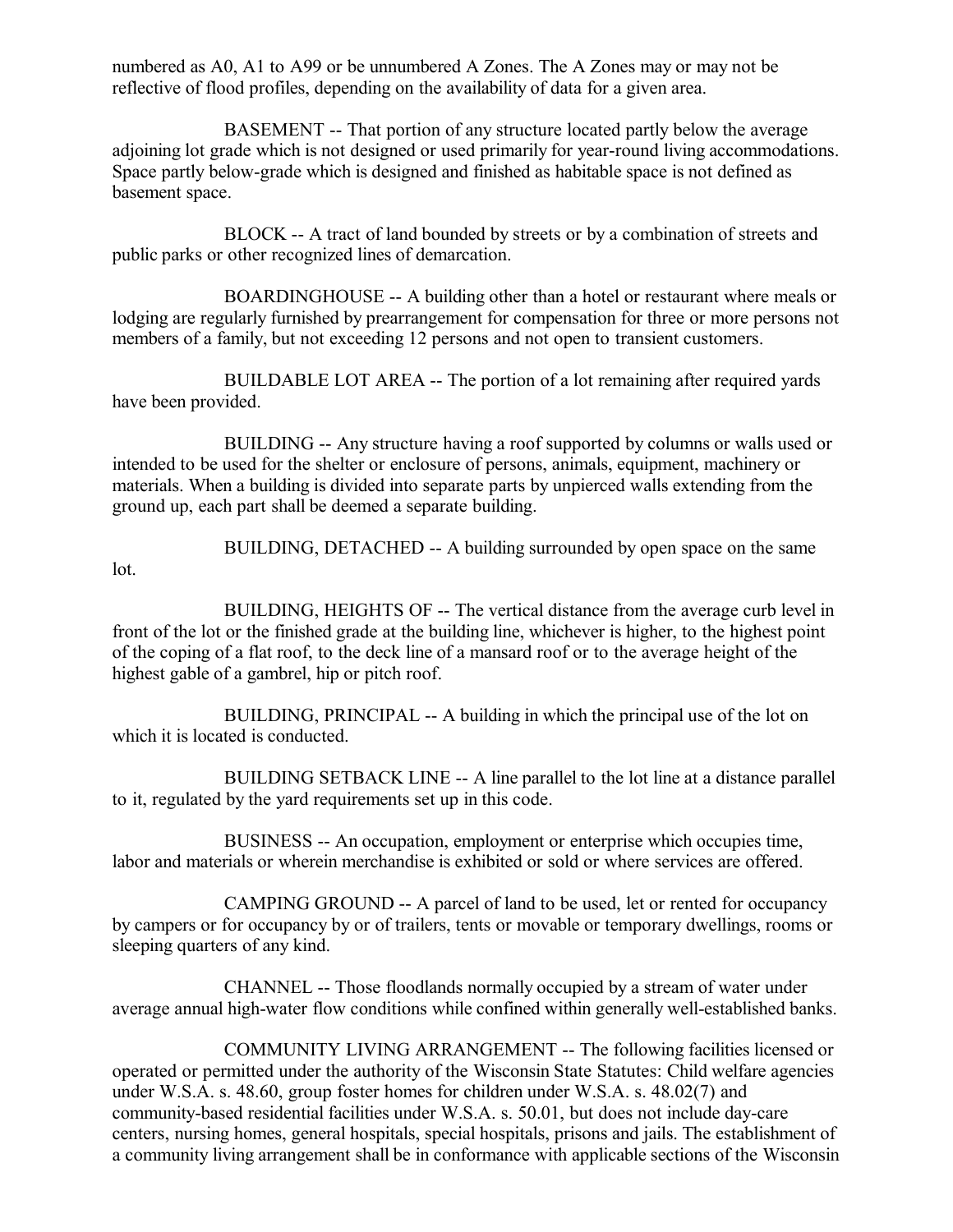numbered as A0, A1 to A99 or be unnumbered A Zones. The A Zones may or may not be reflective of flood profiles, depending on the availability of data for a given area.

BASEMENT -- That portion of any structure located partly below the average adjoining lot grade which is not designed or used primarily for year-round living accommodations. Space partly below-grade which is designed and finished as habitable space is not defined as basement space.

BLOCK -- A tract of land bounded by streets or by a combination of streets and public parks or other recognized lines of demarcation.

BOARDINGHOUSE -- A building other than a hotel or restaurant where meals or lodging are regularly furnished by prearrangement for compensation for three or more persons not members of a family, but not exceeding 12 persons and not open to transient customers.

BUILDABLE LOT AREA -- The portion of a lot remaining after required yards have been provided.

BUILDING -- Any structure having a roof supported by columns or walls used or intended to be used for the shelter or enclosure of persons, animals, equipment, machinery or materials. When a building is divided into separate parts by unpierced walls extending from the ground up, each part shall be deemed a separate building.

BUILDING, DETACHED -- A building surrounded by open space on the same lot.

BUILDING, HEIGHTS OF -- The vertical distance from the average curb level in front of the lot or the finished grade at the building line, whichever is higher, to the highest point of the coping of a flat roof, to the deck line of a mansard roof or to the average height of the highest gable of a gambrel, hip or pitch roof.

BUILDING, PRINCIPAL -- A building in which the principal use of the lot on which it is located is conducted.

BUILDING SETBACK LINE -- A line parallel to the lot line at a distance parallel to it, regulated by the yard requirements set up in this code.

BUSINESS -- An occupation, employment or enterprise which occupies time, labor and materials or wherein merchandise is exhibited or sold or where services are offered.

CAMPING GROUND -- A parcel of land to be used, let or rented for occupancy by campers or for occupancy by or of trailers, tents or movable or temporary dwellings, rooms or sleeping quarters of any kind.

CHANNEL -- Those floodlands normally occupied by a stream of water under average annual high-water flow conditions while confined within generally well-established banks.

COMMUNITY LIVING ARRANGEMENT -- The following facilities licensed or operated or permitted under the authority of the Wisconsin State Statutes: Child welfare agencies under W.S.A. s. 48.60, group foster homes for children under W.S.A. s. 48.02(7) and community-based residential facilities under W.S.A. s. 50.01, but does not include day-care centers, nursing homes, general hospitals, special hospitals, prisons and jails. The establishment of a community living arrangement shall be in conformance with applicable sections of the Wisconsin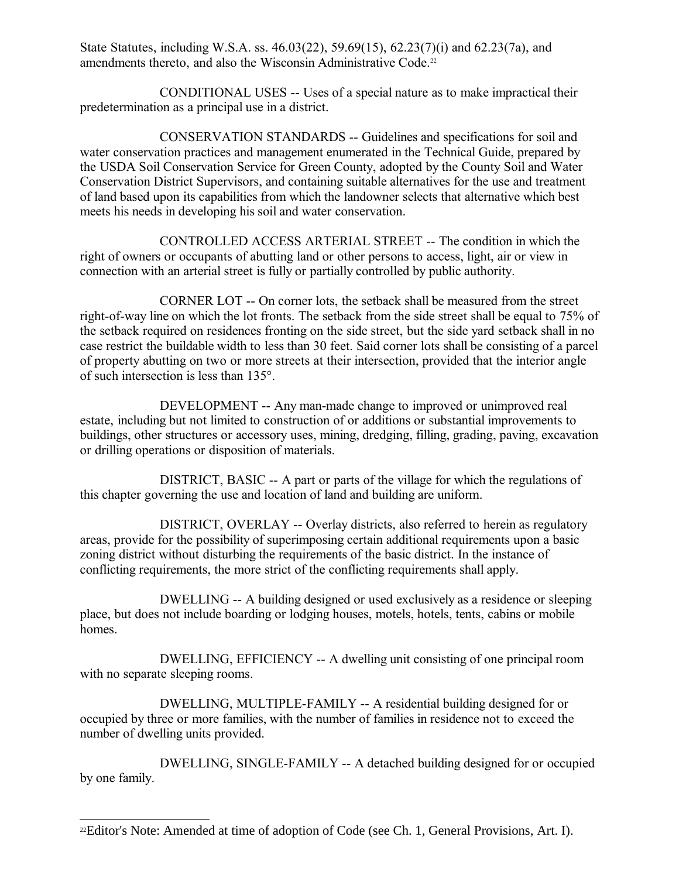State Statutes, including W.S.A. ss. 46.03(22), 59.69(15), 62.23(7)(i) and 62.23(7a), and amendments thereto, and also the Wisconsin Administrative Code.[22]

CONDITIONAL USES -- Uses of a special nature as to make impractical their predetermination as a principal use in a district.

CONSERVATION STANDARDS -- Guidelines and specifications for soil and water conservation practices and management enumerated in the Technical Guide, prepared by the USDA Soil Conservation Service for Green County, adopted by the County Soil and Water Conservation District Supervisors, and containing suitable alternatives for the use and treatment of land based upon its capabilities from which the landowner selects that alternative which best meets his needs in developing his soil and water conservation.

CONTROLLED ACCESS ARTERIAL STREET -- The condition in which the right of owners or occupants of abutting land or other persons to access, light, air or view in connection with an arterial street is fully or partially controlled by public authority.

CORNER LOT -- On corner lots, the setback shall be measured from the street right-of-way line on which the lot fronts. The setback from the side street shall be equal to 75% of the setback required on residences fronting on the side street, but the side yard setback shall in no case restrict the buildable width to less than 30 feet. Said corner lots shall be consisting of a parcel of property abutting on two or more streets at their intersection, provided that the interior angle of such intersection is less than 135°.

DEVELOPMENT -- Any man-made change to improved or unimproved real estate, including but not limited to construction of or additions or substantial improvements to buildings, other structures or accessory uses, mining, dredging, filling, grading, paving, excavation or drilling operations or disposition of materials.

DISTRICT, BASIC -- A part or parts of the village for which the regulations of this chapter governing the use and location of land and building are uniform.

DISTRICT, OVERLAY -- Overlay districts, also referred to herein as regulatory areas, provide for the possibility of superimposing certain additional requirements upon a basic zoning district without disturbing the requirements of the basic district. In the instance of conflicting requirements, the more strict of the conflicting requirements shall apply.

DWELLING -- A building designed or used exclusively as a residence or sleeping place, but does not include boarding or lodging houses, motels, hotels, tents, cabins or mobile homes.

DWELLING, EFFICIENCY -- A dwelling unit consisting of one principal room with no separate sleeping rooms.

DWELLING, MULTIPLE-FAMILY -- A residential building designed for or occupied by three or more families, with the number of families in residence not to exceed the number of dwelling units provided.

DWELLING, SINGLE-FAMILY -- A detached building designed for or occupied by one family.

---

[22] Editor's Note: Amended at time of adoption of Code (see Ch. 1, General Provisions, Art. I).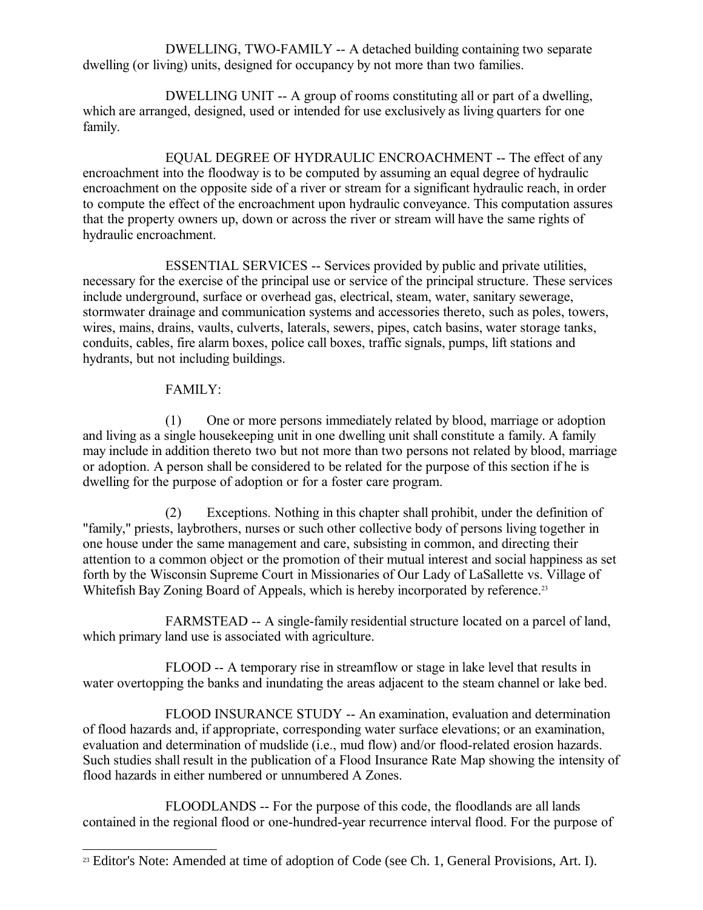DWELLING, TWO-FAMILY -- A detached building containing two separate dwelling (or living) units, designed for occupancy by not more than two families.

DWELLING UNIT -- A group of rooms constituting all or part of a dwelling, which are arranged, designed, used or intended for use exclusively as living quarters for one family.

EQUAL DEGREE OF HYDRAULIC ENCROACHMENT -- The effect of any encroachment into the floodway is to be computed by assuming an equal degree of hydraulic encroachment on the opposite side of a river or stream for a significant hydraulic reach, in order to compute the effect of the encroachment upon hydraulic conveyance. This computation assures that the property owners up, down or across the river or stream will have the same rights of hydraulic encroachment.

ESSENTIAL SERVICES -- Services provided by public and private utilities, necessary for the exercise of the principal use or service of the principal structure. These services include underground, surface or overhead gas, electrical, steam, water, sanitary sewerage, stormwater drainage and communication systems and accessories thereto, such as poles, towers, wires, mains, drains, vaults, culverts, laterals, sewers, pipes, catch basins, water storage tanks, conduits, cables, fire alarm boxes, police call boxes, traffic signals, pumps, lift stations and hydrants, but not including buildings.

FAMILY:

(1) One or more persons immediately related by blood, marriage or adoption and living as a single housekeeping unit in one dwelling unit shall constitute a family. A family may include in addition thereto two but not more than two persons not related by blood, marriage or adoption. A person shall be considered to be related for the purpose of this section if he is dwelling for the purpose of adoption or for a foster care program.

(2) Exceptions. Nothing in this chapter shall prohibit, under the definition of "family," priests, laybrothers, nurses or such other collective body of persons living together in one house under the same management and care, subsisting in common, and directing their attention to a common object or the promotion of their mutual interest and social happiness as set forth by the Wisconsin Supreme Court in Missionaries of Our Lady of LaSallette vs. Village of Whitefish Bay Zoning Board of Appeals, which is hereby incorporated by reference.[23]

FARMSTEAD -- A single-family residential structure located on a parcel of land, which primary land use is associated with agriculture.

FLOOD -- A temporary rise in streamflow or stage in lake level that results in water overtopping the banks and inundating the areas adjacent to the steam channel or lake bed.

FLOOD INSURANCE STUDY -- An examination, evaluation and determination of flood hazards and, if appropriate, corresponding water surface elevations; or an examination, evaluation and determination of mudslide (i.e., mud flow) and/or flood-related erosion hazards. Such studies shall result in the publication of a Flood Insurance Rate Map showing the intensity of flood hazards in either numbered or unnumbered A Zones.

FLOODLANDS -- For the purpose of this code, the floodlands are all lands contained in the regional flood or one-hundred-year recurrence interval flood. For the purpose of

---

[23] Editor's Note: Amended at time of adoption of Code (see Ch. 1, General Provisions, Art. I).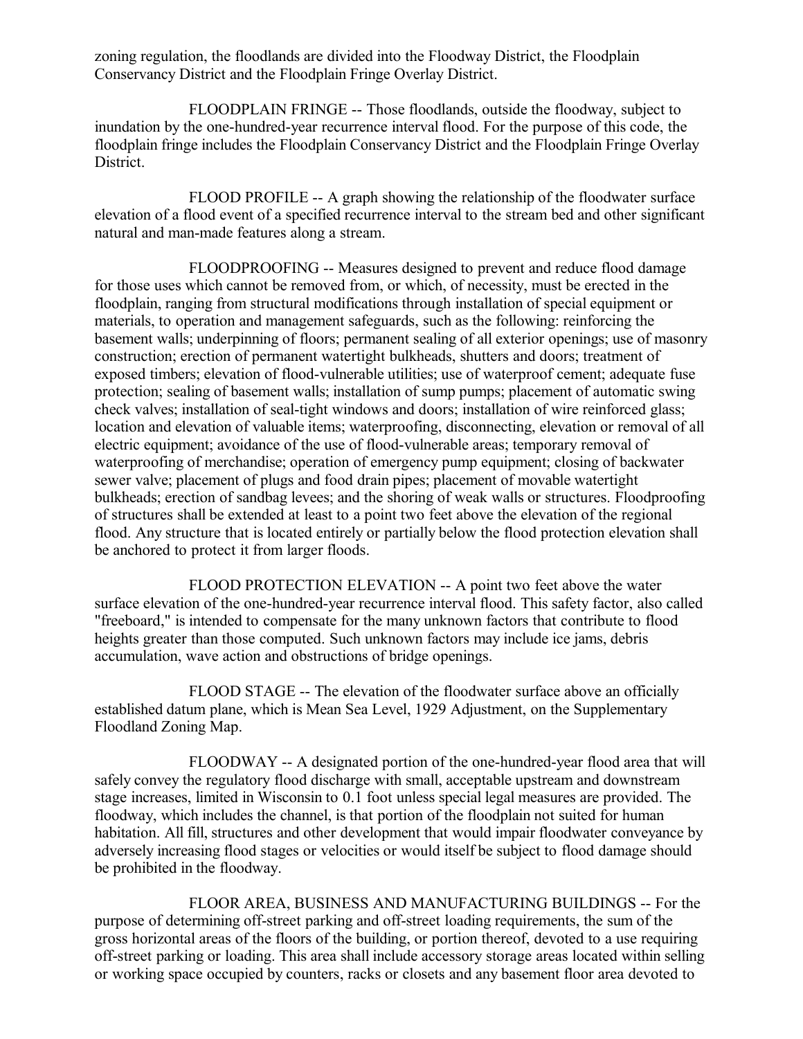zoning regulation, the floodlands are divided into the Floodway District, the Floodplain Conservancy District and the Floodplain Fringe Overlay District.

FLOODPLAIN FRINGE -- Those floodlands, outside the floodway, subject to inundation by the one-hundred-year recurrence interval flood. For the purpose of this code, the floodplain fringe includes the Floodplain Conservancy District and the Floodplain Fringe Overlay District.

FLOOD PROFILE -- A graph showing the relationship of the floodwater surface elevation of a flood event of a specified recurrence interval to the stream bed and other significant natural and man-made features along a stream.

FLOODPROOFING -- Measures designed to prevent and reduce flood damage for those uses which cannot be removed from, or which, of necessity, must be erected in the floodplain, ranging from structural modifications through installation of special equipment or materials, to operation and management safeguards, such as the following: reinforcing the basement walls; underpinning of floors; permanent sealing of all exterior openings; use of masonry construction; erection of permanent watertight bulkheads, shutters and doors; treatment of exposed timbers; elevation of flood-vulnerable utilities; use of waterproof cement; adequate fuse protection; sealing of basement walls; installation of sump pumps; placement of automatic swing check valves; installation of seal-tight windows and doors; installation of wire reinforced glass; location and elevation of valuable items; waterproofing, disconnecting, elevation or removal of all electric equipment; avoidance of the use of flood-vulnerable areas; temporary removal of waterproofing of merchandise; operation of emergency pump equipment; closing of backwater sewer valve; placement of plugs and food drain pipes; placement of movable watertight bulkheads; erection of sandbag levees; and the shoring of weak walls or structures. Floodproofing of structures shall be extended at least to a point two feet above the elevation of the regional flood. Any structure that is located entirely or partially below the flood protection elevation shall be anchored to protect it from larger floods.

FLOOD PROTECTION ELEVATION -- A point two feet above the water surface elevation of the one-hundred-year recurrence interval flood. This safety factor, also called "freeboard," is intended to compensate for the many unknown factors that contribute to flood heights greater than those computed. Such unknown factors may include ice jams, debris accumulation, wave action and obstructions of bridge openings.

FLOOD STAGE -- The elevation of the floodwater surface above an officially established datum plane, which is Mean Sea Level, 1929 Adjustment, on the Supplementary Floodland Zoning Map.

FLOODWAY -- A designated portion of the one-hundred-year flood area that will safely convey the regulatory flood discharge with small, acceptable upstream and downstream stage increases, limited in Wisconsin to 0.1 foot unless special legal measures are provided. The floodway, which includes the channel, is that portion of the floodplain not suited for human habitation. All fill, structures and other development that would impair floodwater conveyance by adversely increasing flood stages or velocities or would itself be subject to flood damage should be prohibited in the floodway.

FLOOR AREA, BUSINESS AND MANUFACTURING BUILDINGS -- For the purpose of determining off-street parking and off-street loading requirements, the sum of the gross horizontal areas of the floors of the building, or portion thereof, devoted to a use requiring off-street parking or loading. This area shall include accessory storage areas located within selling or working space occupied by counters, racks or closets and any basement floor area devoted to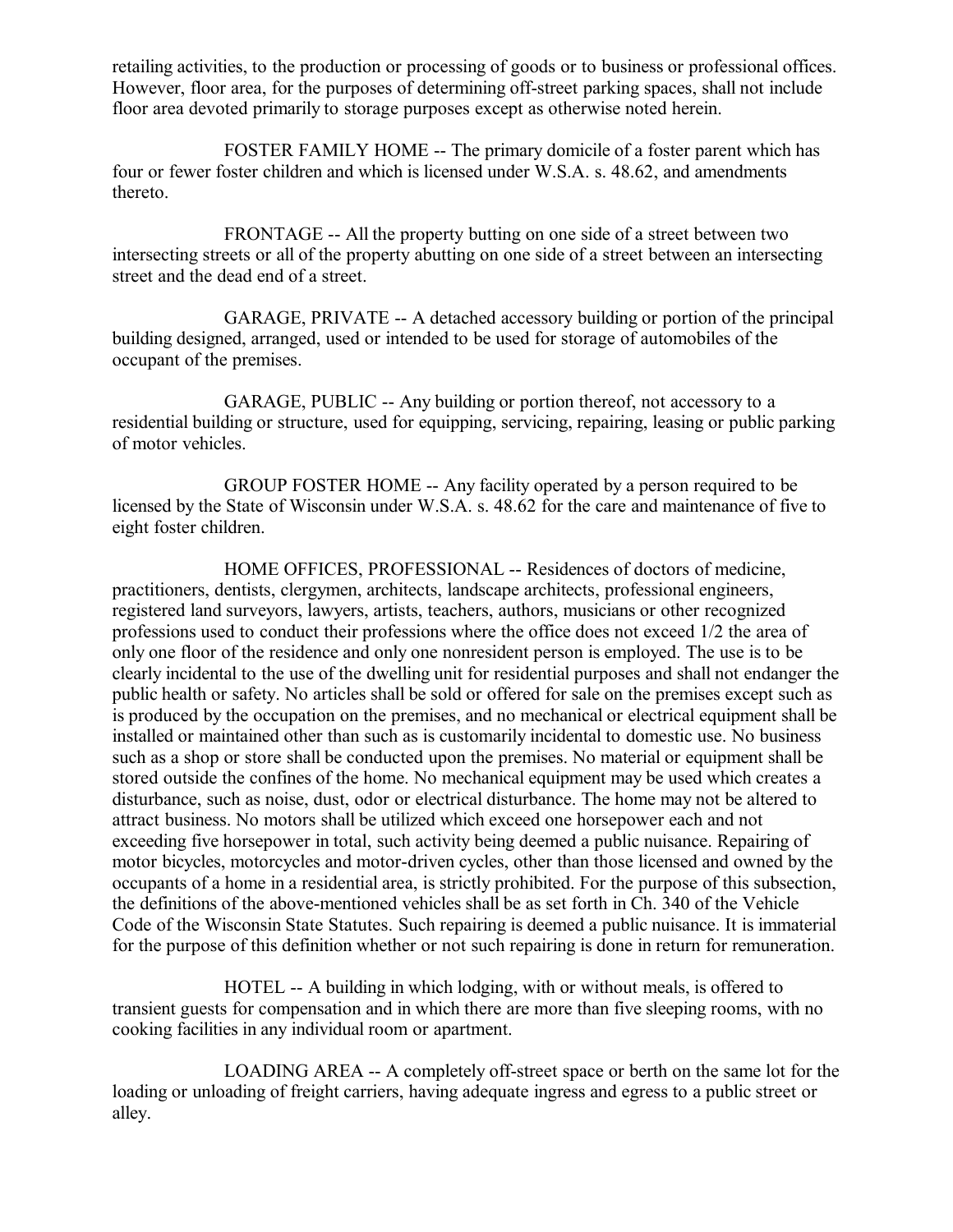retailing activities, to the production or processing of goods or to business or professional offices. However, floor area, for the purposes of determining off-street parking spaces, shall not include floor area devoted primarily to storage purposes except as otherwise noted herein.

FOSTER FAMILY HOME -- The primary domicile of a foster parent which has four or fewer foster children and which is licensed under W.S.A. s. 48.62, and amendments thereto.

FRONTAGE -- All the property butting on one side of a street between two intersecting streets or all of the property abutting on one side of a street between an intersecting street and the dead end of a street.

GARAGE, PRIVATE -- A detached accessory building or portion of the principal building designed, arranged, used or intended to be used for storage of automobiles of the occupant of the premises.

GARAGE, PUBLIC -- Any building or portion thereof, not accessory to a residential building or structure, used for equipping, servicing, repairing, leasing or public parking of motor vehicles.

GROUP FOSTER HOME -- Any facility operated by a person required to be licensed by the State of Wisconsin under W.S.A. s. 48.62 for the care and maintenance of five to eight foster children.

HOME OFFICES, PROFESSIONAL -- Residences of doctors of medicine, practitioners, dentists, clergymen, architects, landscape architects, professional engineers, registered land surveyors, lawyers, artists, teachers, authors, musicians or other recognized professions used to conduct their professions where the office does not exceed 1/2 the area of only one floor of the residence and only one nonresident person is employed. The use is to be clearly incidental to the use of the dwelling unit for residential purposes and shall not endanger the public health or safety. No articles shall be sold or offered for sale on the premises except such as is produced by the occupation on the premises, and no mechanical or electrical equipment shall be installed or maintained other than such as is customarily incidental to domestic use. No business such as a shop or store shall be conducted upon the premises. No material or equipment shall be stored outside the confines of the home. No mechanical equipment may be used which creates a disturbance, such as noise, dust, odor or electrical disturbance. The home may not be altered to attract business. No motors shall be utilized which exceed one horsepower each and not exceeding five horsepower in total, such activity being deemed a public nuisance. Repairing of motor bicycles, motorcycles and motor-driven cycles, other than those licensed and owned by the occupants of a home in a residential area, is strictly prohibited. For the purpose of this subsection, the definitions of the above-mentioned vehicles shall be as set forth in Ch. 340 of the Vehicle Code of the Wisconsin State Statutes. Such repairing is deemed a public nuisance. It is immaterial for the purpose of this definition whether or not such repairing is done in return for remuneration.

HOTEL -- A building in which lodging, with or without meals, is offered to transient guests for compensation and in which there are more than five sleeping rooms, with no cooking facilities in any individual room or apartment.

LOADING AREA -- A completely off-street space or berth on the same lot for the loading or unloading of freight carriers, having adequate ingress and egress to a public street or alley.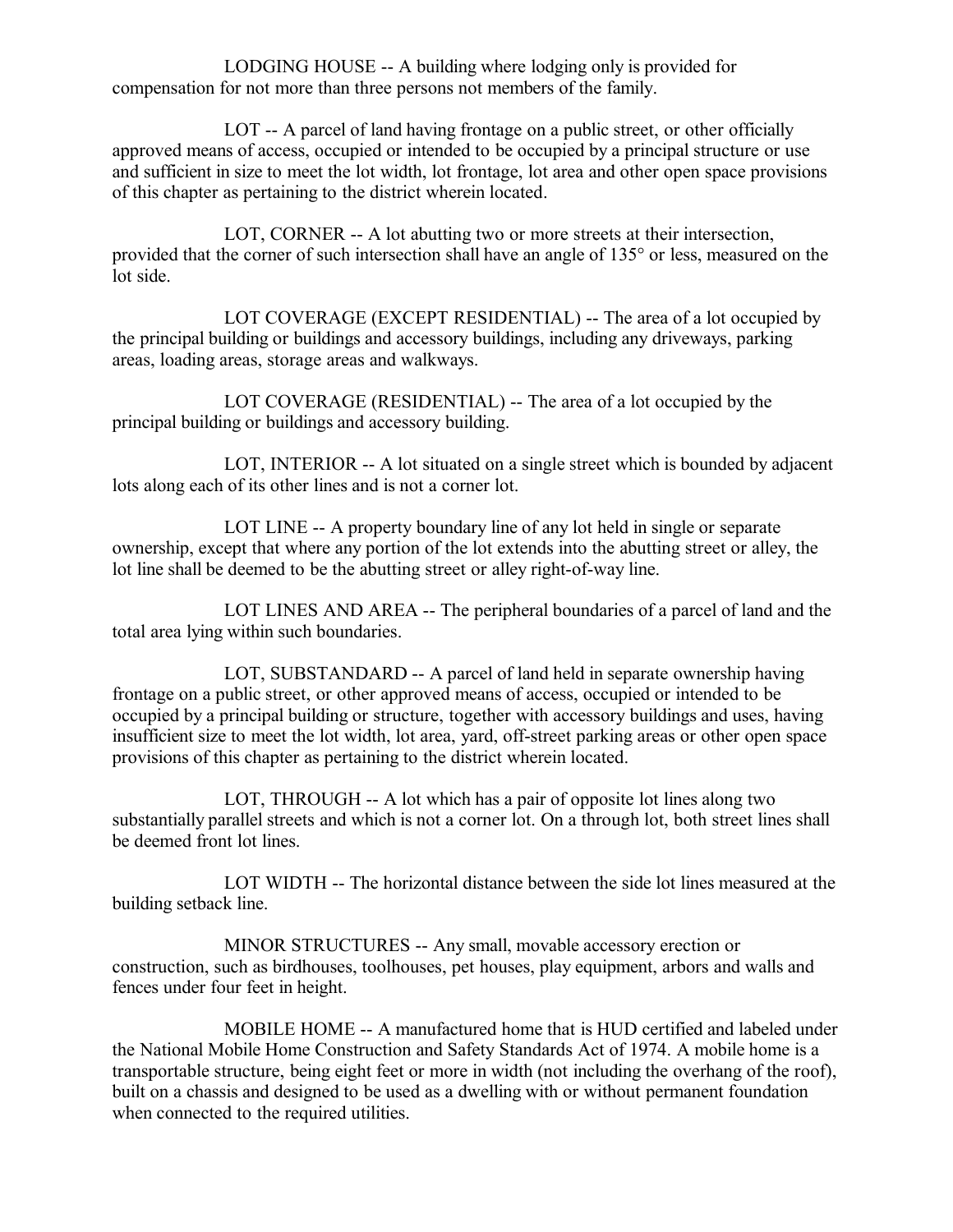LODGING HOUSE -- A building where lodging only is provided for compensation for not more than three persons not members of the family.

LOT -- A parcel of land having frontage on a public street, or other officially approved means of access, occupied or intended to be occupied by a principal structure or use and sufficient in size to meet the lot width, lot frontage, lot area and other open space provisions of this chapter as pertaining to the district wherein located.

LOT, CORNER -- A lot abutting two or more streets at their intersection, provided that the corner of such intersection shall have an angle of 135° or less, measured on the lot side.

LOT COVERAGE (EXCEPT RESIDENTIAL) -- The area of a lot occupied by the principal building or buildings and accessory buildings, including any driveways, parking areas, loading areas, storage areas and walkways.

LOT COVERAGE (RESIDENTIAL) -- The area of a lot occupied by the principal building or buildings and accessory building.

LOT, INTERIOR -- A lot situated on a single street which is bounded by adjacent lots along each of its other lines and is not a corner lot.

LOT LINE -- A property boundary line of any lot held in single or separate ownership, except that where any portion of the lot extends into the abutting street or alley, the lot line shall be deemed to be the abutting street or alley right-of-way line.

LOT LINES AND AREA -- The peripheral boundaries of a parcel of land and the total area lying within such boundaries.

LOT, SUBSTANDARD -- A parcel of land held in separate ownership having frontage on a public street, or other approved means of access, occupied or intended to be occupied by a principal building or structure, together with accessory buildings and uses, having insufficient size to meet the lot width, lot area, yard, off-street parking areas or other open space provisions of this chapter as pertaining to the district wherein located.

LOT, THROUGH -- A lot which has a pair of opposite lot lines along two substantially parallel streets and which is not a corner lot. On a through lot, both street lines shall be deemed front lot lines.

LOT WIDTH -- The horizontal distance between the side lot lines measured at the building setback line.

MINOR STRUCTURES -- Any small, movable accessory erection or construction, such as birdhouses, toolhouses, pet houses, play equipment, arbors and walls and fences under four feet in height.

MOBILE HOME -- A manufactured home that is HUD certified and labeled under the National Mobile Home Construction and Safety Standards Act of 1974. A mobile home is a transportable structure, being eight feet or more in width (not including the overhang of the roof), built on a chassis and designed to be used as a dwelling with or without permanent foundation when connected to the required utilities.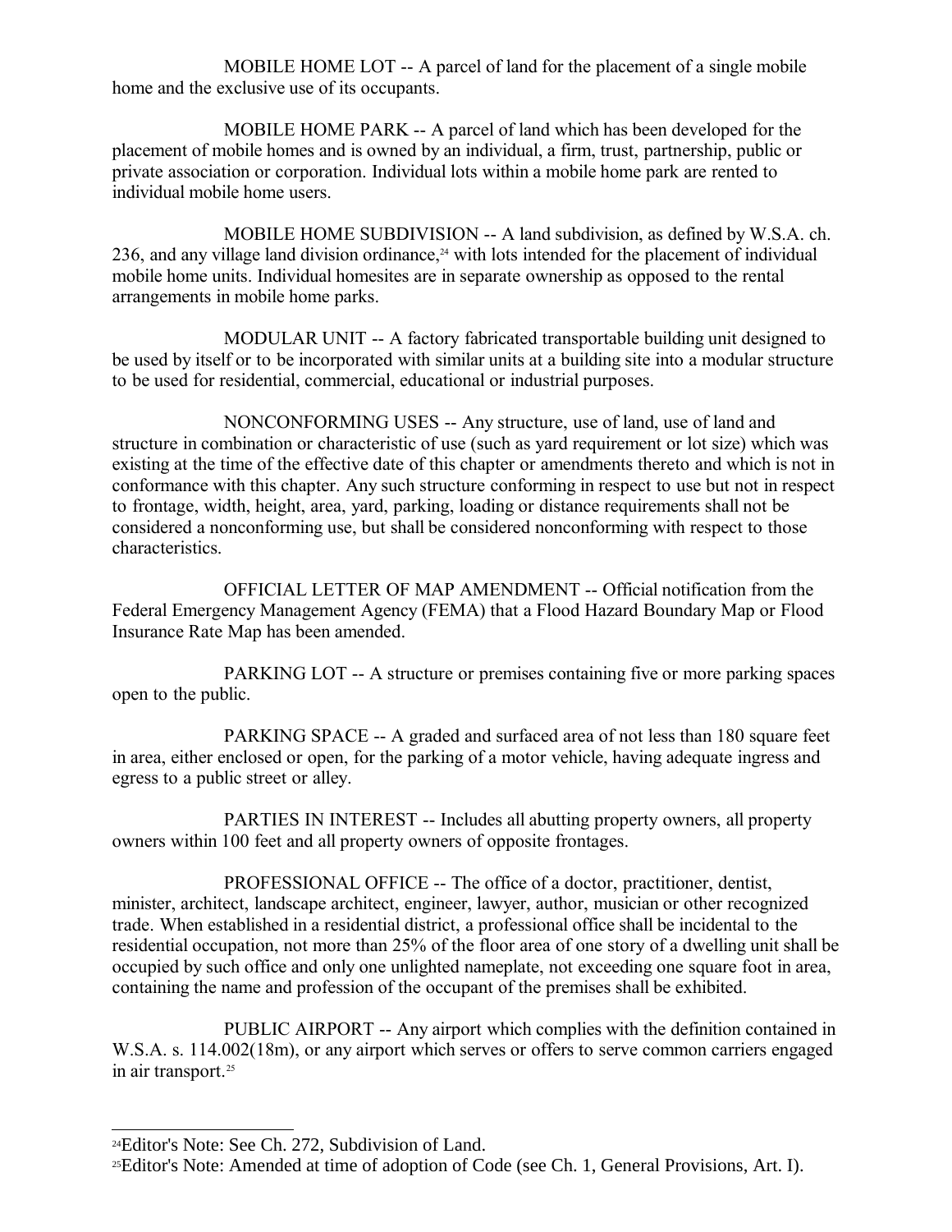MOBILE HOME LOT -- A parcel of land for the placement of a single mobile home and the exclusive use of its occupants.

MOBILE HOME PARK -- A parcel of land which has been developed for the placement of mobile homes and is owned by an individual, a firm, trust, partnership, public or private association or corporation. Individual lots within a mobile home park are rented to individual mobile home users.

MOBILE HOME SUBDIVISION -- A land subdivision, as defined by W.S.A. ch. 236, and any village land division ordinance,[24] with lots intended for the placement of individual mobile home units. Individual homesites are in separate ownership as opposed to the rental arrangements in mobile home parks.

MODULAR UNIT -- A factory fabricated transportable building unit designed to be used by itself or to be incorporated with similar units at a building site into a modular structure to be used for residential, commercial, educational or industrial purposes.

NONCONFORMING USES -- Any structure, use of land, use of land and structure in combination or characteristic of use (such as yard requirement or lot size) which was existing at the time of the effective date of this chapter or amendments thereto and which is not in conformance with this chapter. Any such structure conforming in respect to use but not in respect to frontage, width, height, area, yard, parking, loading or distance requirements shall not be considered a nonconforming use, but shall be considered nonconforming with respect to those characteristics.

OFFICIAL LETTER OF MAP AMENDMENT -- Official notification from the Federal Emergency Management Agency (FEMA) that a Flood Hazard Boundary Map or Flood Insurance Rate Map has been amended.

PARKING LOT -- A structure or premises containing five or more parking spaces open to the public.

PARKING SPACE -- A graded and surfaced area of not less than 180 square feet in area, either enclosed or open, for the parking of a motor vehicle, having adequate ingress and egress to a public street or alley.

PARTIES IN INTEREST -- Includes all abutting property owners, all property owners within 100 feet and all property owners of opposite frontages.

PROFESSIONAL OFFICE -- The office of a doctor, practitioner, dentist, minister, architect, landscape architect, engineer, lawyer, author, musician or other recognized trade. When established in a residential district, a professional office shall be incidental to the residential occupation, not more than 25% of the floor area of one story of a dwelling unit shall be occupied by such office and only one unlighted nameplate, not exceeding one square foot in area, containing the name and profession of the occupant of the premises shall be exhibited.

PUBLIC AIRPORT -- Any airport which complies with the definition contained in W.S.A. s. 114.002(18m), or any airport which serves or offers to serve common carriers engaged in air transport.[25]

---

[24] Editor's Note: See Ch. 272, Subdivision of Land.

[25] Editor's Note: Amended at time of adoption of Code (see Ch. 1, General Provisions, Art. I).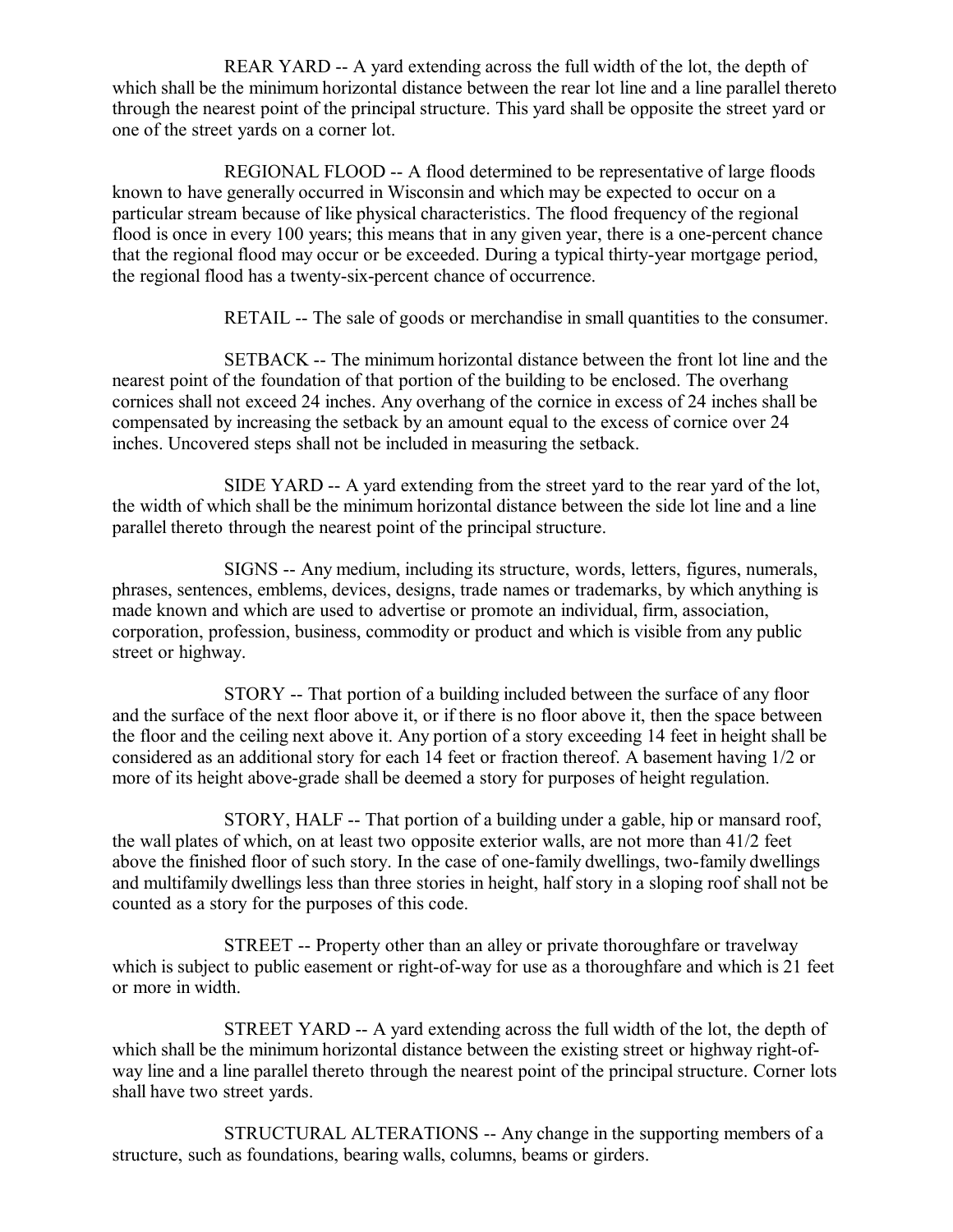REAR YARD -- A yard extending across the full width of the lot, the depth of which shall be the minimum horizontal distance between the rear lot line and a line parallel thereto through the nearest point of the principal structure. This yard shall be opposite the street yard or one of the street yards on a corner lot.

REGIONAL FLOOD -- A flood determined to be representative of large floods known to have generally occurred in Wisconsin and which may be expected to occur on a particular stream because of like physical characteristics. The flood frequency of the regional flood is once in every 100 years; this means that in any given year, there is a one-percent chance that the regional flood may occur or be exceeded. During a typical thirty-year mortgage period, the regional flood has a twenty-six-percent chance of occurrence.

RETAIL -- The sale of goods or merchandise in small quantities to the consumer.

SETBACK -- The minimum horizontal distance between the front lot line and the nearest point of the foundation of that portion of the building to be enclosed. The overhang cornices shall not exceed 24 inches. Any overhang of the cornice in excess of 24 inches shall be compensated by increasing the setback by an amount equal to the excess of cornice over 24 inches. Uncovered steps shall not be included in measuring the setback.

SIDE YARD -- A yard extending from the street yard to the rear yard of the lot, the width of which shall be the minimum horizontal distance between the side lot line and a line parallel thereto through the nearest point of the principal structure.

SIGNS -- Any medium, including its structure, words, letters, figures, numerals, phrases, sentences, emblems, devices, designs, trade names or trademarks, by which anything is made known and which are used to advertise or promote an individual, firm, association, corporation, profession, business, commodity or product and which is visible from any public street or highway.

STORY -- That portion of a building included between the surface of any floor and the surface of the next floor above it, or if there is no floor above it, then the space between the floor and the ceiling next above it. Any portion of a story exceeding 14 feet in height shall be considered as an additional story for each 14 feet or fraction thereof. A basement having 1/2 or more of its height above-grade shall be deemed a story for purposes of height regulation.

STORY, HALF -- That portion of a building under a gable, hip or mansard roof, the wall plates of which, on at least two opposite exterior walls, are not more than 41/2 feet above the finished floor of such story. In the case of one-family dwellings, two-family dwellings and multifamily dwellings less than three stories in height, half story in a sloping roof shall not be counted as a story for the purposes of this code.

STREET -- Property other than an alley or private thoroughfare or travelway which is subject to public easement or right-of-way for use as a thoroughfare and which is 21 feet or more in width.

STREET YARD -- A yard extending across the full width of the lot, the depth of which shall be the minimum horizontal distance between the existing street or highway right-of-way line and a line parallel thereto through the nearest point of the principal structure. Corner lots shall have two street yards.

STRUCTURAL ALTERATIONS -- Any change in the supporting members of a structure, such as foundations, bearing walls, columns, beams or girders.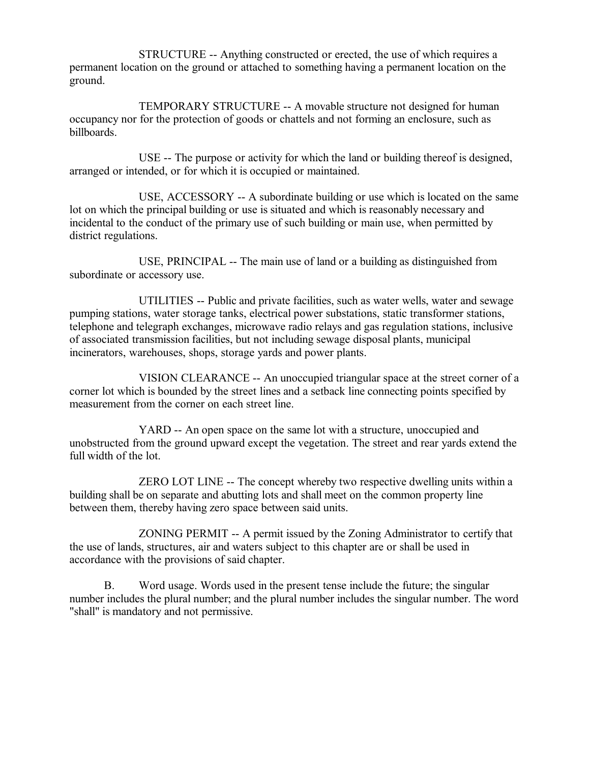STRUCTURE -- Anything constructed or erected, the use of which requires a permanent location on the ground or attached to something having a permanent location on the ground.

TEMPORARY STRUCTURE -- A movable structure not designed for human occupancy nor for the protection of goods or chattels and not forming an enclosure, such as billboards.

USE -- The purpose or activity for which the land or building thereof is designed, arranged or intended, or for which it is occupied or maintained.

USE, ACCESSORY -- A subordinate building or use which is located on the same lot on which the principal building or use is situated and which is reasonably necessary and incidental to the conduct of the primary use of such building or main use, when permitted by district regulations.

USE, PRINCIPAL -- The main use of land or a building as distinguished from subordinate or accessory use.

UTILITIES -- Public and private facilities, such as water wells, water and sewage pumping stations, water storage tanks, electrical power substations, static transformer stations, telephone and telegraph exchanges, microwave radio relays and gas regulation stations, inclusive of associated transmission facilities, but not including sewage disposal plants, municipal incinerators, warehouses, shops, storage yards and power plants.

VISION CLEARANCE -- An unoccupied triangular space at the street corner of a corner lot which is bounded by the street lines and a setback line connecting points specified by measurement from the corner on each street line.

YARD -- An open space on the same lot with a structure, unoccupied and unobstructed from the ground upward except the vegetation. The street and rear yards extend the full width of the lot.

ZERO LOT LINE -- The concept whereby two respective dwelling units within a building shall be on separate and abutting lots and shall meet on the common property line between them, thereby having zero space between said units.

ZONING PERMIT -- A permit issued by the Zoning Administrator to certify that the use of lands, structures, air and waters subject to this chapter are or shall be used in accordance with the provisions of said chapter.

B. Word usage. Words used in the present tense include the future; the singular number includes the plural number; and the plural number includes the singular number. The word "shall" is mandatory and not permissive.